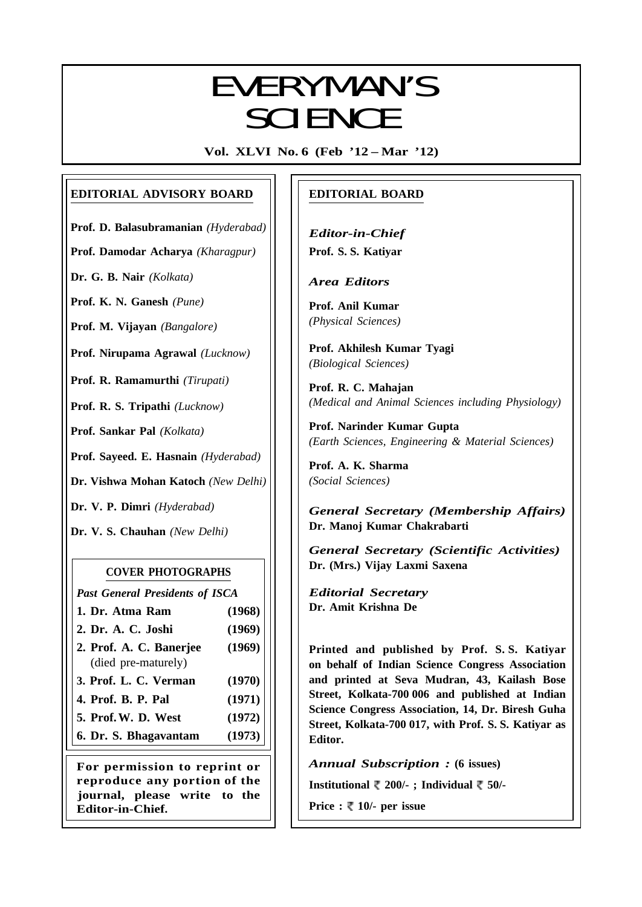# EVERYMAN'S SCIENCE

**Vol. XLVI No. 6 (Feb '12 – Mar '12)**

## EDITORIAL ADVISORY BOARD

**Prof. D. Balasubramanian** *(Hyderabad)*

**Prof. Damodar Acharya** *(Kharagpur)*

**Dr. G. B. Nair** *(Kolkata)*

**Prof. K. N. Ganesh** *(Pune)*

**Prof. M. Vijayan** *(Bangalore)*

**Prof. Nirupama Agrawal** *(Lucknow)*

**Prof. R. Ramamurthi** *(Tirupati)*

**Prof. R. S. Tripathi** *(Lucknow)*

**Prof. Sankar Pal** *(Kolkata)*

**Prof. Sayeed. E. Hasnain** *(Hyderabad)*

**Dr. Vishwa Mohan Katoch** *(New Delhi)*

**Dr. V. P. Dimri** *(Hyderabad)*

**Dr. V. S. Chauhan** *(New Delhi)*

### COVER PHOTOGRAPHS

*Past General Presidents of ISCA*

| | |
|---|---|
| **1. Dr. Atma Ram** | **(1968)** |
| **2. Dr. A. C. Joshi** | **(1969)** |
| **2. Prof. A. C. Banerjee** (died pre-maturely) | **(1969)** |
| **3. Prof. L. C. Verman** | **(1970)** |
| **4. Prof. B. P. Pal** | **(1971)** |
| **5. Prof. W. D. West** | **(1972)** |
| **6. Dr. S. Bhagavantam** | **(1973)** |

**For permission to reprint or reproduce any portion of the journal, please write to the Editor-in-Chief.**

## EDITORIAL BOARD

*Editor-in-Chief*
**Prof. S. S. Katiyar**

*Area Editors*

**Prof. Anil Kumar**
*(Physical Sciences)*

**Prof. Akhilesh Kumar Tyagi**
*(Biological Sciences)*

**Prof. R. C. Mahajan**
*(Medical and Animal Sciences including Physiology)*

**Prof. Narinder Kumar Gupta**
*(Earth Sciences, Engineering & Material Sciences)*

**Prof. A. K. Sharma**
*(Social Sciences)*

*General Secretary (Membership Affairs)*
**Dr. Manoj Kumar Chakrabarti**

*General Secretary (Scientific Activities)*
**Dr. (Mrs.) Vijay Laxmi Saxena**

*Editorial Secretary*
**Dr. Amit Krishna De**

**Printed and published by Prof. S. S. Katiyar on behalf of Indian Science Congress Association and printed at Seva Mudran, 43, Kailash Bose Street, Kolkata-700 006 and published at Indian Science Congress Association, 14, Dr. Biresh Guha Street, Kolkata-700 017, with Prof. S. S. Katiyar as Editor.**

*Annual Subscription :* **(6 issues)**

**Institutional ₹ 200/- ; Individual ₹ 50/-**

**Price : ₹ 10/- per issue**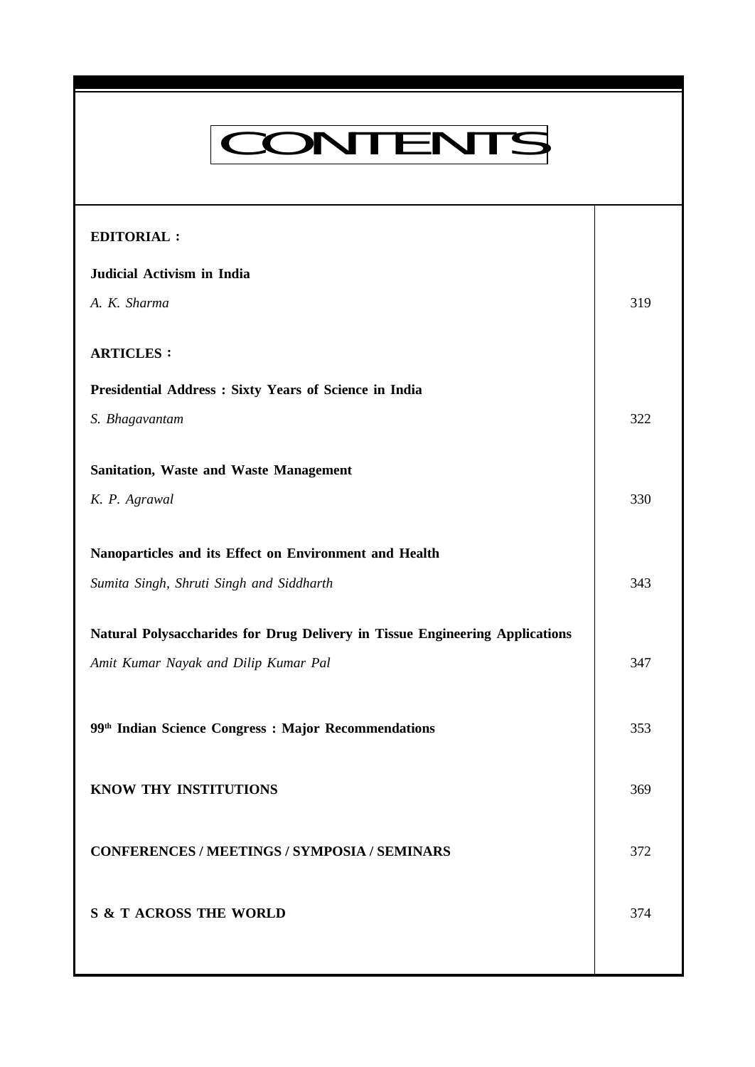# CONTENTS

| | |
|---|---|
| **EDITORIAL :** | |
| **Judicial Activism in India** | |
| *A. K. Sharma* | 319 |
| **ARTICLES :** | |
| **Presidential Address : Sixty Years of Science in India** | |
| *S. Bhagavantam* | 322 |
| **Sanitation, Waste and Waste Management** | |
| *K. P. Agrawal* | 330 |
| **Nanoparticles and its Effect on Environment and Health** | |
| *Sumita Singh, Shruti Singh and Siddharth* | 343 |
| **Natural Polysaccharides for Drug Delivery in Tissue Engineering Applications** | |
| *Amit Kumar Nayak and Dilip Kumar Pal* | 347 |
| **99th Indian Science Congress : Major Recommendations** | 353 |
| **KNOW THY INSTITUTIONS** | 369 |
| **CONFERENCES / MEETINGS / SYMPOSIA / SEMINARS** | 372 |
| **S & T ACROSS THE WORLD** | 374 |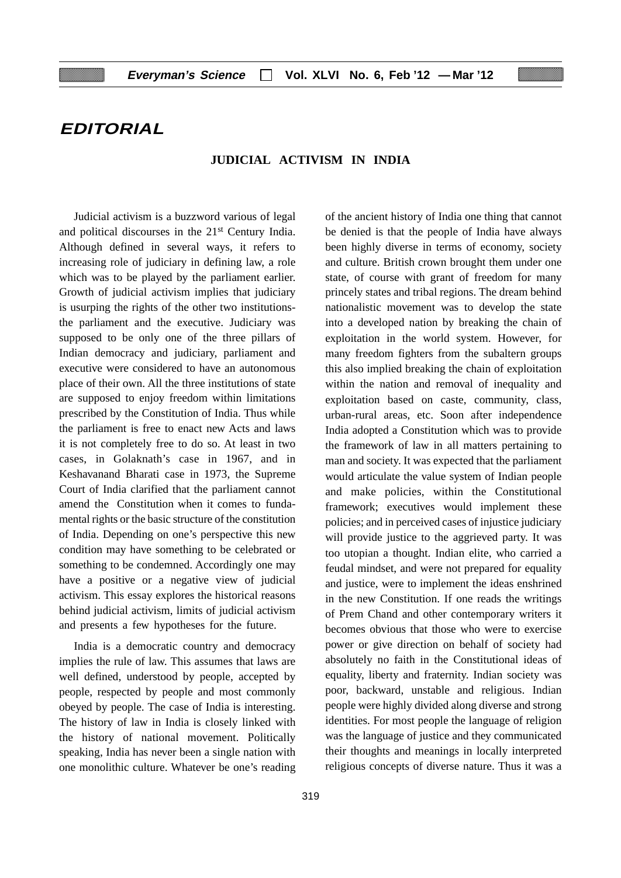# EDITORIAL

## JUDICIAL ACTIVISM IN INDIA

Judicial activism is a buzzword various of legal and political discourses in the 21st Century India. Although defined in several ways, it refers to increasing role of judiciary in defining law, a role which was to be played by the parliament earlier. Growth of judicial activism implies that judiciary is usurping the rights of the other two institutions-the parliament and the executive. Judiciary was supposed to be only one of the three pillars of Indian democracy and judiciary, parliament and executive were considered to have an autonomous place of their own. All the three institutions of state are supposed to enjoy freedom within limitations prescribed by the Constitution of India. Thus while the parliament is free to enact new Acts and laws it is not completely free to do so. At least in two cases, in Golaknath's case in 1967, and in Keshavanand Bharati case in 1973, the Supreme Court of India clarified that the parliament cannot amend the Constitution when it comes to fundamental rights or the basic structure of the constitution of India. Depending on one's perspective this new condition may have something to be celebrated or something to be condemned. Accordingly one may have a positive or a negative view of judicial activism. This essay explores the historical reasons behind judicial activism, limits of judicial activism and presents a few hypotheses for the future.

India is a democratic country and democracy implies the rule of law. This assumes that laws are well defined, understood by people, accepted by people, respected by people and most commonly obeyed by people. The case of India is interesting. The history of law in India is closely linked with the history of national movement. Politically speaking, India has never been a single nation with one monolithic culture. Whatever be one's reading of the ancient history of India one thing that cannot be denied is that the people of India have always been highly diverse in terms of economy, society and culture. British crown brought them under one state, of course with grant of freedom for many princely states and tribal regions. The dream behind nationalistic movement was to develop the state into a developed nation by breaking the chain of exploitation in the world system. However, for many freedom fighters from the subaltern groups this also implied breaking the chain of exploitation within the nation and removal of inequality and exploitation based on caste, community, class, urban-rural areas, etc. Soon after independence India adopted a Constitution which was to provide the framework of law in all matters pertaining to man and society. It was expected that the parliament would articulate the value system of Indian people and make policies, within the Constitutional framework; executives would implement these policies; and in perceived cases of injustice judiciary will provide justice to the aggrieved party. It was too utopian a thought. Indian elite, who carried a feudal mindset, and were not prepared for equality and justice, were to implement the ideas enshrined in the new Constitution. If one reads the writings of Prem Chand and other contemporary writers it becomes obvious that those who were to exercise power or give direction on behalf of society had absolutely no faith in the Constitutional ideas of equality, liberty and fraternity. Indian society was poor, backward, unstable and religious. Indian people were highly divided along diverse and strong identities. For most people the language of religion was the language of justice and they communicated their thoughts and meanings in locally interpreted religious concepts of diverse nature. Thus it was a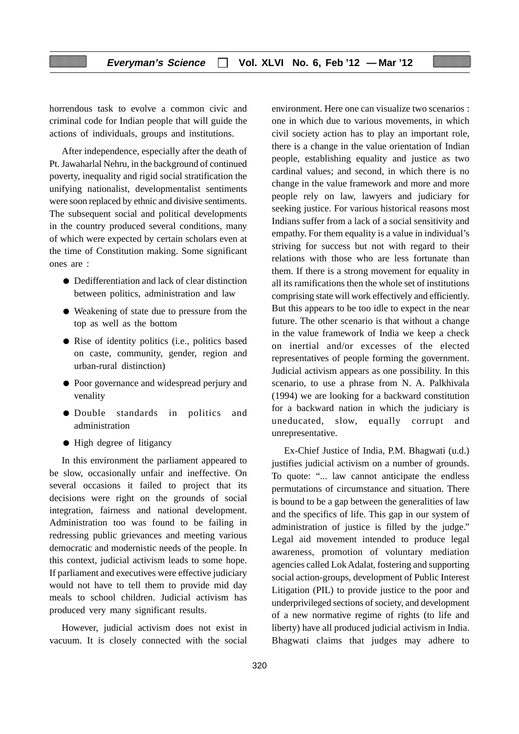horrendous task to evolve a common civic and criminal code for Indian people that will guide the actions of individuals, groups and institutions.

After independence, especially after the death of Pt. Jawaharlal Nehru, in the background of continued poverty, inequality and rigid social stratification the unifying nationalist, developmentalist sentiments were soon replaced by ethnic and divisive sentiments. The subsequent social and political developments in the country produced several conditions, many of which were expected by certain scholars even at the time of Constitution making. Some significant ones are :

- Dedifferentiation and lack of clear distinction between politics, administration and law
- Weakening of state due to pressure from the top as well as the bottom
- Rise of identity politics (i.e., politics based on caste, community, gender, region and urban-rural distinction)
- Poor governance and widespread perjury and venality
- Double standards in politics and administration
- High degree of litigancy

In this environment the parliament appeared to be slow, occasionally unfair and ineffective. On several occasions it failed to project that its decisions were right on the grounds of social integration, fairness and national development. Administration too was found to be failing in redressing public grievances and meeting various democratic and modernistic needs of the people. In this context, judicial activism leads to some hope. If parliament and executives were effective judiciary would not have to tell them to provide mid day meals to school children. Judicial activism has produced very many significant results.

However, judicial activism does not exist in vacuum. It is closely connected with the social environment. Here one can visualize two scenarios : one in which due to various movements, in which civil society action has to play an important role, there is a change in the value orientation of Indian people, establishing equality and justice as two cardinal values; and second, in which there is no change in the value framework and more and more people rely on law, lawyers and judiciary for seeking justice. For various historical reasons most Indians suffer from a lack of a social sensitivity and empathy. For them equality is a value in individual's striving for success but not with regard to their relations with those who are less fortunate than them. If there is a strong movement for equality in all its ramifications then the whole set of institutions comprising state will work effectively and efficiently. But this appears to be too idle to expect in the near future. The other scenario is that without a change in the value framework of India we keep a check on inertial and/or excesses of the elected representatives of people forming the government. Judicial activism appears as one possibility. In this scenario, to use a phrase from N. A. Palkhivala (1994) we are looking for a backward constitution for a backward nation in which the judiciary is uneducated, slow, equally corrupt and unrepresentative.

Ex-Chief Justice of India, P.M. Bhagwati (u.d.) justifies judicial activism on a number of grounds. To quote: "... law cannot anticipate the endless permutations of circumstance and situation. There is bound to be a gap between the generalities of law and the specifics of life. This gap in our system of administration of justice is filled by the judge." Legal aid movement intended to produce legal awareness, promotion of voluntary mediation agencies called Lok Adalat, fostering and supporting social action-groups, development of Public Interest Litigation (PIL) to provide justice to the poor and underprivileged sections of society, and development of a new normative regime of rights (to life and liberty) have all produced judicial activism in India. Bhagwati claims that judges may adhere to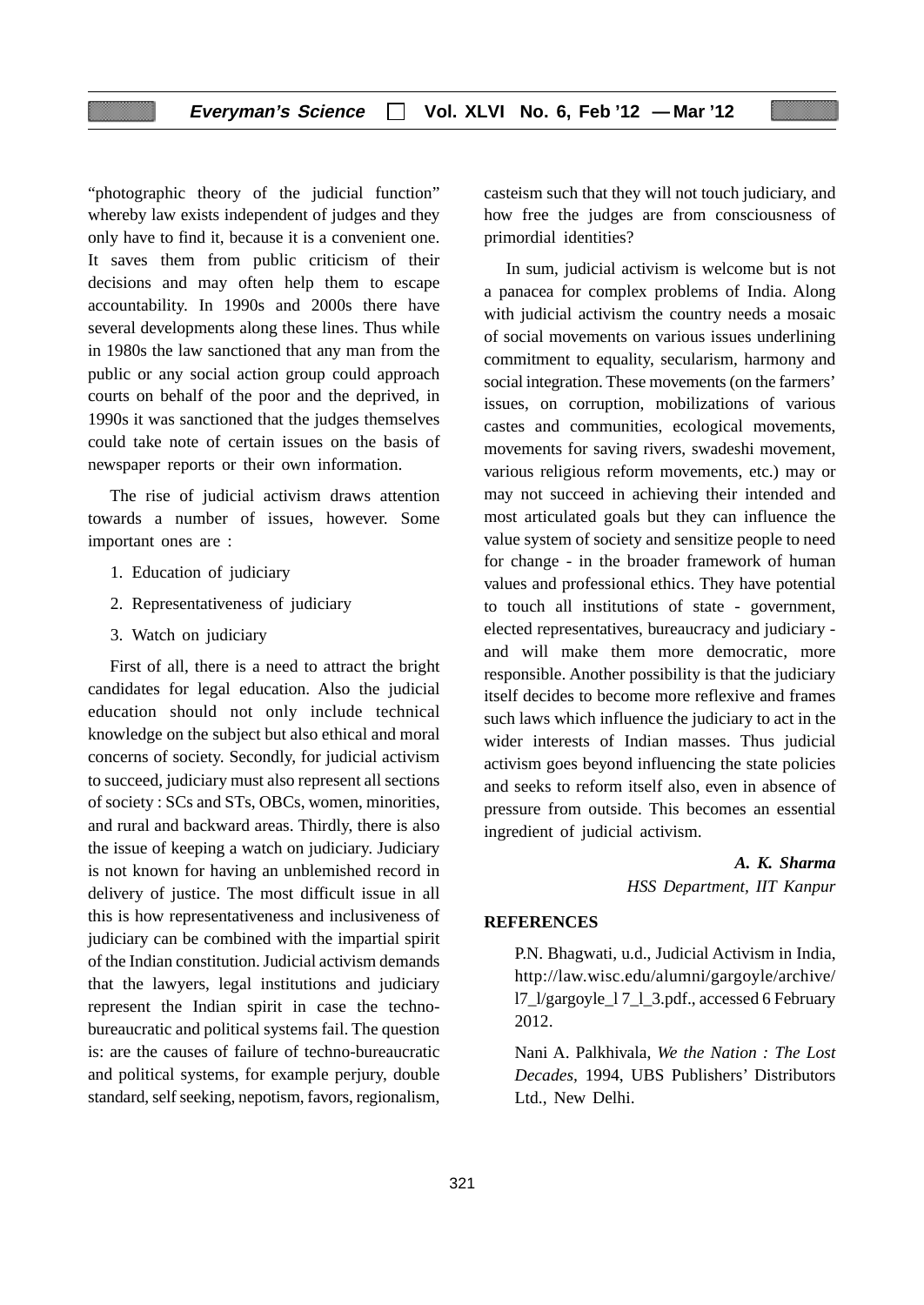"photographic theory of the judicial function" whereby law exists independent of judges and they only have to find it, because it is a convenient one. It saves them from public criticism of their decisions and may often help them to escape accountability. In 1990s and 2000s there have several developments along these lines. Thus while in 1980s the law sanctioned that any man from the public or any social action group could approach courts on behalf of the poor and the deprived, in 1990s it was sanctioned that the judges themselves could take note of certain issues on the basis of newspaper reports or their own information.

The rise of judicial activism draws attention towards a number of issues, however. Some important ones are :

1. Education of judiciary
2. Representativeness of judiciary
3. Watch on judiciary

First of all, there is a need to attract the bright candidates for legal education. Also the judicial education should not only include technical knowledge on the subject but also ethical and moral concerns of society. Secondly, for judicial activism to succeed, judiciary must also represent all sections of society : SCs and STs, OBCs, women, minorities, and rural and backward areas. Thirdly, there is also the issue of keeping a watch on judiciary. Judiciary is not known for having an unblemished record in delivery of justice. The most difficult issue in all this is how representativeness and inclusiveness of judiciary can be combined with the impartial spirit of the Indian constitution. Judicial activism demands that the lawyers, legal institutions and judiciary represent the Indian spirit in case the techno-bureaucratic and political systems fail. The question is: are the causes of failure of techno-bureaucratic and political systems, for example perjury, double standard, self seeking, nepotism, favors, regionalism, casteism such that they will not touch judiciary, and how free the judges are from consciousness of primordial identities?

In sum, judicial activism is welcome but is not a panacea for complex problems of India. Along with judicial activism the country needs a mosaic of social movements on various issues underlining commitment to equality, secularism, harmony and social integration. These movements (on the farmers' issues, on corruption, mobilizations of various castes and communities, ecological movements, movements for saving rivers, swadeshi movement, various religious reform movements, etc.) may or may not succeed in achieving their intended and most articulated goals but they can influence the value system of society and sensitize people to need for change - in the broader framework of human values and professional ethics. They have potential to touch all institutions of state - government, elected representatives, bureaucracy and judiciary - and will make them more democratic, more responsible. Another possibility is that the judiciary itself decides to become more reflexive and frames such laws which influence the judiciary to act in the wider interests of Indian masses. Thus judicial activism goes beyond influencing the state policies and seeks to reform itself also, even in absence of pressure from outside. This becomes an essential ingredient of judicial activism.

***A. K. Sharma***
*HSS Department, IIT Kanpur*

**REFERENCES**

P.N. Bhagwati, u.d., Judicial Activism in India, http://law.wisc.edu/alumni/gargoyle/archive/l7_l/gargoyle_l 7_l_3.pdf., accessed 6 February 2012.

Nani A. Palkhivala, *We the Nation : The Lost Decades,* 1994, UBS Publishers' Distributors Ltd., New Delhi.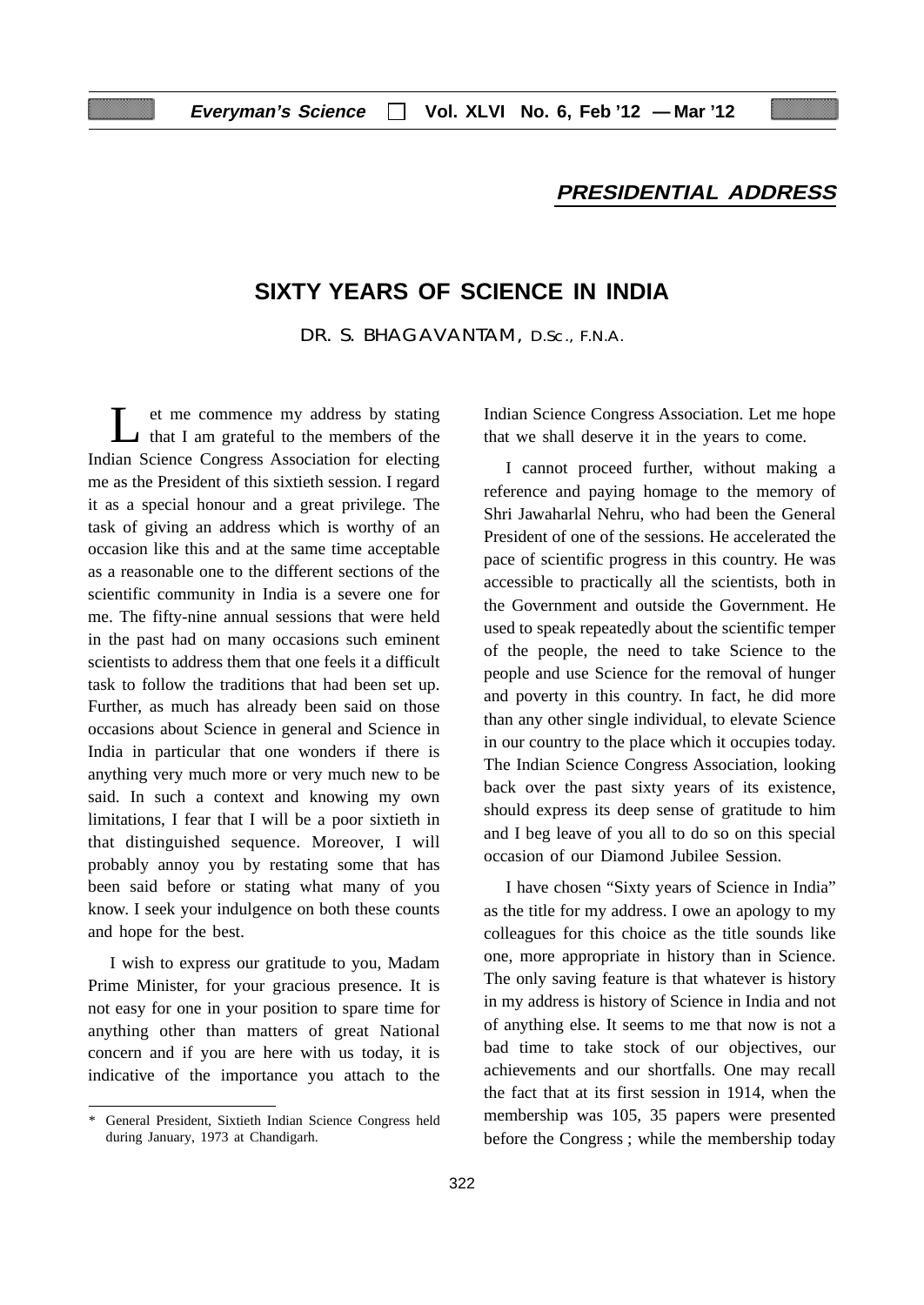## PRESIDENTIAL ADDRESS

# SIXTY YEARS OF SCIENCE IN INDIA

DR. S. BHAGAVANTAM, D.Sc., F.N.A.

Let me commence my address by stating that I am grateful to the members of the Indian Science Congress Association for electing me as the President of this sixtieth session. I regard it as a special honour and a great privilege. The task of giving an address which is worthy of an occasion like this and at the same time acceptable as a reasonable one to the different sections of the scientific community in India is a severe one for me. The fifty-nine annual sessions that were held in the past had on many occasions such eminent scientists to address them that one feels it a difficult task to follow the traditions that had been set up. Further, as much has already been said on those occasions about Science in general and Science in India in particular that one wonders if there is anything very much more or very much new to be said. In such a context and knowing my own limitations, I fear that I will be a poor sixtieth in that distinguished sequence. Moreover, I will probably annoy you by restating some that has been said before or stating what many of you know. I seek your indulgence on both these counts and hope for the best.

I wish to express our gratitude to you, Madam Prime Minister, for your gracious presence. It is not easy for one in your position to spare time for anything other than matters of great National concern and if you are here with us today, it is indicative of the importance you attach to the Indian Science Congress Association. Let me hope that we shall deserve it in the years to come.

I cannot proceed further, without making a reference and paying homage to the memory of Shri Jawaharlal Nehru, who had been the General President of one of the sessions. He accelerated the pace of scientific progress in this country. He was accessible to practically all the scientists, both in the Government and outside the Government. He used to speak repeatedly about the scientific temper of the people, the need to take Science to the people and use Science for the removal of hunger and poverty in this country. In fact, he did more than any other single individual, to elevate Science in our country to the place which it occupies today. The Indian Science Congress Association, looking back over the past sixty years of its existence, should express its deep sense of gratitude to him and I beg leave of you all to do so on this special occasion of our Diamond Jubilee Session.

I have chosen "Sixty years of Science in India" as the title for my address. I owe an apology to my colleagues for this choice as the title sounds like one, more appropriate in history than in Science. The only saving feature is that whatever is history in my address is history of Science in India and not of anything else. It seems to me that now is not a bad time to take stock of our objectives, our achievements and our shortfalls. One may recall the fact that at its first session in 1914, when the membership was 105, 35 papers were presented before the Congress ; while the membership today

---

\* General President, Sixtieth Indian Science Congress held during January, 1973 at Chandigarh.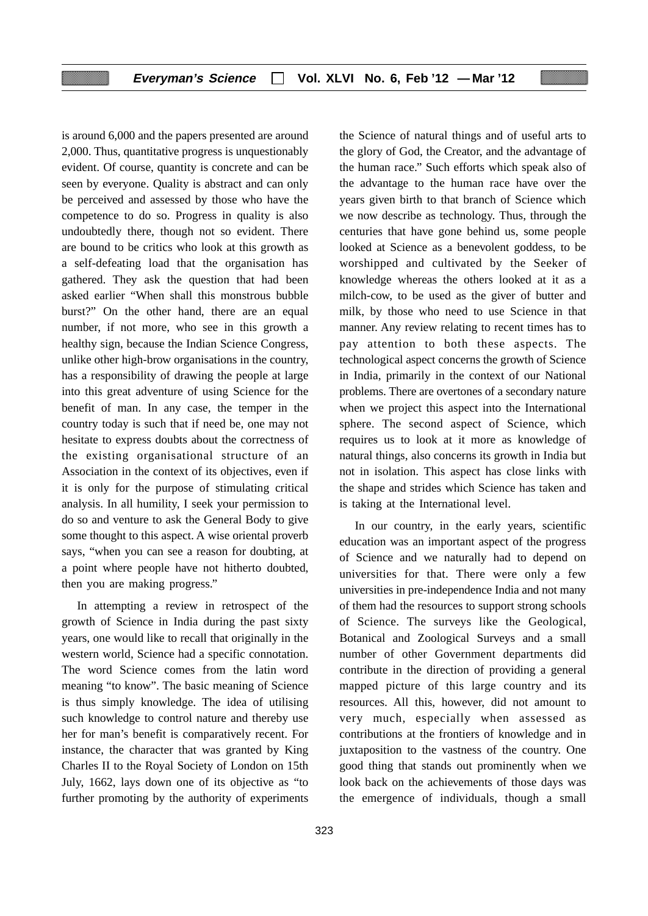is around 6,000 and the papers presented are around 2,000. Thus, quantitative progress is unquestionably evident. Of course, quantity is concrete and can be seen by everyone. Quality is abstract and can only be perceived and assessed by those who have the competence to do so. Progress in quality is also undoubtedly there, though not so evident. There are bound to be critics who look at this growth as a self-defeating load that the organisation has gathered. They ask the question that had been asked earlier "When shall this monstrous bubble burst?" On the other hand, there are an equal number, if not more, who see in this growth a healthy sign, because the Indian Science Congress, unlike other high-brow organisations in the country, has a responsibility of drawing the people at large into this great adventure of using Science for the benefit of man. In any case, the temper in the country today is such that if need be, one may not hesitate to express doubts about the correctness of the existing organisational structure of an Association in the context of its objectives, even if it is only for the purpose of stimulating critical analysis. In all humility, I seek your permission to do so and venture to ask the General Body to give some thought to this aspect. A wise oriental proverb says, "when you can see a reason for doubting, at a point where people have not hitherto doubted, then you are making progress."

In attempting a review in retrospect of the growth of Science in India during the past sixty years, one would like to recall that originally in the western world, Science had a specific connotation. The word Science comes from the latin word meaning "to know". The basic meaning of Science is thus simply knowledge. The idea of utilising such knowledge to control nature and thereby use her for man's benefit is comparatively recent. For instance, the character that was granted by King Charles II to the Royal Society of London on 15th July, 1662, lays down one of its objective as "to further promoting by the authority of experiments the Science of natural things and of useful arts to the glory of God, the Creator, and the advantage of the human race." Such efforts which speak also of the advantage to the human race have over the years given birth to that branch of Science which we now describe as technology. Thus, through the centuries that have gone behind us, some people looked at Science as a benevolent goddess, to be worshipped and cultivated by the Seeker of knowledge whereas the others looked at it as a milch-cow, to be used as the giver of butter and milk, by those who need to use Science in that manner. Any review relating to recent times has to pay attention to both these aspects. The technological aspect concerns the growth of Science in India, primarily in the context of our National problems. There are overtones of a secondary nature when we project this aspect into the International sphere. The second aspect of Science, which requires us to look at it more as knowledge of natural things, also concerns its growth in India but not in isolation. This aspect has close links with the shape and strides which Science has taken and is taking at the International level.

In our country, in the early years, scientific education was an important aspect of the progress of Science and we naturally had to depend on universities for that. There were only a few universities in pre-independence India and not many of them had the resources to support strong schools of Science. The surveys like the Geological, Botanical and Zoological Surveys and a small number of other Government departments did contribute in the direction of providing a general mapped picture of this large country and its resources. All this, however, did not amount to very much, especially when assessed as contributions at the frontiers of knowledge and in juxtaposition to the vastness of the country. One good thing that stands out prominently when we look back on the achievements of those days was the emergence of individuals, though a small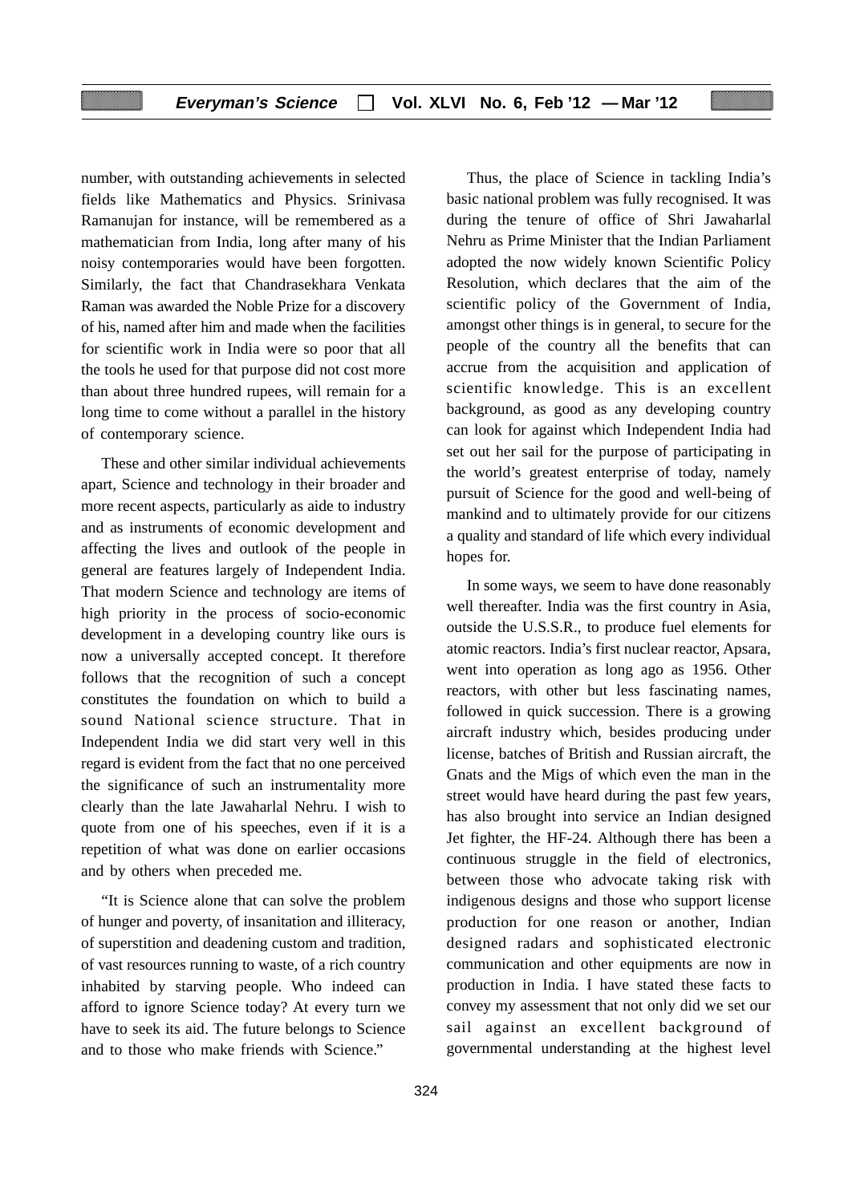number, with outstanding achievements in selected fields like Mathematics and Physics. Srinivasa Ramanujan for instance, will be remembered as a mathematician from India, long after many of his noisy contemporaries would have been forgotten. Similarly, the fact that Chandrasekhara Venkata Raman was awarded the Noble Prize for a discovery of his, named after him and made when the facilities for scientific work in India were so poor that all the tools he used for that purpose did not cost more than about three hundred rupees, will remain for a long time to come without a parallel in the history of contemporary science.

These and other similar individual achievements apart, Science and technology in their broader and more recent aspects, particularly as aide to industry and as instruments of economic development and affecting the lives and outlook of the people in general are features largely of Independent India. That modern Science and technology are items of high priority in the process of socio-economic development in a developing country like ours is now a universally accepted concept. It therefore follows that the recognition of such a concept constitutes the foundation on which to build a sound National science structure. That in Independent India we did start very well in this regard is evident from the fact that no one perceived the significance of such an instrumentality more clearly than the late Jawaharlal Nehru. I wish to quote from one of his speeches, even if it is a repetition of what was done on earlier occasions and by others when preceded me.

"It is Science alone that can solve the problem of hunger and poverty, of insanitation and illiteracy, of superstition and deadening custom and tradition, of vast resources running to waste, of a rich country inhabited by starving people. Who indeed can afford to ignore Science today? At every turn we have to seek its aid. The future belongs to Science and to those who make friends with Science."

Thus, the place of Science in tackling India's basic national problem was fully recognised. It was during the tenure of office of Shri Jawaharlal Nehru as Prime Minister that the Indian Parliament adopted the now widely known Scientific Policy Resolution, which declares that the aim of the scientific policy of the Government of India, amongst other things is in general, to secure for the people of the country all the benefits that can accrue from the acquisition and application of scientific knowledge. This is an excellent background, as good as any developing country can look for against which Independent India had set out her sail for the purpose of participating in the world's greatest enterprise of today, namely pursuit of Science for the good and well-being of mankind and to ultimately provide for our citizens a quality and standard of life which every individual hopes for.

In some ways, we seem to have done reasonably well thereafter. India was the first country in Asia, outside the U.S.S.R., to produce fuel elements for atomic reactors. India's first nuclear reactor, Apsara, went into operation as long ago as 1956. Other reactors, with other but less fascinating names, followed in quick succession. There is a growing aircraft industry which, besides producing under license, batches of British and Russian aircraft, the Gnats and the Migs of which even the man in the street would have heard during the past few years, has also brought into service an Indian designed Jet fighter, the HF-24. Although there has been a continuous struggle in the field of electronics, between those who advocate taking risk with indigenous designs and those who support license production for one reason or another, Indian designed radars and sophisticated electronic communication and other equipments are now in production in India. I have stated these facts to convey my assessment that not only did we set our sail against an excellent background of governmental understanding at the highest level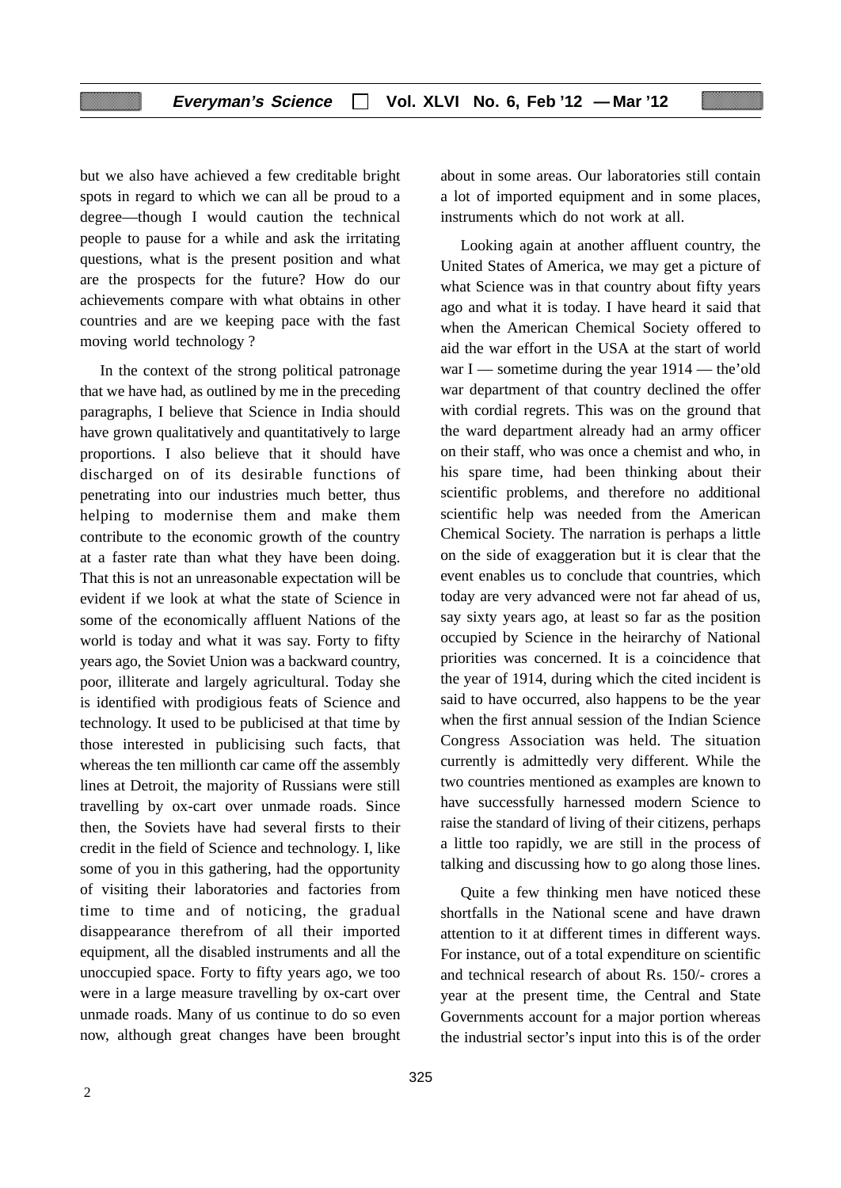but we also have achieved a few creditable bright spots in regard to which we can all be proud to a degree—though I would caution the technical people to pause for a while and ask the irritating questions, what is the present position and what are the prospects for the future? How do our achievements compare with what obtains in other countries and are we keeping pace with the fast moving world technology ?

In the context of the strong political patronage that we have had, as outlined by me in the preceding paragraphs, I believe that Science in India should have grown qualitatively and quantitatively to large proportions. I also believe that it should have discharged on of its desirable functions of penetrating into our industries much better, thus helping to modernise them and make them contribute to the economic growth of the country at a faster rate than what they have been doing. That this is not an unreasonable expectation will be evident if we look at what the state of Science in some of the economically affluent Nations of the world is today and what it was say. Forty to fifty years ago, the Soviet Union was a backward country, poor, illiterate and largely agricultural. Today she is identified with prodigious feats of Science and technology. It used to be publicised at that time by those interested in publicising such facts, that whereas the ten millionth car came off the assembly lines at Detroit, the majority of Russians were still travelling by ox-cart over unmade roads. Since then, the Soviets have had several firsts to their credit in the field of Science and technology. I, like some of you in this gathering, had the opportunity of visiting their laboratories and factories from time to time and of noticing, the gradual disappearance therefrom of all their imported equipment, all the disabled instruments and all the unoccupied space. Forty to fifty years ago, we too were in a large measure travelling by ox-cart over unmade roads. Many of us continue to do so even now, although great changes have been brought about in some areas. Our laboratories still contain a lot of imported equipment and in some places, instruments which do not work at all.

Looking again at another affluent country, the United States of America, we may get a picture of what Science was in that country about fifty years ago and what it is today. I have heard it said that when the American Chemical Society offered to aid the war effort in the USA at the start of world war I — sometime during the year 1914 — the'old war department of that country declined the offer with cordial regrets. This was on the ground that the ward department already had an army officer on their staff, who was once a chemist and who, in his spare time, had been thinking about their scientific problems, and therefore no additional scientific help was needed from the American Chemical Society. The narration is perhaps a little on the side of exaggeration but it is clear that the event enables us to conclude that countries, which today are very advanced were not far ahead of us, say sixty years ago, at least so far as the position occupied by Science in the heirarchy of National priorities was concerned. It is a coincidence that the year of 1914, during which the cited incident is said to have occurred, also happens to be the year when the first annual session of the Indian Science Congress Association was held. The situation currently is admittedly very different. While the two countries mentioned as examples are known to have successfully harnessed modern Science to raise the standard of living of their citizens, perhaps a little too rapidly, we are still in the process of talking and discussing how to go along those lines.

Quite a few thinking men have noticed these shortfalls in the National scene and have drawn attention to it at different times in different ways. For instance, out of a total expenditure on scientific and technical research of about Rs. 150/- crores a year at the present time, the Central and State Governments account for a major portion whereas the industrial sector's input into this is of the order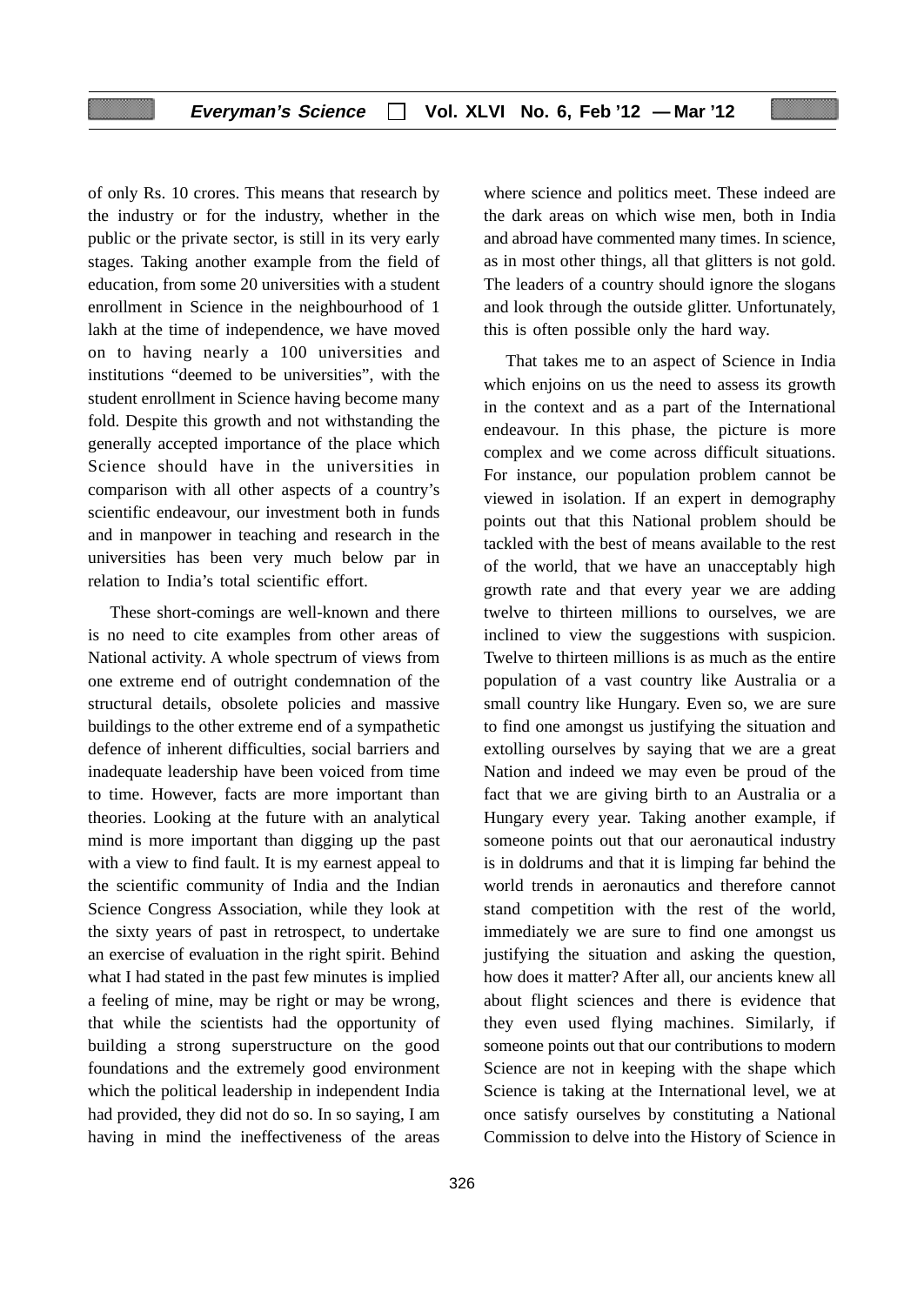of only Rs. 10 crores. This means that research by the industry or for the industry, whether in the public or the private sector, is still in its very early stages. Taking another example from the field of education, from some 20 universities with a student enrollment in Science in the neighbourhood of 1 lakh at the time of independence, we have moved on to having nearly a 100 universities and institutions "deemed to be universities", with the student enrollment in Science having become many fold. Despite this growth and not withstanding the generally accepted importance of the place which Science should have in the universities in comparison with all other aspects of a country's scientific endeavour, our investment both in funds and in manpower in teaching and research in the universities has been very much below par in relation to India's total scientific effort.

These short-comings are well-known and there is no need to cite examples from other areas of National activity. A whole spectrum of views from one extreme end of outright condemnation of the structural details, obsolete policies and massive buildings to the other extreme end of a sympathetic defence of inherent difficulties, social barriers and inadequate leadership have been voiced from time to time. However, facts are more important than theories. Looking at the future with an analytical mind is more important than digging up the past with a view to find fault. It is my earnest appeal to the scientific community of India and the Indian Science Congress Association, while they look at the sixty years of past in retrospect, to undertake an exercise of evaluation in the right spirit. Behind what I had stated in the past few minutes is implied a feeling of mine, may be right or may be wrong, that while the scientists had the opportunity of building a strong superstructure on the good foundations and the extremely good environment which the political leadership in independent India had provided, they did not do so. In so saying, I am having in mind the ineffectiveness of the areas where science and politics meet. These indeed are the dark areas on which wise men, both in India and abroad have commented many times. In science, as in most other things, all that glitters is not gold. The leaders of a country should ignore the slogans and look through the outside glitter. Unfortunately, this is often possible only the hard way.

That takes me to an aspect of Science in India which enjoins on us the need to assess its growth in the context and as a part of the International endeavour. In this phase, the picture is more complex and we come across difficult situations. For instance, our population problem cannot be viewed in isolation. If an expert in demography points out that this National problem should be tackled with the best of means available to the rest of the world, that we have an unacceptably high growth rate and that every year we are adding twelve to thirteen millions to ourselves, we are inclined to view the suggestions with suspicion. Twelve to thirteen millions is as much as the entire population of a vast country like Australia or a small country like Hungary. Even so, we are sure to find one amongst us justifying the situation and extolling ourselves by saying that we are a great Nation and indeed we may even be proud of the fact that we are giving birth to an Australia or a Hungary every year. Taking another example, if someone points out that our aeronautical industry is in doldrums and that it is limping far behind the world trends in aeronautics and therefore cannot stand competition with the rest of the world, immediately we are sure to find one amongst us justifying the situation and asking the question, how does it matter? After all, our ancients knew all about flight sciences and there is evidence that they even used flying machines. Similarly, if someone points out that our contributions to modern Science are not in keeping with the shape which Science is taking at the International level, we at once satisfy ourselves by constituting a National Commission to delve into the History of Science in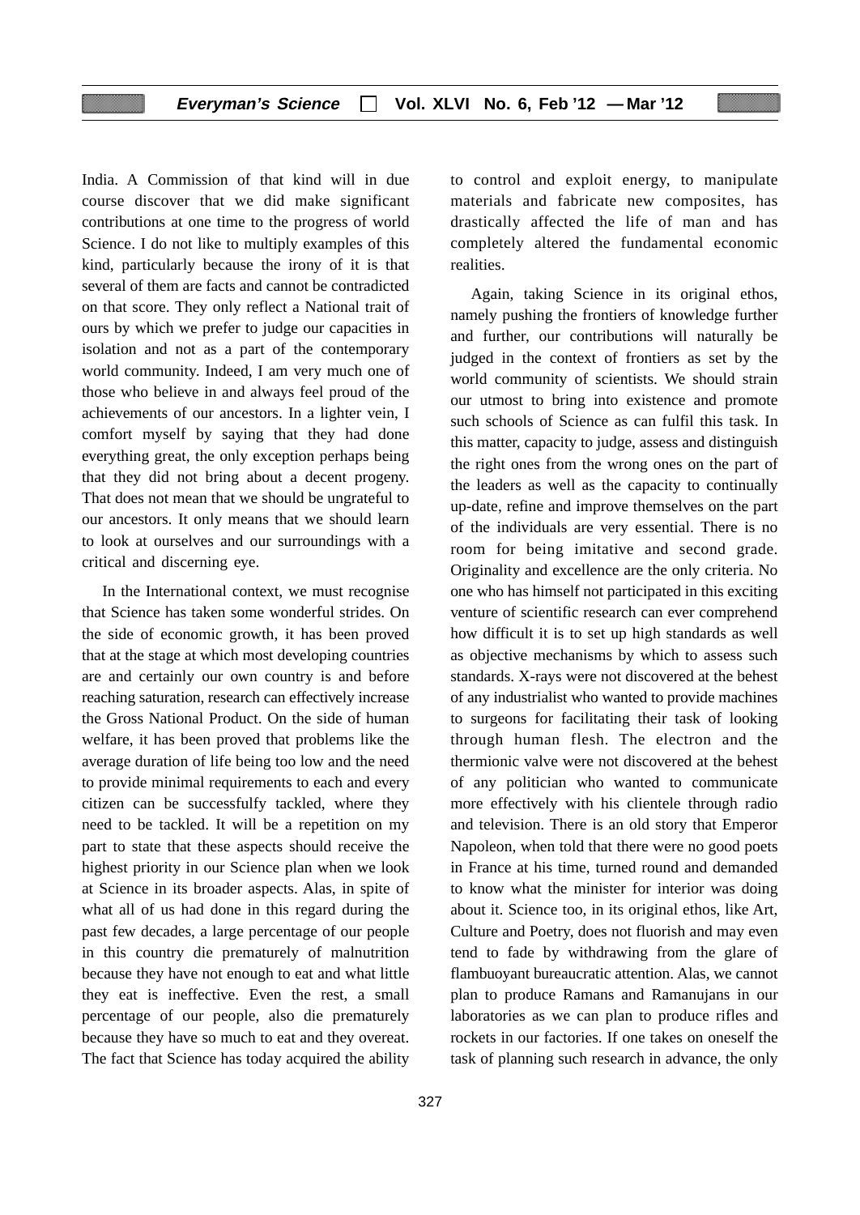India. A Commission of that kind will in due course discover that we did make significant contributions at one time to the progress of world Science. I do not like to multiply examples of this kind, particularly because the irony of it is that several of them are facts and cannot be contradicted on that score. They only reflect a National trait of ours by which we prefer to judge our capacities in isolation and not as a part of the contemporary world community. Indeed, I am very much one of those who believe in and always feel proud of the achievements of our ancestors. In a lighter vein, I comfort myself by saying that they had done everything great, the only exception perhaps being that they did not bring about a decent progeny. That does not mean that we should be ungrateful to our ancestors. It only means that we should learn to look at ourselves and our surroundings with a critical and discerning eye.

In the International context, we must recognise that Science has taken some wonderful strides. On the side of economic growth, it has been proved that at the stage at which most developing countries are and certainly our own country is and before reaching saturation, research can effectively increase the Gross National Product. On the side of human welfare, it has been proved that problems like the average duration of life being too low and the need to provide minimal requirements to each and every citizen can be successfulfy tackled, where they need to be tackled. It will be a repetition on my part to state that these aspects should receive the highest priority in our Science plan when we look at Science in its broader aspects. Alas, in spite of what all of us had done in this regard during the past few decades, a large percentage of our people in this country die prematurely of malnutrition because they have not enough to eat and what little they eat is ineffective. Even the rest, a small percentage of our people, also die prematurely because they have so much to eat and they overeat. The fact that Science has today acquired the ability to control and exploit energy, to manipulate materials and fabricate new composites, has drastically affected the life of man and has completely altered the fundamental economic realities.

Again, taking Science in its original ethos, namely pushing the frontiers of knowledge further and further, our contributions will naturally be judged in the context of frontiers as set by the world community of scientists. We should strain our utmost to bring into existence and promote such schools of Science as can fulfil this task. In this matter, capacity to judge, assess and distinguish the right ones from the wrong ones on the part of the leaders as well as the capacity to continually up-date, refine and improve themselves on the part of the individuals are very essential. There is no room for being imitative and second grade. Originality and excellence are the only criteria. No one who has himself not participated in this exciting venture of scientific research can ever comprehend how difficult it is to set up high standards as well as objective mechanisms by which to assess such standards. X-rays were not discovered at the behest of any industrialist who wanted to provide machines to surgeons for facilitating their task of looking through human flesh. The electron and the thermionic valve were not discovered at the behest of any politician who wanted to communicate more effectively with his clientele through radio and television. There is an old story that Emperor Napoleon, when told that there were no good poets in France at his time, turned round and demanded to know what the minister for interior was doing about it. Science too, in its original ethos, like Art, Culture and Poetry, does not fluorish and may even tend to fade by withdrawing from the glare of flambuoyant bureaucratic attention. Alas, we cannot plan to produce Ramans and Ramanujans in our laboratories as we can plan to produce rifles and rockets in our factories. If one takes on oneself the task of planning such research in advance, the only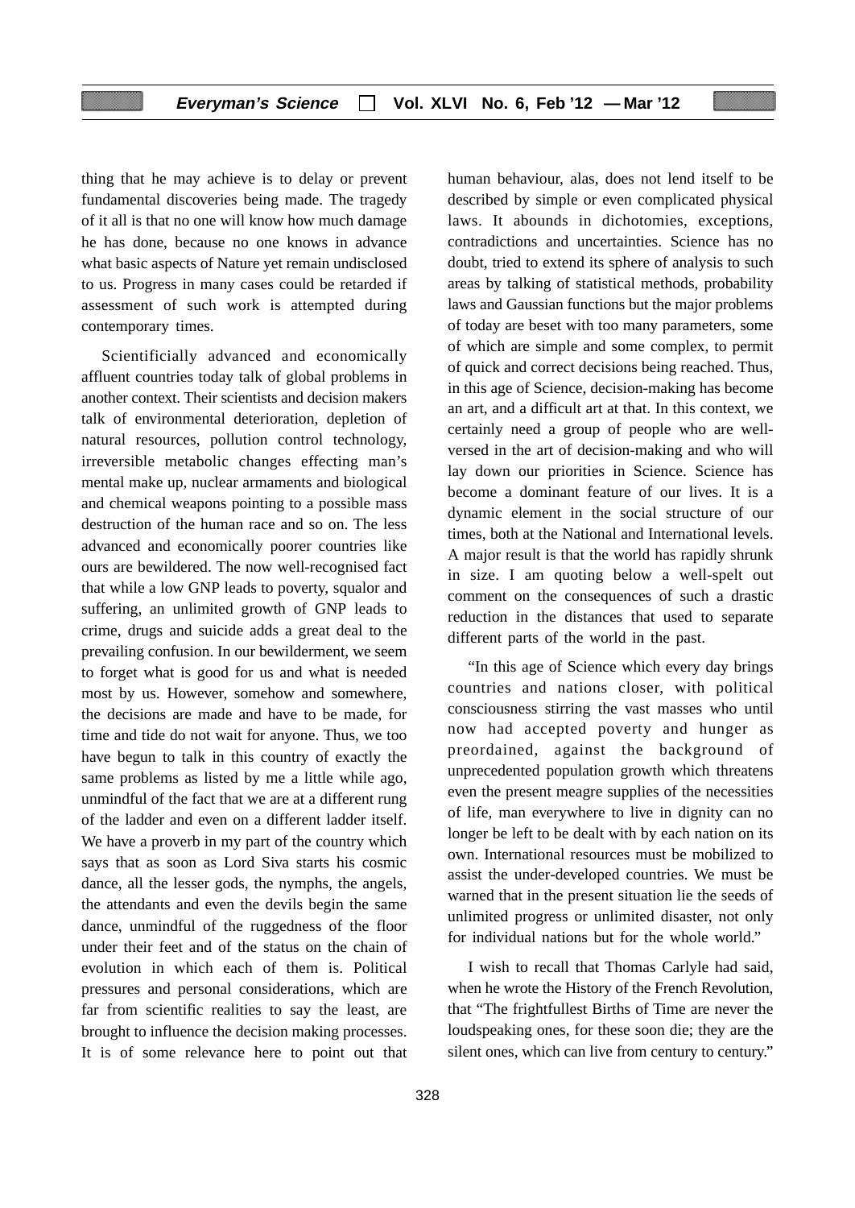thing that he may achieve is to delay or prevent fundamental discoveries being made. The tragedy of it all is that no one will know how much damage he has done, because no one knows in advance what basic aspects of Nature yet remain undisclosed to us. Progress in many cases could be retarded if assessment of such work is attempted during contemporary times.

Scientificially advanced and economically affluent countries today talk of global problems in another context. Their scientists and decision makers talk of environmental deterioration, depletion of natural resources, pollution control technology, irreversible metabolic changes effecting man's mental make up, nuclear armaments and biological and chemical weapons pointing to a possible mass destruction of the human race and so on. The less advanced and economically poorer countries like ours are bewildered. The now well-recognised fact that while a low GNP leads to poverty, squalor and suffering, an unlimited growth of GNP leads to crime, drugs and suicide adds a great deal to the prevailing confusion. In our bewilderment, we seem to forget what is good for us and what is needed most by us. However, somehow and somewhere, the decisions are made and have to be made, for time and tide do not wait for anyone. Thus, we too have begun to talk in this country of exactly the same problems as listed by me a little while ago, unmindful of the fact that we are at a different rung of the ladder and even on a different ladder itself. We have a proverb in my part of the country which says that as soon as Lord Siva starts his cosmic dance, all the lesser gods, the nymphs, the angels, the attendants and even the devils begin the same dance, unmindful of the ruggedness of the floor under their feet and of the status on the chain of evolution in which each of them is. Political pressures and personal considerations, which are far from scientific realities to say the least, are brought to influence the decision making processes. It is of some relevance here to point out that human behaviour, alas, does not lend itself to be described by simple or even complicated physical laws. It abounds in dichotomies, exceptions, contradictions and uncertainties. Science has no doubt, tried to extend its sphere of analysis to such areas by talking of statistical methods, probability laws and Gaussian functions but the major problems of today are beset with too many parameters, some of which are simple and some complex, to permit of quick and correct decisions being reached. Thus, in this age of Science, decision-making has become an art, and a difficult art at that. In this context, we certainly need a group of people who are well-versed in the art of decision-making and who will lay down our priorities in Science. Science has become a dominant feature of our lives. It is a dynamic element in the social structure of our times, both at the National and International levels. A major result is that the world has rapidly shrunk in size. I am quoting below a well-spelt out comment on the consequences of such a drastic reduction in the distances that used to separate different parts of the world in the past.

"In this age of Science which every day brings countries and nations closer, with political consciousness stirring the vast masses who until now had accepted poverty and hunger as preordained, against the background of unprecedented population growth which threatens even the present meagre supplies of the necessities of life, man everywhere to live in dignity can no longer be left to be dealt with by each nation on its own. International resources must be mobilized to assist the under-developed countries. We must be warned that in the present situation lie the seeds of unlimited progress or unlimited disaster, not only for individual nations but for the whole world."

I wish to recall that Thomas Carlyle had said, when he wrote the History of the French Revolution, that "The frightfullest Births of Time are never the loudspeaking ones, for these soon die; they are the silent ones, which can live from century to century."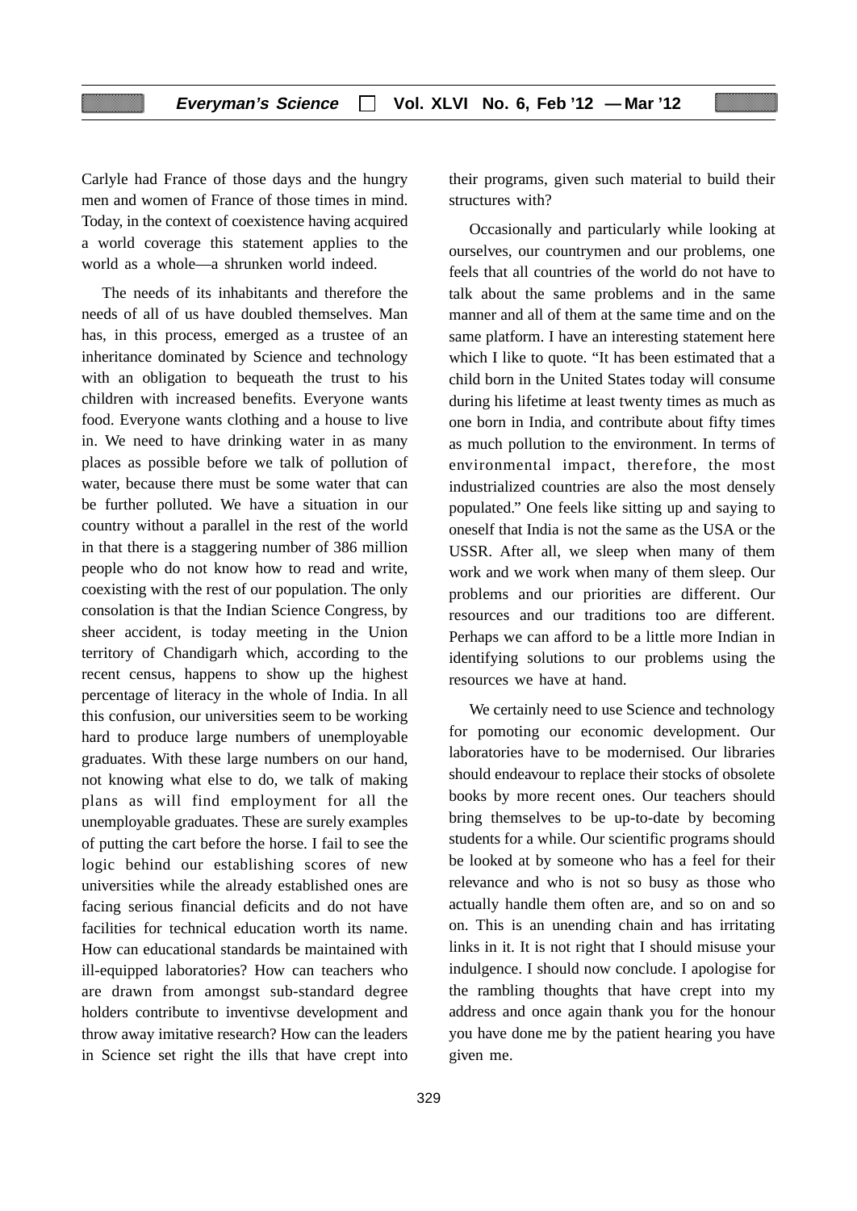Carlyle had France of those days and the hungry men and women of France of those times in mind. Today, in the context of coexistence having acquired a world coverage this statement applies to the world as a whole—a shrunken world indeed.

The needs of its inhabitants and therefore the needs of all of us have doubled themselves. Man has, in this process, emerged as a trustee of an inheritance dominated by Science and technology with an obligation to bequeath the trust to his children with increased benefits. Everyone wants food. Everyone wants clothing and a house to live in. We need to have drinking water in as many places as possible before we talk of pollution of water, because there must be some water that can be further polluted. We have a situation in our country without a parallel in the rest of the world in that there is a staggering number of 386 million people who do not know how to read and write, coexisting with the rest of our population. The only consolation is that the Indian Science Congress, by sheer accident, is today meeting in the Union territory of Chandigarh which, according to the recent census, happens to show up the highest percentage of literacy in the whole of India. In all this confusion, our universities seem to be working hard to produce large numbers of unemployable graduates. With these large numbers on our hand, not knowing what else to do, we talk of making plans as will find employment for all the unemployable graduates. These are surely examples of putting the cart before the horse. I fail to see the logic behind our establishing scores of new universities while the already established ones are facing serious financial deficits and do not have facilities for technical education worth its name. How can educational standards be maintained with ill-equipped laboratories? How can teachers who are drawn from amongst sub-standard degree holders contribute to inventivse development and throw away imitative research? How can the leaders in Science set right the ills that have crept into their programs, given such material to build their structures with?

Occasionally and particularly while looking at ourselves, our countrymen and our problems, one feels that all countries of the world do not have to talk about the same problems and in the same manner and all of them at the same time and on the same platform. I have an interesting statement here which I like to quote. "It has been estimated that a child born in the United States today will consume during his lifetime at least twenty times as much as one born in India, and contribute about fifty times as much pollution to the environment. In terms of environmental impact, therefore, the most industrialized countries are also the most densely populated." One feels like sitting up and saying to oneself that India is not the same as the USA or the USSR. After all, we sleep when many of them work and we work when many of them sleep. Our problems and our priorities are different. Our resources and our traditions too are different. Perhaps we can afford to be a little more Indian in identifying solutions to our problems using the resources we have at hand.

We certainly need to use Science and technology for pomoting our economic development. Our laboratories have to be modernised. Our libraries should endeavour to replace their stocks of obsolete books by more recent ones. Our teachers should bring themselves to be up-to-date by becoming students for a while. Our scientific programs should be looked at by someone who has a feel for their relevance and who is not so busy as those who actually handle them often are, and so on and so on. This is an unending chain and has irritating links in it. It is not right that I should misuse your indulgence. I should now conclude. I apologise for the rambling thoughts that have crept into my address and once again thank you for the honour you have done me by the patient hearing you have given me.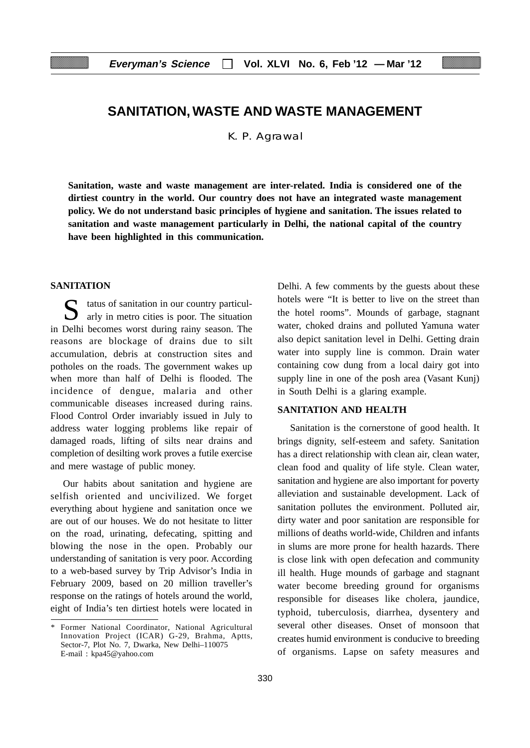# SANITATION, WASTE AND WASTE MANAGEMENT

K. P. Agrawal*

**Sanitation, waste and waste management are inter-related. India is considered one of the dirtiest country in the world. Our country does not have an integrated waste management policy. We do not understand basic principles of hygiene and sanitation. The issues related to sanitation and waste management particularly in Delhi, the national capital of the country have been highlighted in this communication.**

## SANITATION

Status of sanitation in our country particularly in metro cities is poor. The situation in Delhi becomes worst during rainy season. The reasons are blockage of drains due to silt accumulation, debris at construction sites and potholes on the roads. The government wakes up when more than half of Delhi is flooded. The incidence of dengue, malaria and other communicable diseases increased during rains. Flood Control Order invariably issued in July to address water logging problems like repair of damaged roads, lifting of silts near drains and completion of desilting work proves a futile exercise and mere wastage of public money.

Our habits about sanitation and hygiene are selfish oriented and uncivilized. We forget everything about hygiene and sanitation once we are out of our houses. We do not hesitate to litter on the road, urinating, defecating, spitting and blowing the nose in the open. Probably our understanding of sanitation is very poor. According to a web-based survey by Trip Advisor's India in February 2009, based on 20 million traveller's response on the ratings of hotels around the world, eight of India's ten dirtiest hotels were located in Delhi. A few comments by the guests about these hotels were "It is better to live on the street than the hotel rooms". Mounds of garbage, stagnant water, choked drains and polluted Yamuna water also depict sanitation level in Delhi. Getting drain water into supply line is common. Drain water containing cow dung from a local dairy got into supply line in one of the posh area (Vasant Kunj) in South Delhi is a glaring example.

## SANITATION AND HEALTH

Sanitation is the cornerstone of good health. It brings dignity, self-esteem and safety. Sanitation has a direct relationship with clean air, clean water, clean food and quality of life style. Clean water, sanitation and hygiene are also important for poverty alleviation and sustainable development. Lack of sanitation pollutes the environment. Polluted air, dirty water and poor sanitation are responsible for millions of deaths world-wide, Children and infants in slums are more prone for health hazards. There is close link with open defecation and community ill health. Huge mounds of garbage and stagnant water become breeding ground for organisms responsible for diseases like cholera, jaundice, typhoid, tuberculosis, diarrhea, dysentery and several other diseases. Onset of monsoon that creates humid environment is conducive to breeding of organisms. Lapse on safety measures and

---

\* Former National Coordinator, National Agricultural Innovation Project (ICAR) G-29, Brahma, Aptts, Sector-7, Plot No. 7, Dwarka, New Delhi–110075 E-mail : kpa45@yahoo.com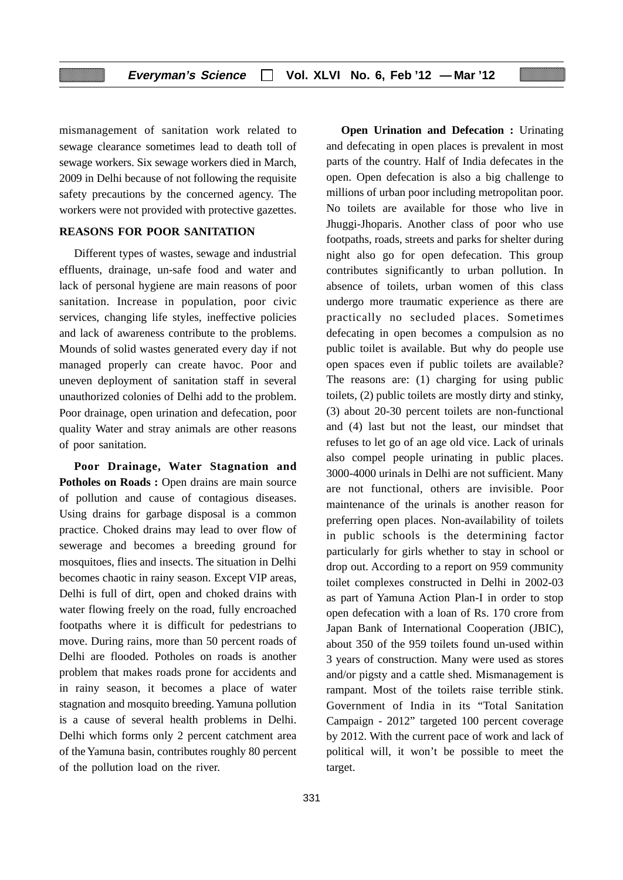mismanagement of sanitation work related to sewage clearance sometimes lead to death toll of sewage workers. Six sewage workers died in March, 2009 in Delhi because of not following the requisite safety precautions by the concerned agency. The workers were not provided with protective gazettes.

## REASONS FOR POOR SANITATION

Different types of wastes, sewage and industrial effluents, drainage, un-safe food and water and lack of personal hygiene are main reasons of poor sanitation. Increase in population, poor civic services, changing life styles, ineffective policies and lack of awareness contribute to the problems. Mounds of solid wastes generated every day if not managed properly can create havoc. Poor and uneven deployment of sanitation staff in several unauthorized colonies of Delhi add to the problem. Poor drainage, open urination and defecation, poor quality Water and stray animals are other reasons of poor sanitation.

**Poor Drainage, Water Stagnation and Potholes on Roads :** Open drains are main source of pollution and cause of contagious diseases. Using drains for garbage disposal is a common practice. Choked drains may lead to over flow of sewerage and becomes a breeding ground for mosquitoes, flies and insects. The situation in Delhi becomes chaotic in rainy season. Except VIP areas, Delhi is full of dirt, open and choked drains with water flowing freely on the road, fully encroached footpaths where it is difficult for pedestrians to move. During rains, more than 50 percent roads of Delhi are flooded. Potholes on roads is another problem that makes roads prone for accidents and in rainy season, it becomes a place of water stagnation and mosquito breeding. Yamuna pollution is a cause of several health problems in Delhi. Delhi which forms only 2 percent catchment area of the Yamuna basin, contributes roughly 80 percent of the pollution load on the river.

**Open Urination and Defecation :** Urinating and defecating in open places is prevalent in most parts of the country. Half of India defecates in the open. Open defecation is also a big challenge to millions of urban poor including metropolitan poor. No toilets are available for those who live in Jhuggi-Jhoparis. Another class of poor who use footpaths, roads, streets and parks for shelter during night also go for open defecation. This group contributes significantly to urban pollution. In absence of toilets, urban women of this class undergo more traumatic experience as there are practically no secluded places. Sometimes defecating in open becomes a compulsion as no public toilet is available. But why do people use open spaces even if public toilets are available? The reasons are: (1) charging for using public toilets, (2) public toilets are mostly dirty and stinky, (3) about 20-30 percent toilets are non-functional and (4) last but not the least, our mindset that refuses to let go of an age old vice. Lack of urinals also compel people urinating in public places. 3000-4000 urinals in Delhi are not sufficient. Many are not functional, others are invisible. Poor maintenance of the urinals is another reason for preferring open places. Non-availability of toilets in public schools is the determining factor particularly for girls whether to stay in school or drop out. According to a report on 959 community toilet complexes constructed in Delhi in 2002-03 as part of Yamuna Action Plan-I in order to stop open defecation with a loan of Rs. 170 crore from Japan Bank of International Cooperation (JBIC), about 350 of the 959 toilets found un-used within 3 years of construction. Many were used as stores and/or pigsty and a cattle shed. Mismanagement is rampant. Most of the toilets raise terrible stink. Government of India in its "Total Sanitation Campaign - 2012" targeted 100 percent coverage by 2012. With the current pace of work and lack of political will, it won't be possible to meet the target.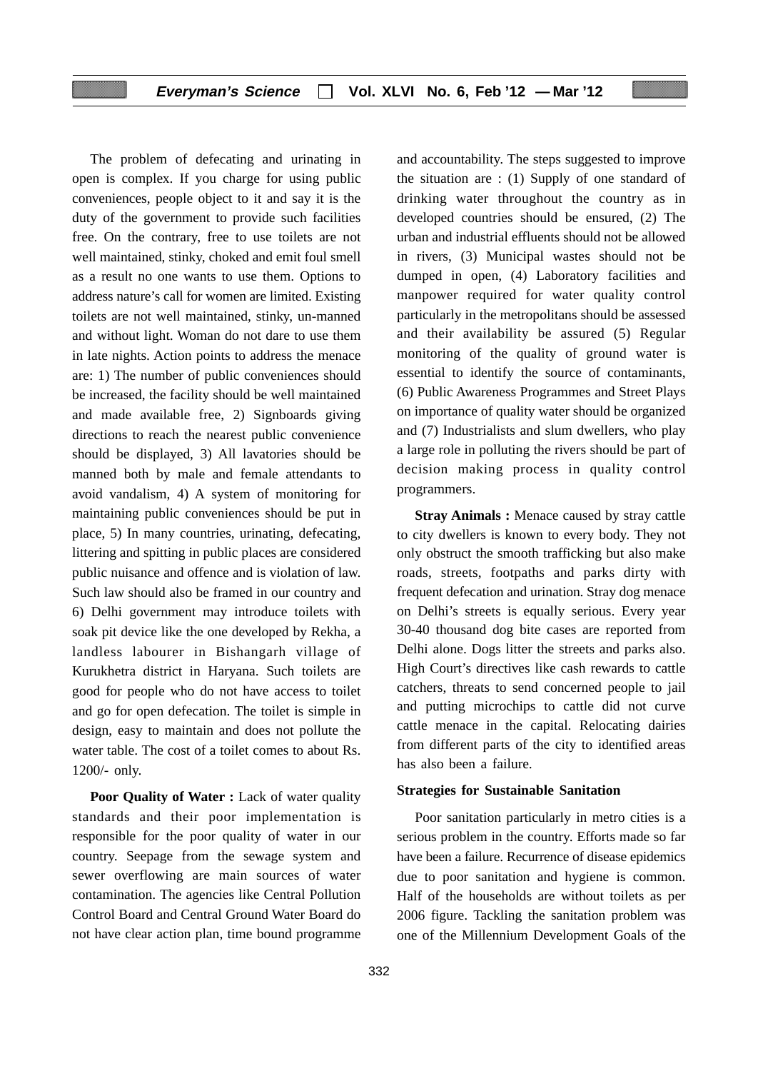The problem of defecating and urinating in open is complex. If you charge for using public conveniences, people object to it and say it is the duty of the government to provide such facilities free. On the contrary, free to use toilets are not well maintained, stinky, choked and emit foul smell as a result no one wants to use them. Options to address nature's call for women are limited. Existing toilets are not well maintained, stinky, un-manned and without light. Woman do not dare to use them in late nights. Action points to address the menace are: 1) The number of public conveniences should be increased, the facility should be well maintained and made available free, 2) Signboards giving directions to reach the nearest public convenience should be displayed, 3) All lavatories should be manned both by male and female attendants to avoid vandalism, 4) A system of monitoring for maintaining public conveniences should be put in place, 5) In many countries, urinating, defecating, littering and spitting in public places are considered public nuisance and offence and is violation of law. Such law should also be framed in our country and 6) Delhi government may introduce toilets with soak pit device like the one developed by Rekha, a landless labourer in Bishangarh village of Kurukhetra district in Haryana. Such toilets are good for people who do not have access to toilet and go for open defecation. The toilet is simple in design, easy to maintain and does not pollute the water table. The cost of a toilet comes to about Rs. 1200/- only.

**Poor Quality of Water :** Lack of water quality standards and their poor implementation is responsible for the poor quality of water in our country. Seepage from the sewage system and sewer overflowing are main sources of water contamination. The agencies like Central Pollution Control Board and Central Ground Water Board do not have clear action plan, time bound programme and accountability. The steps suggested to improve the situation are : (1) Supply of one standard of drinking water throughout the country as in developed countries should be ensured, (2) The urban and industrial effluents should not be allowed in rivers, (3) Municipal wastes should not be dumped in open, (4) Laboratory facilities and manpower required for water quality control particularly in the metropolitans should be assessed and their availability be assured (5) Regular monitoring of the quality of ground water is essential to identify the source of contaminants, (6) Public Awareness Programmes and Street Plays on importance of quality water should be organized and (7) Industrialists and slum dwellers, who play a large role in polluting the rivers should be part of decision making process in quality control programmers.

**Stray Animals :** Menace caused by stray cattle to city dwellers is known to every body. They not only obstruct the smooth trafficking but also make roads, streets, footpaths and parks dirty with frequent defecation and urination. Stray dog menace on Delhi's streets is equally serious. Every year 30-40 thousand dog bite cases are reported from Delhi alone. Dogs litter the streets and parks also. High Court's directives like cash rewards to cattle catchers, threats to send concerned people to jail and putting microchips to cattle did not curve cattle menace in the capital. Relocating dairies from different parts of the city to identified areas has also been a failure.

### Strategies for Sustainable Sanitation

Poor sanitation particularly in metro cities is a serious problem in the country. Efforts made so far have been a failure. Recurrence of disease epidemics due to poor sanitation and hygiene is common. Half of the households are without toilets as per 2006 figure. Tackling the sanitation problem was one of the Millennium Development Goals of the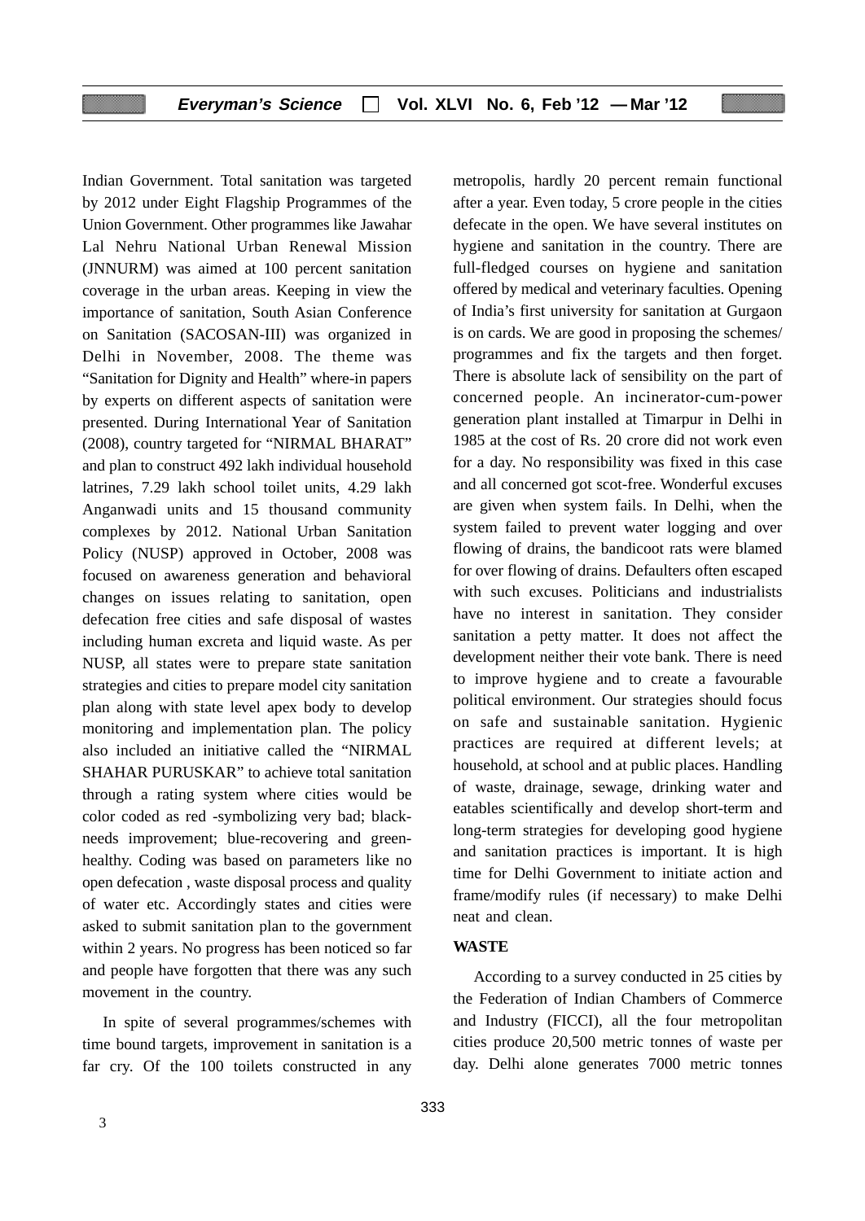Indian Government. Total sanitation was targeted by 2012 under Eight Flagship Programmes of the Union Government. Other programmes like Jawahar Lal Nehru National Urban Renewal Mission (JNNURM) was aimed at 100 percent sanitation coverage in the urban areas. Keeping in view the importance of sanitation, South Asian Conference on Sanitation (SACOSAN-III) was organized in Delhi in November, 2008. The theme was "Sanitation for Dignity and Health" where-in papers by experts on different aspects of sanitation were presented. During International Year of Sanitation (2008), country targeted for "NIRMAL BHARAT" and plan to construct 492 lakh individual household latrines, 7.29 lakh school toilet units, 4.29 lakh Anganwadi units and 15 thousand community complexes by 2012. National Urban Sanitation Policy (NUSP) approved in October, 2008 was focused on awareness generation and behavioral changes on issues relating to sanitation, open defecation free cities and safe disposal of wastes including human excreta and liquid waste. As per NUSP, all states were to prepare state sanitation strategies and cities to prepare model city sanitation plan along with state level apex body to develop monitoring and implementation plan. The policy also included an initiative called the "NIRMAL SHAHAR PURUSKAR" to achieve total sanitation through a rating system where cities would be color coded as red -symbolizing very bad; black-needs improvement; blue-recovering and green-healthy. Coding was based on parameters like no open defecation , waste disposal process and quality of water etc. Accordingly states and cities were asked to submit sanitation plan to the government within 2 years. No progress has been noticed so far and people have forgotten that there was any such movement in the country.

In spite of several programmes/schemes with time bound targets, improvement in sanitation is a far cry. Of the 100 toilets constructed in any metropolis, hardly 20 percent remain functional after a year. Even today, 5 crore people in the cities defecate in the open. We have several institutes on hygiene and sanitation in the country. There are full-fledged courses on hygiene and sanitation offered by medical and veterinary faculties. Opening of India's first university for sanitation at Gurgaon is on cards. We are good in proposing the schemes/ programmes and fix the targets and then forget. There is absolute lack of sensibility on the part of concerned people. An incinerator-cum-power generation plant installed at Timarpur in Delhi in 1985 at the cost of Rs. 20 crore did not work even for a day. No responsibility was fixed in this case and all concerned got scot-free. Wonderful excuses are given when system fails. In Delhi, when the system failed to prevent water logging and over flowing of drains, the bandicoot rats were blamed for over flowing of drains. Defaulters often escaped with such excuses. Politicians and industrialists have no interest in sanitation. They consider sanitation a petty matter. It does not affect the development neither their vote bank. There is need to improve hygiene and to create a favourable political environment. Our strategies should focus on safe and sustainable sanitation. Hygienic practices are required at different levels; at household, at school and at public places. Handling of waste, drainage, sewage, drinking water and eatables scientifically and develop short-term and long-term strategies for developing good hygiene and sanitation practices is important. It is high time for Delhi Government to initiate action and frame/modify rules (if necessary) to make Delhi neat and clean.

**WASTE**

According to a survey conducted in 25 cities by the Federation of Indian Chambers of Commerce and Industry (FICCI), all the four metropolitan cities produce 20,500 metric tonnes of waste per day. Delhi alone generates 7000 metric tonnes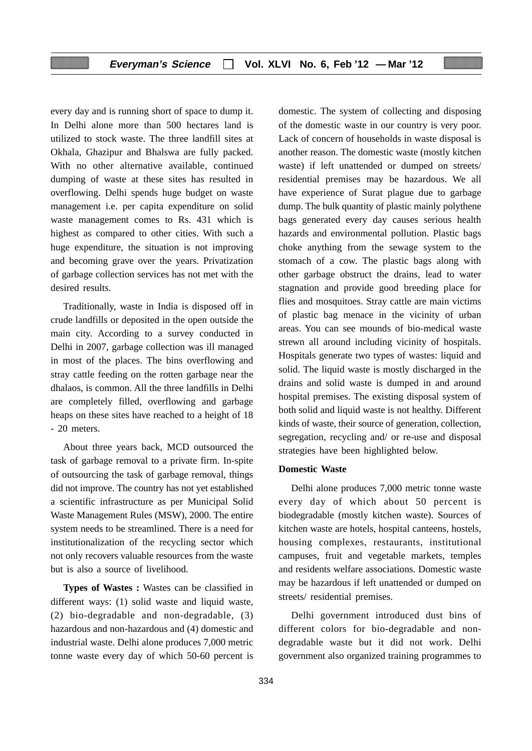every day and is running short of space to dump it. In Delhi alone more than 500 hectares land is utilized to stock waste. The three landfill sites at Okhala, Ghazipur and Bhalswa are fully packed. With no other alternative available, continued dumping of waste at these sites has resulted in overflowing. Delhi spends huge budget on waste management i.e. per capita expenditure on solid waste management comes to Rs. 431 which is highest as compared to other cities. With such a huge expenditure, the situation is not improving and becoming grave over the years. Privatization of garbage collection services has not met with the desired results.

Traditionally, waste in India is disposed off in crude landfills or deposited in the open outside the main city. According to a survey conducted in Delhi in 2007, garbage collection was ill managed in most of the places. The bins overflowing and stray cattle feeding on the rotten garbage near the dhalaos, is common. All the three landfills in Delhi are completely filled, overflowing and garbage heaps on these sites have reached to a height of 18 - 20 meters.

About three years back, MCD outsourced the task of garbage removal to a private firm. In-spite of outsourcing the task of garbage removal, things did not improve. The country has not yet established a scientific infrastructure as per Municipal Solid Waste Management Rules (MSW), 2000. The entire system needs to be streamlined. There is a need for institutionalization of the recycling sector which not only recovers valuable resources from the waste but is also a source of livelihood.

**Types of Wastes :** Wastes can be classified in different ways: (1) solid waste and liquid waste, (2) bio-degradable and non-degradable, (3) hazardous and non-hazardous and (4) domestic and industrial waste. Delhi alone produces 7,000 metric tonne waste every day of which 50-60 percent is domestic. The system of collecting and disposing of the domestic waste in our country is very poor. Lack of concern of households in waste disposal is another reason. The domestic waste (mostly kitchen waste) if left unattended or dumped on streets/ residential premises may be hazardous. We all have experience of Surat plague due to garbage dump. The bulk quantity of plastic mainly polythene bags generated every day causes serious health hazards and environmental pollution. Plastic bags choke anything from the sewage system to the stomach of a cow. The plastic bags along with other garbage obstruct the drains, lead to water stagnation and provide good breeding place for flies and mosquitoes. Stray cattle are main victims of plastic bag menace in the vicinity of urban areas. You can see mounds of bio-medical waste strewn all around including vicinity of hospitals. Hospitals generate two types of wastes: liquid and solid. The liquid waste is mostly discharged in the drains and solid waste is dumped in and around hospital premises. The existing disposal system of both solid and liquid waste is not healthy. Different kinds of waste, their source of generation, collection, segregation, recycling and/ or re-use and disposal strategies have been highlighted below.

**Domestic Waste**

Delhi alone produces 7,000 metric tonne waste every day of which about 50 percent is biodegradable (mostly kitchen waste). Sources of kitchen waste are hotels, hospital canteens, hostels, housing complexes, restaurants, institutional campuses, fruit and vegetable markets, temples and residents welfare associations. Domestic waste may be hazardous if left unattended or dumped on streets/ residential premises.

Delhi government introduced dust bins of different colors for bio-degradable and non-degradable waste but it did not work. Delhi government also organized training programmes to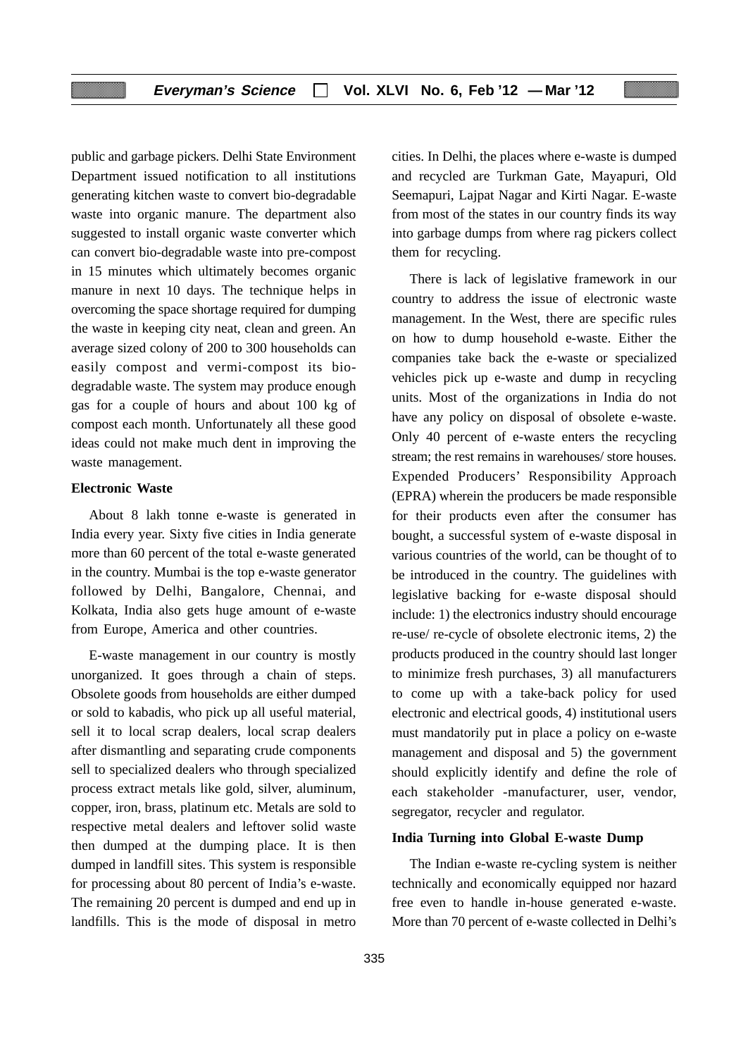public and garbage pickers. Delhi State Environment Department issued notification to all institutions generating kitchen waste to convert bio-degradable waste into organic manure. The department also suggested to install organic waste converter which can convert bio-degradable waste into pre-compost in 15 minutes which ultimately becomes organic manure in next 10 days. The technique helps in overcoming the space shortage required for dumping the waste in keeping city neat, clean and green. An average sized colony of 200 to 300 households can easily compost and vermi-compost its bio-degradable waste. The system may produce enough gas for a couple of hours and about 100 kg of compost each month. Unfortunately all these good ideas could not make much dent in improving the waste management.

**Electronic Waste**

About 8 lakh tonne e-waste is generated in India every year. Sixty five cities in India generate more than 60 percent of the total e-waste generated in the country. Mumbai is the top e-waste generator followed by Delhi, Bangalore, Chennai, and Kolkata, India also gets huge amount of e-waste from Europe, America and other countries.

E-waste management in our country is mostly unorganized. It goes through a chain of steps. Obsolete goods from households are either dumped or sold to kabadis, who pick up all useful material, sell it to local scrap dealers, local scrap dealers after dismantling and separating crude components sell to specialized dealers who through specialized process extract metals like gold, silver, aluminum, copper, iron, brass, platinum etc. Metals are sold to respective metal dealers and leftover solid waste then dumped at the dumping place. It is then dumped in landfill sites. This system is responsible for processing about 80 percent of India's e-waste. The remaining 20 percent is dumped and end up in landfills. This is the mode of disposal in metro cities. In Delhi, the places where e-waste is dumped and recycled are Turkman Gate, Mayapuri, Old Seemapuri, Lajpat Nagar and Kirti Nagar. E-waste from most of the states in our country finds its way into garbage dumps from where rag pickers collect them for recycling.

There is lack of legislative framework in our country to address the issue of electronic waste management. In the West, there are specific rules on how to dump household e-waste. Either the companies take back the e-waste or specialized vehicles pick up e-waste and dump in recycling units. Most of the organizations in India do not have any policy on disposal of obsolete e-waste. Only 40 percent of e-waste enters the recycling stream; the rest remains in warehouses/ store houses. Expended Producers' Responsibility Approach (EPRA) wherein the producers be made responsible for their products even after the consumer has bought, a successful system of e-waste disposal in various countries of the world, can be thought of to be introduced in the country. The guidelines with legislative backing for e-waste disposal should include: 1) the electronics industry should encourage re-use/ re-cycle of obsolete electronic items, 2) the products produced in the country should last longer to minimize fresh purchases, 3) all manufacturers to come up with a take-back policy for used electronic and electrical goods, 4) institutional users must mandatorily put in place a policy on e-waste management and disposal and 5) the government should explicitly identify and define the role of each stakeholder -manufacturer, user, vendor, segregator, recycler and regulator.

**India Turning into Global E-waste Dump**

The Indian e-waste re-cycling system is neither technically and economically equipped nor hazard free even to handle in-house generated e-waste. More than 70 percent of e-waste collected in Delhi's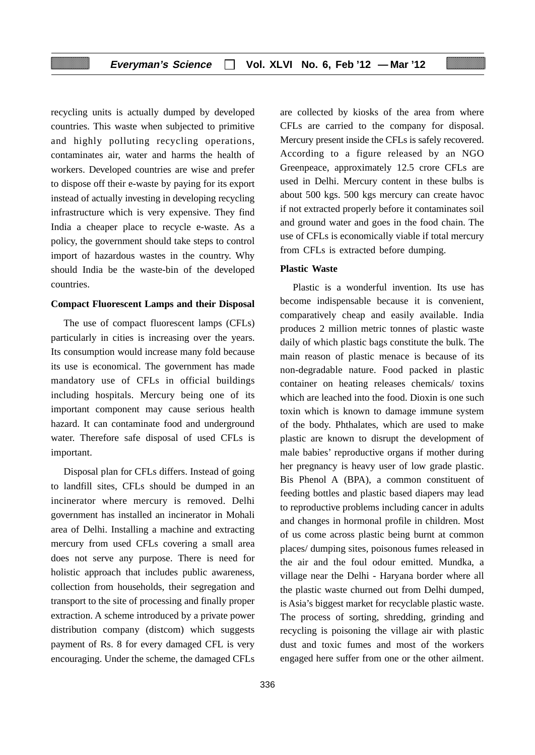recycling units is actually dumped by developed countries. This waste when subjected to primitive and highly polluting recycling operations, contaminates air, water and harms the health of workers. Developed countries are wise and prefer to dispose off their e-waste by paying for its export instead of actually investing in developing recycling infrastructure which is very expensive. They find India a cheaper place to recycle e-waste. As a policy, the government should take steps to control import of hazardous wastes in the country. Why should India be the waste-bin of the developed countries.

**Compact Fluorescent Lamps and their Disposal**

The use of compact fluorescent lamps (CFLs) particularly in cities is increasing over the years. Its consumption would increase many fold because its use is economical. The government has made mandatory use of CFLs in official buildings including hospitals. Mercury being one of its important component may cause serious health hazard. It can contaminate food and underground water. Therefore safe disposal of used CFLs is important.

Disposal plan for CFLs differs. Instead of going to landfill sites, CFLs should be dumped in an incinerator where mercury is removed. Delhi government has installed an incinerator in Mohali area of Delhi. Installing a machine and extracting mercury from used CFLs covering a small area does not serve any purpose. There is need for holistic approach that includes public awareness, collection from households, their segregation and transport to the site of processing and finally proper extraction. A scheme introduced by a private power distribution company (distcom) which suggests payment of Rs. 8 for every damaged CFL is very encouraging. Under the scheme, the damaged CFLs are collected by kiosks of the area from where CFLs are carried to the company for disposal. Mercury present inside the CFLs is safely recovered. According to a figure released by an NGO Greenpeace, approximately 12.5 crore CFLs are used in Delhi. Mercury content in these bulbs is about 500 kgs. 500 kgs mercury can create havoc if not extracted properly before it contaminates soil and ground water and goes in the food chain. The use of CFLs is economically viable if total mercury from CFLs is extracted before dumping.

**Plastic Waste**

Plastic is a wonderful invention. Its use has become indispensable because it is convenient, comparatively cheap and easily available. India produces 2 million metric tonnes of plastic waste daily of which plastic bags constitute the bulk. The main reason of plastic menace is because of its non-degradable nature. Food packed in plastic container on heating releases chemicals/ toxins which are leached into the food. Dioxin is one such toxin which is known to damage immune system of the body. Phthalates, which are used to make plastic are known to disrupt the development of male babies' reproductive organs if mother during her pregnancy is heavy user of low grade plastic. Bis Phenol A (BPA), a common constituent of feeding bottles and plastic based diapers may lead to reproductive problems including cancer in adults and changes in hormonal profile in children. Most of us come across plastic being burnt at common places/ dumping sites, poisonous fumes released in the air and the foul odour emitted. Mundka, a village near the Delhi - Haryana border where all the plastic waste churned out from Delhi dumped, is Asia's biggest market for recyclable plastic waste. The process of sorting, shredding, grinding and recycling is poisoning the village air with plastic dust and toxic fumes and most of the workers engaged here suffer from one or the other ailment.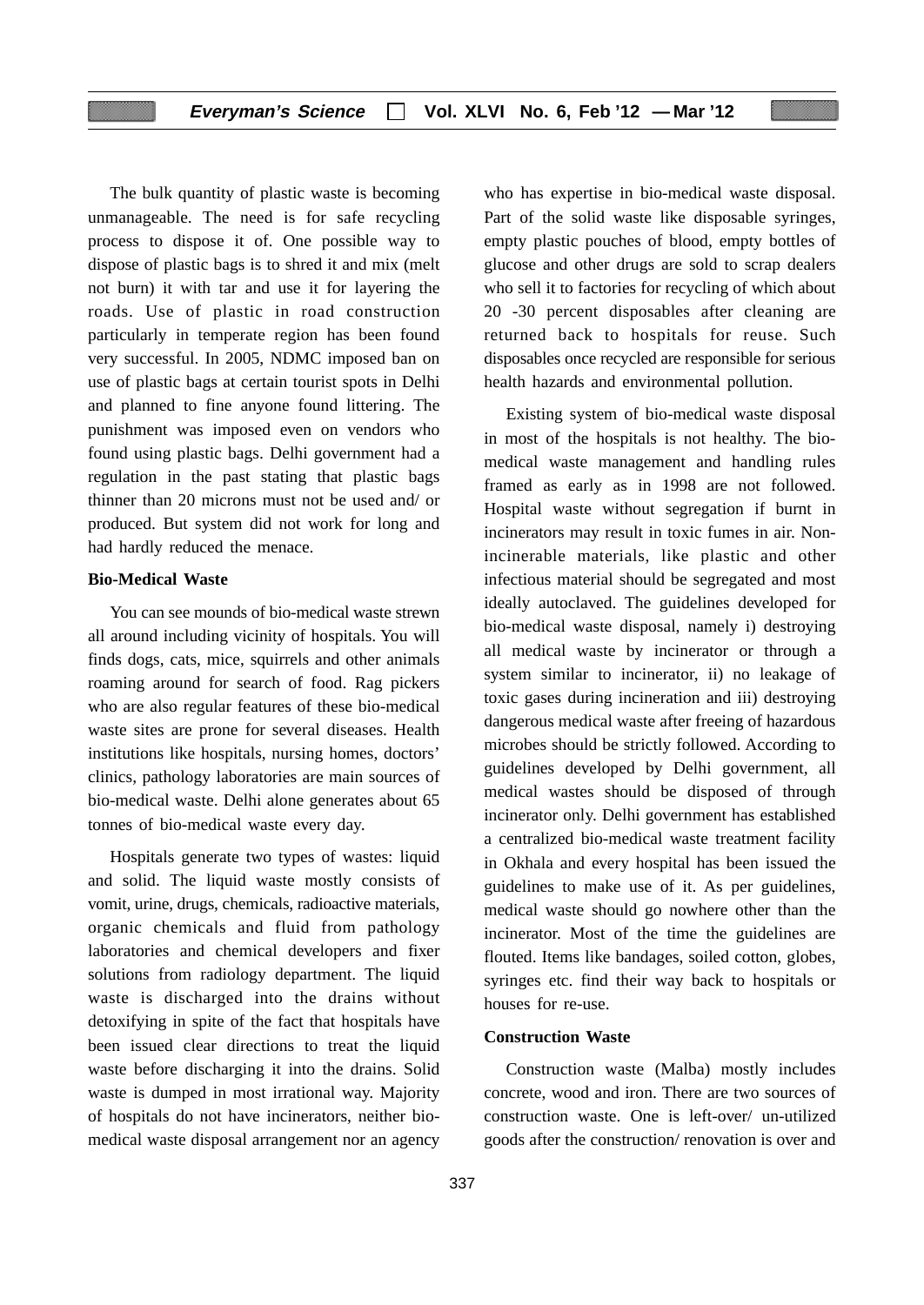The bulk quantity of plastic waste is becoming unmanageable. The need is for safe recycling process to dispose it of. One possible way to dispose of plastic bags is to shred it and mix (melt not burn) it with tar and use it for layering the roads. Use of plastic in road construction particularly in temperate region has been found very successful. In 2005, NDMC imposed ban on use of plastic bags at certain tourist spots in Delhi and planned to fine anyone found littering. The punishment was imposed even on vendors who found using plastic bags. Delhi government had a regulation in the past stating that plastic bags thinner than 20 microns must not be used and/ or produced. But system did not work for long and had hardly reduced the menace.

### Bio-Medical Waste

You can see mounds of bio-medical waste strewn all around including vicinity of hospitals. You will finds dogs, cats, mice, squirrels and other animals roaming around for search of food. Rag pickers who are also regular features of these bio-medical waste sites are prone for several diseases. Health institutions like hospitals, nursing homes, doctors' clinics, pathology laboratories are main sources of bio-medical waste. Delhi alone generates about 65 tonnes of bio-medical waste every day.

Hospitals generate two types of wastes: liquid and solid. The liquid waste mostly consists of vomit, urine, drugs, chemicals, radioactive materials, organic chemicals and fluid from pathology laboratories and chemical developers and fixer solutions from radiology department. The liquid waste is discharged into the drains without detoxifying in spite of the fact that hospitals have been issued clear directions to treat the liquid waste before discharging it into the drains. Solid waste is dumped in most irrational way. Majority of hospitals do not have incinerators, neither bio-medical waste disposal arrangement nor an agency who has expertise in bio-medical waste disposal. Part of the solid waste like disposable syringes, empty plastic pouches of blood, empty bottles of glucose and other drugs are sold to scrap dealers who sell it to factories for recycling of which about 20 -30 percent disposables after cleaning are returned back to hospitals for reuse. Such disposables once recycled are responsible for serious health hazards and environmental pollution.

Existing system of bio-medical waste disposal in most of the hospitals is not healthy. The bio-medical waste management and handling rules framed as early as in 1998 are not followed. Hospital waste without segregation if burnt in incinerators may result in toxic fumes in air. Non-incinerable materials, like plastic and other infectious material should be segregated and most ideally autoclaved. The guidelines developed for bio-medical waste disposal, namely i) destroying all medical waste by incinerator or through a system similar to incinerator, ii) no leakage of toxic gases during incineration and iii) destroying dangerous medical waste after freeing of hazardous microbes should be strictly followed. According to guidelines developed by Delhi government, all medical wastes should be disposed of through incinerator only. Delhi government has established a centralized bio-medical waste treatment facility in Okhala and every hospital has been issued the guidelines to make use of it. As per guidelines, medical waste should go nowhere other than the incinerator. Most of the time the guidelines are flouted. Items like bandages, soiled cotton, globes, syringes etc. find their way back to hospitals or houses for re-use.

### Construction Waste

Construction waste (Malba) mostly includes concrete, wood and iron. There are two sources of construction waste. One is left-over/ un-utilized goods after the construction/ renovation is over and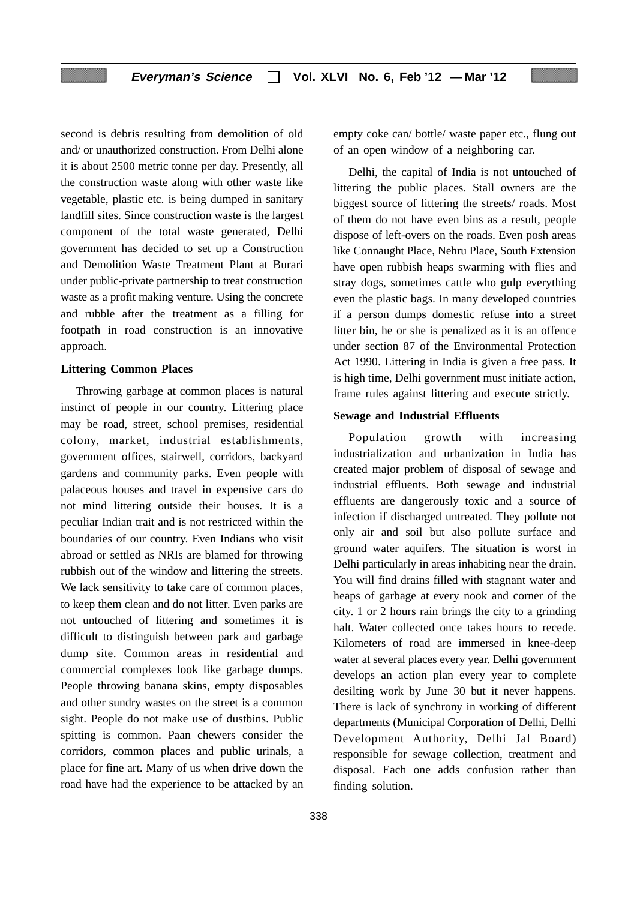second is debris resulting from demolition of old and/ or unauthorized construction. From Delhi alone it is about 2500 metric tonne per day. Presently, all the construction waste along with other waste like vegetable, plastic etc. is being dumped in sanitary landfill sites. Since construction waste is the largest component of the total waste generated, Delhi government has decided to set up a Construction and Demolition Waste Treatment Plant at Burari under public-private partnership to treat construction waste as a profit making venture. Using the concrete and rubble after the treatment as a filling for footpath in road construction is an innovative approach.

**Littering Common Places**

Throwing garbage at common places is natural instinct of people in our country. Littering place may be road, street, school premises, residential colony, market, industrial establishments, government offices, stairwell, corridors, backyard gardens and community parks. Even people with palaceous houses and travel in expensive cars do not mind littering outside their houses. It is a peculiar Indian trait and is not restricted within the boundaries of our country. Even Indians who visit abroad or settled as NRIs are blamed for throwing rubbish out of the window and littering the streets. We lack sensitivity to take care of common places, to keep them clean and do not litter. Even parks are not untouched of littering and sometimes it is difficult to distinguish between park and garbage dump site. Common areas in residential and commercial complexes look like garbage dumps. People throwing banana skins, empty disposables and other sundry wastes on the street is a common sight. People do not make use of dustbins. Public spitting is common. Paan chewers consider the corridors, common places and public urinals, a place for fine art. Many of us when drive down the road have had the experience to be attacked by an empty coke can/ bottle/ waste paper etc., flung out of an open window of a neighboring car.

Delhi, the capital of India is not untouched of littering the public places. Stall owners are the biggest source of littering the streets/ roads. Most of them do not have even bins as a result, people dispose of left-overs on the roads. Even posh areas like Connaught Place, Nehru Place, South Extension have open rubbish heaps swarming with flies and stray dogs, sometimes cattle who gulp everything even the plastic bags. In many developed countries if a person dumps domestic refuse into a street litter bin, he or she is penalized as it is an offence under section 87 of the Environmental Protection Act 1990. Littering in India is given a free pass. It is high time, Delhi government must initiate action, frame rules against littering and execute strictly.

**Sewage and Industrial Effluents**

Population growth with increasing industrialization and urbanization in India has created major problem of disposal of sewage and industrial effluents. Both sewage and industrial effluents are dangerously toxic and a source of infection if discharged untreated. They pollute not only air and soil but also pollute surface and ground water aquifers. The situation is worst in Delhi particularly in areas inhabiting near the drain. You will find drains filled with stagnant water and heaps of garbage at every nook and corner of the city. 1 or 2 hours rain brings the city to a grinding halt. Water collected once takes hours to recede. Kilometers of road are immersed in knee-deep water at several places every year. Delhi government develops an action plan every year to complete desilting work by June 30 but it never happens. There is lack of synchrony in working of different departments (Municipal Corporation of Delhi, Delhi Development Authority, Delhi Jal Board) responsible for sewage collection, treatment and disposal. Each one adds confusion rather than finding solution.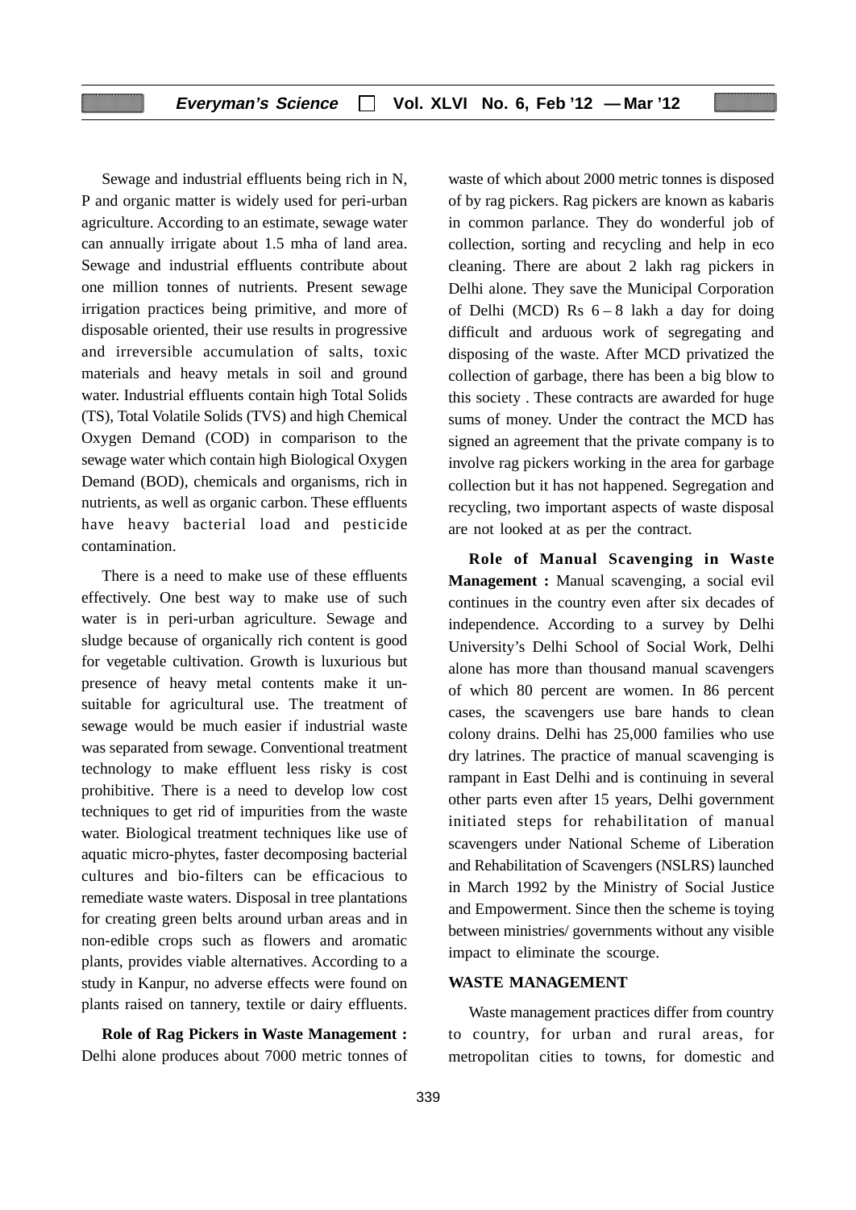Sewage and industrial effluents being rich in N, P and organic matter is widely used for peri-urban agriculture. According to an estimate, sewage water can annually irrigate about 1.5 mha of land area. Sewage and industrial effluents contribute about one million tonnes of nutrients. Present sewage irrigation practices being primitive, and more of disposable oriented, their use results in progressive and irreversible accumulation of salts, toxic materials and heavy metals in soil and ground water. Industrial effluents contain high Total Solids (TS), Total Volatile Solids (TVS) and high Chemical Oxygen Demand (COD) in comparison to the sewage water which contain high Biological Oxygen Demand (BOD), chemicals and organisms, rich in nutrients, as well as organic carbon. These effluents have heavy bacterial load and pesticide contamination.

There is a need to make use of these effluents effectively. One best way to make use of such water is in peri-urban agriculture. Sewage and sludge because of organically rich content is good for vegetable cultivation. Growth is luxurious but presence of heavy metal contents make it unsuitable for agricultural use. The treatment of sewage would be much easier if industrial waste was separated from sewage. Conventional treatment technology to make effluent less risky is cost prohibitive. There is a need to develop low cost techniques to get rid of impurities from the waste water. Biological treatment techniques like use of aquatic micro-phytes, faster decomposing bacterial cultures and bio-filters can be efficacious to remediate waste waters. Disposal in tree plantations for creating green belts around urban areas and in non-edible crops such as flowers and aromatic plants, provides viable alternatives. According to a study in Kanpur, no adverse effects were found on plants raised on tannery, textile or dairy effluents.

**Role of Rag Pickers in Waste Management :** Delhi alone produces about 7000 metric tonnes of waste of which about 2000 metric tonnes is disposed of by rag pickers. Rag pickers are known as kabaris in common parlance. They do wonderful job of collection, sorting and recycling and help in eco cleaning. There are about 2 lakh rag pickers in Delhi alone. They save the Municipal Corporation of Delhi (MCD) Rs 6 – 8 lakh a day for doing difficult and arduous work of segregating and disposing of the waste. After MCD privatized the collection of garbage, there has been a big blow to this society . These contracts are awarded for huge sums of money. Under the contract the MCD has signed an agreement that the private company is to involve rag pickers working in the area for garbage collection but it has not happened. Segregation and recycling, two important aspects of waste disposal are not looked at as per the contract.

**Role of Manual Scavenging in Waste Management :** Manual scavenging, a social evil continues in the country even after six decades of independence. According to a survey by Delhi University's Delhi School of Social Work, Delhi alone has more than thousand manual scavengers of which 80 percent are women. In 86 percent cases, the scavengers use bare hands to clean colony drains. Delhi has 25,000 families who use dry latrines. The practice of manual scavenging is rampant in East Delhi and is continuing in several other parts even after 15 years, Delhi government initiated steps for rehabilitation of manual scavengers under National Scheme of Liberation and Rehabilitation of Scavengers (NSLRS) launched in March 1992 by the Ministry of Social Justice and Empowerment. Since then the scheme is toying between ministries/ governments without any visible impact to eliminate the scourge.

## WASTE MANAGEMENT

Waste management practices differ from country to country, for urban and rural areas, for metropolitan cities to towns, for domestic and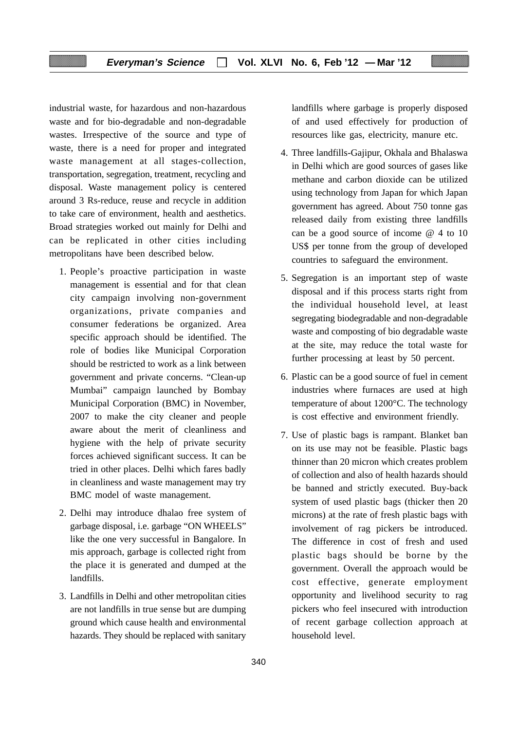industrial waste, for hazardous and non-hazardous waste and for bio-degradable and non-degradable wastes. Irrespective of the source and type of waste, there is a need for proper and integrated waste management at all stages-collection, transportation, segregation, treatment, recycling and disposal. Waste management policy is centered around 3 Rs-reduce, reuse and recycle in addition to take care of environment, health and aesthetics. Broad strategies worked out mainly for Delhi and can be replicated in other cities including metropolitans have been described below.

1. People's proactive participation in waste management is essential and for that clean city campaign involving non-government organizations, private companies and consumer federations be organized. Area specific approach should be identified. The role of bodies like Municipal Corporation should be restricted to work as a link between government and private concerns. "Clean-up Mumbai" campaign launched by Bombay Municipal Corporation (BMC) in November, 2007 to make the city cleaner and people aware about the merit of cleanliness and hygiene with the help of private security forces achieved significant success. It can be tried in other places. Delhi which fares badly in cleanliness and waste management may try BMC model of waste management.

2. Delhi may introduce dhalao free system of garbage disposal, i.e. garbage "ON WHEELS" like the one very successful in Bangalore. In mis approach, garbage is collected right from the place it is generated and dumped at the landfills.

3. Landfills in Delhi and other metropolitan cities are not landfills in true sense but are dumping ground which cause health and environmental hazards. They should be replaced with sanitary landfills where garbage is properly disposed of and used effectively for production of resources like gas, electricity, manure etc.

4. Three landfills-Gajipur, Okhala and Bhalaswa in Delhi which are good sources of gases like methane and carbon dioxide can be utilized using technology from Japan for which Japan government has agreed. About 750 tonne gas released daily from existing three landfills can be a good source of income @ 4 to 10 US$ per tonne from the group of developed countries to safeguard the environment.

5. Segregation is an important step of waste disposal and if this process starts right from the individual household level, at least segregating biodegradable and non-degradable waste and composting of bio degradable waste at the site, may reduce the total waste for further processing at least by 50 percent.

6. Plastic can be a good source of fuel in cement industries where furnaces are used at high temperature of about 1200°C. The technology is cost effective and environment friendly.

7. Use of plastic bags is rampant. Blanket ban on its use may not be feasible. Plastic bags thinner than 20 micron which creates problem of collection and also of health hazards should be banned and strictly executed. Buy-back system of used plastic bags (thicker then 20 microns) at the rate of fresh plastic bags with involvement of rag pickers be introduced. The difference in cost of fresh and used plastic bags should be borne by the government. Overall the approach would be cost effective, generate employment opportunity and livelihood security to rag pickers who feel insecured with introduction of recent garbage collection approach at household level.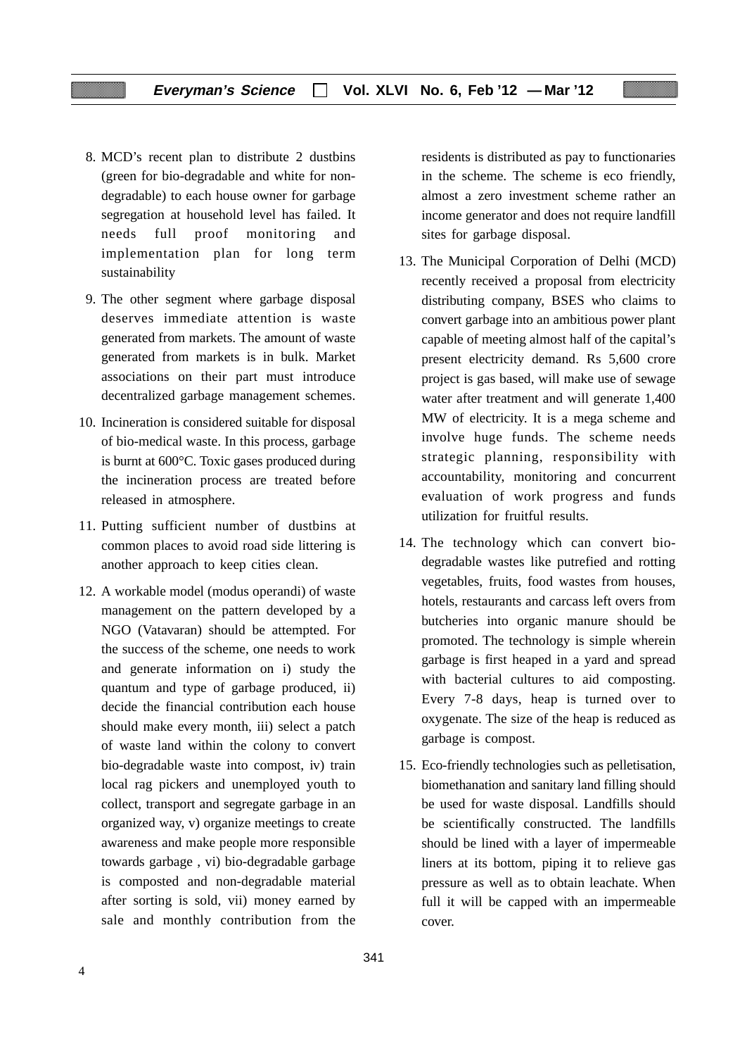8. MCD's recent plan to distribute 2 dustbins (green for bio-degradable and white for non-degradable) to each house owner for garbage segregation at household level has failed. It needs full proof monitoring and implementation plan for long term sustainability

9. The other segment where garbage disposal deserves immediate attention is waste generated from markets. The amount of waste generated from markets is in bulk. Market associations on their part must introduce decentralized garbage management schemes.

10. Incineration is considered suitable for disposal of bio-medical waste. In this process, garbage is burnt at 600°C. Toxic gases produced during the incineration process are treated before released in atmosphere.

11. Putting sufficient number of dustbins at common places to avoid road side littering is another approach to keep cities clean.

12. A workable model (modus operandi) of waste management on the pattern developed by a NGO (Vatavaran) should be attempted. For the success of the scheme, one needs to work and generate information on i) study the quantum and type of garbage produced, ii) decide the financial contribution each house should make every month, iii) select a patch of waste land within the colony to convert bio-degradable waste into compost, iv) train local rag pickers and unemployed youth to collect, transport and segregate garbage in an organized way, v) organize meetings to create awareness and make people more responsible towards garbage , vi) bio-degradable garbage is composted and non-degradable material after sorting is sold, vii) money earned by sale and monthly contribution from the residents is distributed as pay to functionaries in the scheme. The scheme is eco friendly, almost a zero investment scheme rather an income generator and does not require landfill sites for garbage disposal.

13. The Municipal Corporation of Delhi (MCD) recently received a proposal from electricity distributing company, BSES who claims to convert garbage into an ambitious power plant capable of meeting almost half of the capital's present electricity demand. Rs 5,600 crore project is gas based, will make use of sewage water after treatment and will generate 1,400 MW of electricity. It is a mega scheme and involve huge funds. The scheme needs strategic planning, responsibility with accountability, monitoring and concurrent evaluation of work progress and funds utilization for fruitful results.

14. The technology which can convert bio-degradable wastes like putrefied and rotting vegetables, fruits, food wastes from houses, hotels, restaurants and carcass left overs from butcheries into organic manure should be promoted. The technology is simple wherein garbage is first heaped in a yard and spread with bacterial cultures to aid composting. Every 7-8 days, heap is turned over to oxygenate. The size of the heap is reduced as garbage is compost.

15. Eco-friendly technologies such as pelletisation, biomethanation and sanitary land filling should be used for waste disposal. Landfills should be scientifically constructed. The landfills should be lined with a layer of impermeable liners at its bottom, piping it to relieve gas pressure as well as to obtain leachate. When full it will be capped with an impermeable cover.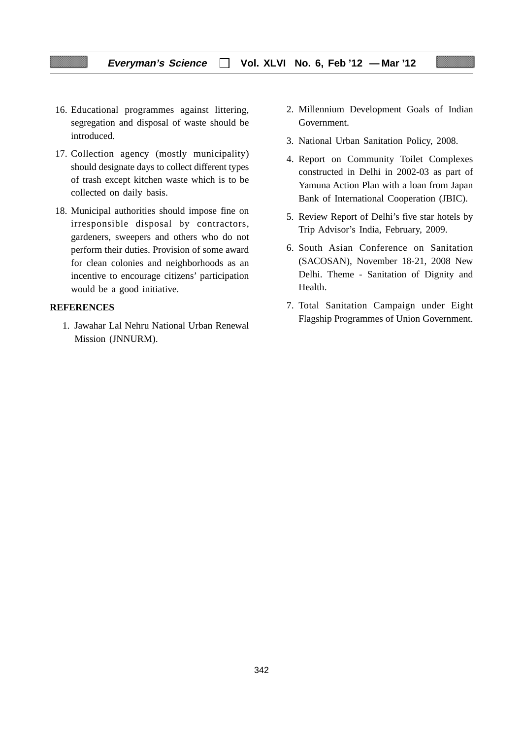16. Educational programmes against littering, segregation and disposal of waste should be introduced.
17. Collection agency (mostly municipality) should designate days to collect different types of trash except kitchen waste which is to be collected on daily basis.
18. Municipal authorities should impose fine on irresponsible disposal by contractors, gardeners, sweepers and others who do not perform their duties. Provision of some award for clean colonies and neighborhoods as an incentive to encourage citizens' participation would be a good initiative.

## REFERENCES

1. Jawahar Lal Nehru National Urban Renewal Mission (JNNURM).
2. Millennium Development Goals of Indian Government.
3. National Urban Sanitation Policy, 2008.
4. Report on Community Toilet Complexes constructed in Delhi in 2002-03 as part of Yamuna Action Plan with a loan from Japan Bank of International Cooperation (JBIC).
5. Review Report of Delhi's five star hotels by Trip Advisor's India, February, 2009.
6. South Asian Conference on Sanitation (SACOSAN), November 18-21, 2008 New Delhi. Theme - Sanitation of Dignity and Health.
7. Total Sanitation Campaign under Eight Flagship Programmes of Union Government.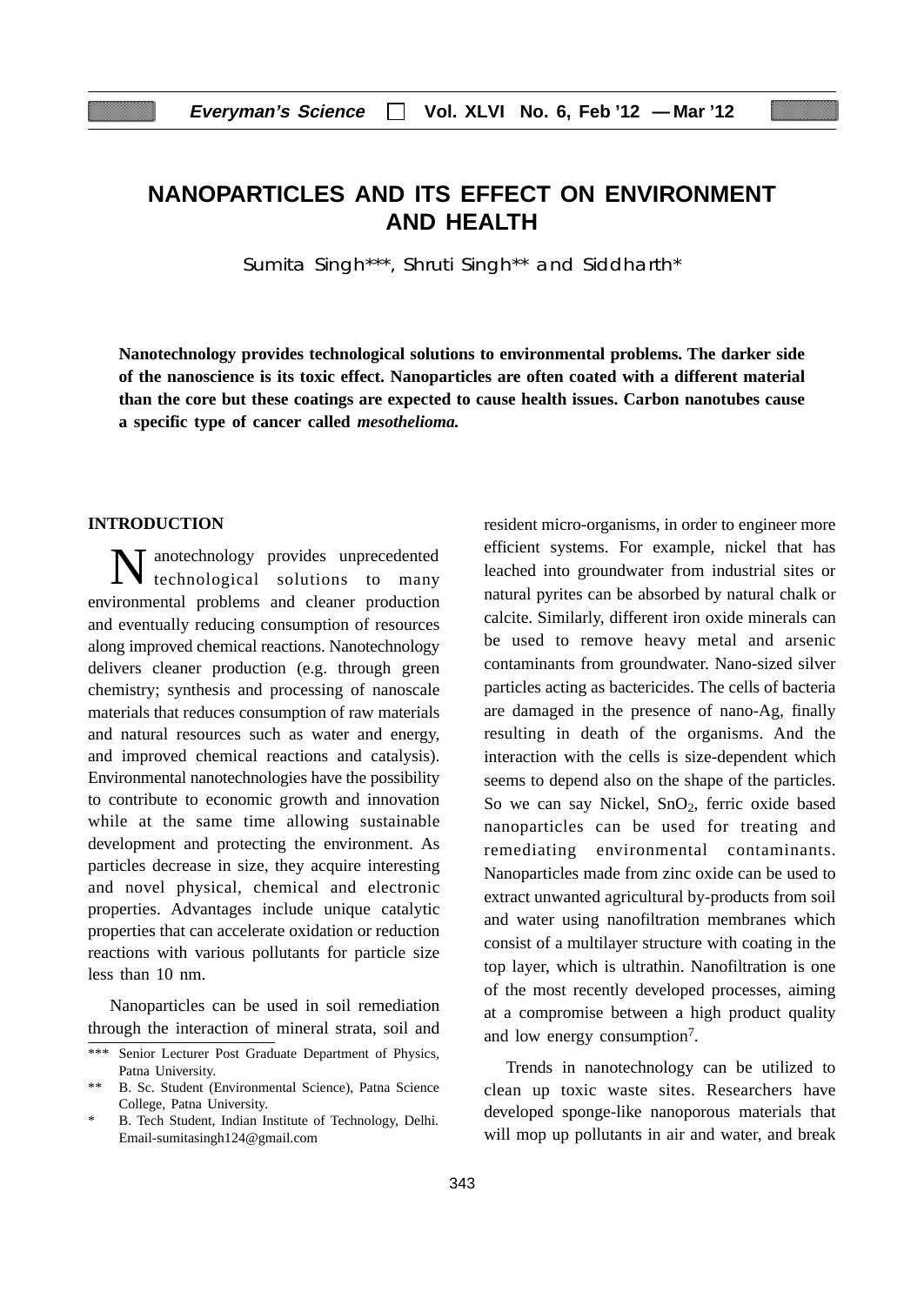# NANOPARTICLES AND ITS EFFECT ON ENVIRONMENT AND HEALTH

Sumita Singh***, Shruti Singh** and Siddharth*

**Nanotechnology provides technological solutions to environmental problems. The darker side of the nanoscience is its toxic effect. Nanoparticles are often coated with a different material than the core but these coatings are expected to cause health issues. Carbon nanotubes cause a specific type of cancer called *mesothelioma.***

## INTRODUCTION

Nanotechnology provides unprecedented technological solutions to many environmental problems and cleaner production and eventually reducing consumption of resources along improved chemical reactions. Nanotechnology delivers cleaner production (e.g. through green chemistry; synthesis and processing of nanoscale materials that reduces consumption of raw materials and natural resources such as water and energy, and improved chemical reactions and catalysis). Environmental nanotechnologies have the possibility to contribute to economic growth and innovation while at the same time allowing sustainable development and protecting the environment. As particles decrease in size, they acquire interesting and novel physical, chemical and electronic properties. Advantages include unique catalytic properties that can accelerate oxidation or reduction reactions with various pollutants for particle size less than 10 nm.

Nanoparticles can be used in soil remediation through the interaction of mineral strata, soil and resident micro-organisms, in order to engineer more efficient systems. For example, nickel that has leached into groundwater from industrial sites or natural pyrites can be absorbed by natural chalk or calcite. Similarly, different iron oxide minerals can be used to remove heavy metal and arsenic contaminants from groundwater. Nano-sized silver particles acting as bactericides. The cells of bacteria are damaged in the presence of nano-Ag, finally resulting in death of the organisms. And the interaction with the cells is size-dependent which seems to depend also on the shape of the particles. So we can say Nickel, $SnO_2$, ferric oxide based nanoparticles can be used for treating and remediating environmental contaminants. Nanoparticles made from zinc oxide can be used to extract unwanted agricultural by-products from soil and water using nanofiltration membranes which consist of a multilayer structure with coating in the top layer, which is ultrathin. Nanofiltration is one of the most recently developed processes, aiming at a compromise between a high product quality and low energy consumption[7].

Trends in nanotechnology can be utilized to clean up toxic waste sites. Researchers have developed sponge-like nanoporous materials that will mop up pollutants in air and water, and break

*** Senior Lecturer Post Graduate Department of Physics, Patna University.

** B. Sc. Student (Environmental Science), Patna Science College, Patna University.

\* B. Tech Student, Indian Institute of Technology, Delhi. Email-sumitasingh124@gmail.com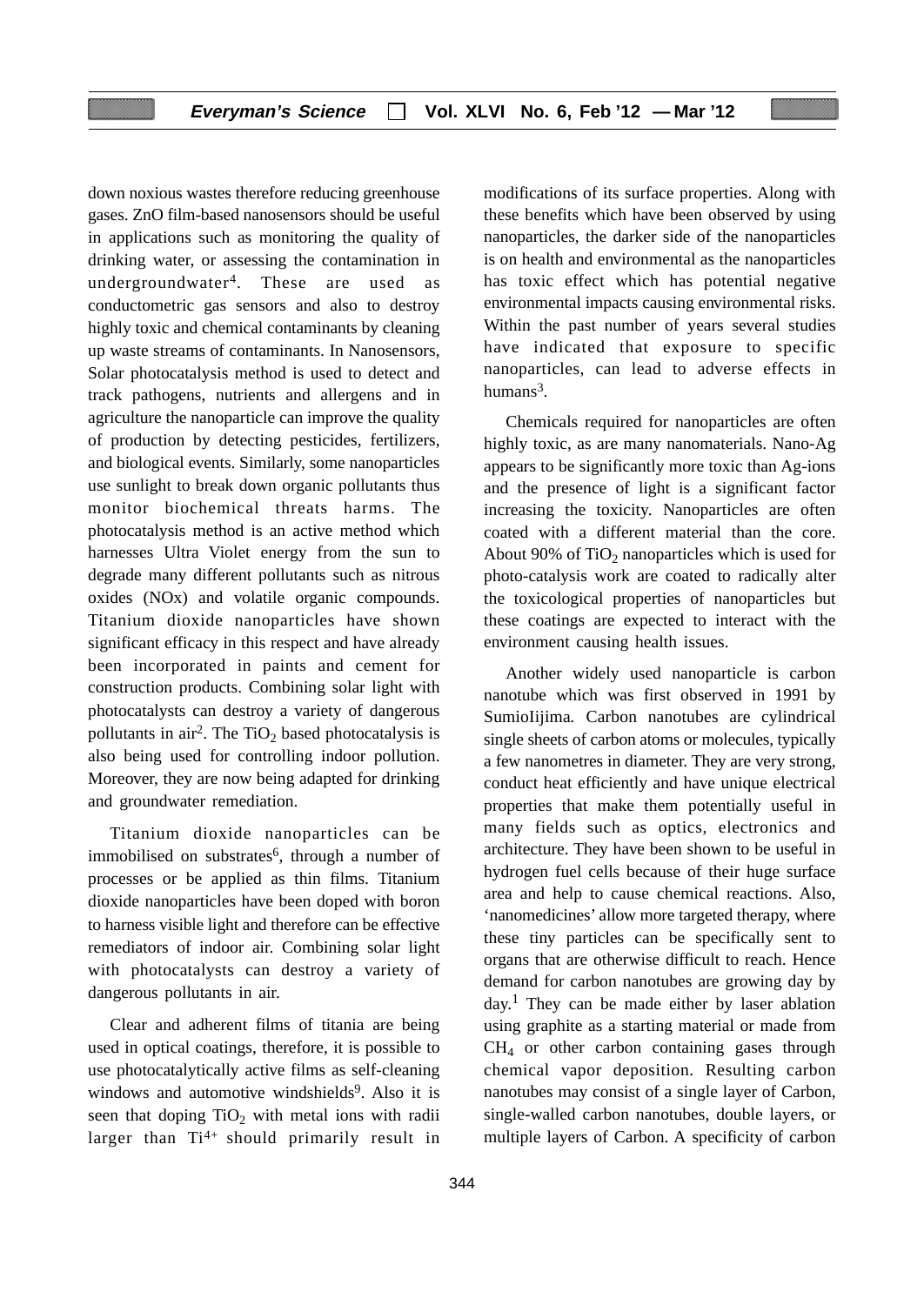down noxious wastes therefore reducing greenhouse gases. ZnO film-based nanosensors should be useful in applications such as monitoring the quality of drinking water, or assessing the contamination in undergroundwater[4]. These are used as conductometric gas sensors and also to destroy highly toxic and chemical contaminants by cleaning up waste streams of contaminants. In Nanosensors, Solar photocatalysis method is used to detect and track pathogens, nutrients and allergens and in agriculture the nanoparticle can improve the quality of production by detecting pesticides, fertilizers, and biological events. Similarly, some nanoparticles use sunlight to break down organic pollutants thus monitor biochemical threats harms. The photocatalysis method is an active method which harnesses Ultra Violet energy from the sun to degrade many different pollutants such as nitrous oxides (NOx) and volatile organic compounds. Titanium dioxide nanoparticles have shown significant efficacy in this respect and have already been incorporated in paints and cement for construction products. Combining solar light with photocatalysts can destroy a variety of dangerous pollutants in air[2]. The $TiO_2$ based photocatalysis is also being used for controlling indoor pollution. Moreover, they are now being adapted for drinking and groundwater remediation.

Titanium dioxide nanoparticles can be immobilised on substrates[6], through a number of processes or be applied as thin films. Titanium dioxide nanoparticles have been doped with boron to harness visible light and therefore can be effective remediators of indoor air. Combining solar light with photocatalysts can destroy a variety of dangerous pollutants in air.

Clear and adherent films of titania are being used in optical coatings, therefore, it is possible to use photocatalytically active films as self-cleaning windows and automotive windshields[9]. Also it is seen that doping $TiO_2$ with metal ions with radii larger than $Ti^{4+}$ should primarily result in modifications of its surface properties. Along with these benefits which have been observed by using nanoparticles, the darker side of the nanoparticles is on health and environmental as the nanoparticles has toxic effect which has potential negative environmental impacts causing environmental risks. Within the past number of years several studies have indicated that exposure to specific nanoparticles, can lead to adverse effects in humans[3].

Chemicals required for nanoparticles are often highly toxic, as are many nanomaterials. Nano-Ag appears to be significantly more toxic than Ag-ions and the presence of light is a significant factor increasing the toxicity. Nanoparticles are often coated with a different material than the core. About 90% of $TiO_2$ nanoparticles which is used for photo-catalysis work are coated to radically alter the toxicological properties of nanoparticles but these coatings are expected to interact with the environment causing health issues.

Another widely used nanoparticle is carbon nanotube which was first observed in 1991 by SumioIijima. Carbon nanotubes are cylindrical single sheets of carbon atoms or molecules, typically a few nanometres in diameter. They are very strong, conduct heat efficiently and have unique electrical properties that make them potentially useful in many fields such as optics, electronics and architecture. They have been shown to be useful in hydrogen fuel cells because of their huge surface area and help to cause chemical reactions. Also, 'nanomedicines' allow more targeted therapy, where these tiny particles can be specifically sent to organs that are otherwise difficult to reach. Hence demand for carbon nanotubes are growing day by day.[1] They can be made either by laser ablation using graphite as a starting material or made from $CH_4$ or other carbon containing gases through chemical vapor deposition. Resulting carbon nanotubes may consist of a single layer of Carbon, single-walled carbon nanotubes, double layers, or multiple layers of Carbon. A specificity of carbon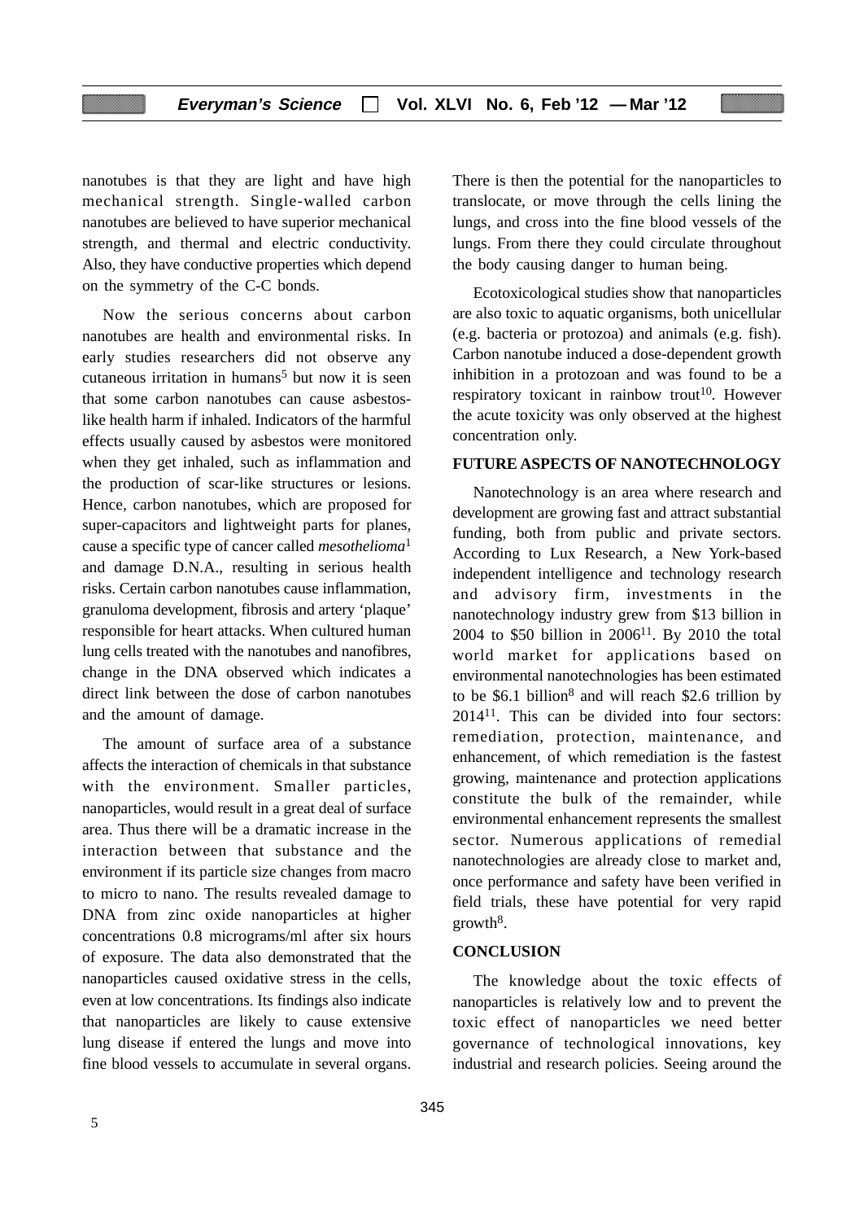nanotubes is that they are light and have high mechanical strength. Single-walled carbon nanotubes are believed to have superior mechanical strength, and thermal and electric conductivity. Also, they have conductive properties which depend on the symmetry of the C-C bonds.

Now the serious concerns about carbon nanotubes are health and environmental risks. In early studies researchers did not observe any cutaneous irritation in humans[5] but now it is seen that some carbon nanotubes can cause asbestos-like health harm if inhaled. Indicators of the harmful effects usually caused by asbestos were monitored when they get inhaled, such as inflammation and the production of scar-like structures or lesions. Hence, carbon nanotubes, which are proposed for super-capacitors and lightweight parts for planes, cause a specific type of cancer called *mesothelioma*[1] and damage D.N.A., resulting in serious health risks. Certain carbon nanotubes cause inflammation, granuloma development, fibrosis and artery 'plaque' responsible for heart attacks. When cultured human lung cells treated with the nanotubes and nanofibres, change in the DNA observed which indicates a direct link between the dose of carbon nanotubes and the amount of damage.

The amount of surface area of a substance affects the interaction of chemicals in that substance with the environment. Smaller particles, nanoparticles, would result in a great deal of surface area. Thus there will be a dramatic increase in the interaction between that substance and the environment if its particle size changes from macro to micro to nano. The results revealed damage to DNA from zinc oxide nanoparticles at higher concentrations 0.8 micrograms/ml after six hours of exposure. The data also demonstrated that the nanoparticles caused oxidative stress in the cells, even at low concentrations. Its findings also indicate that nanoparticles are likely to cause extensive lung disease if entered the lungs and move into fine blood vessels to accumulate in several organs. There is then the potential for the nanoparticles to translocate, or move through the cells lining the lungs, and cross into the fine blood vessels of the lungs. From there they could circulate throughout the body causing danger to human being.

Ecotoxicological studies show that nanoparticles are also toxic to aquatic organisms, both unicellular (e.g. bacteria or protozoa) and animals (e.g. fish). Carbon nanotube induced a dose-dependent growth inhibition in a protozoan and was found to be a respiratory toxicant in rainbow trout[10]. However the acute toxicity was only observed at the highest concentration only.

## FUTURE ASPECTS OF NANOTECHNOLOGY

Nanotechnology is an area where research and development are growing fast and attract substantial funding, both from public and private sectors. According to Lux Research, a New York-based independent intelligence and technology research and advisory firm, investments in the nanotechnology industry grew from \$13 billion in 2004 to \$50 billion in 2006[11]. By 2010 the total world market for applications based on environmental nanotechnologies has been estimated to be \$6.1 billion[8] and will reach \$2.6 trillion by 2014[11]. This can be divided into four sectors: remediation, protection, maintenance, and enhancement, of which remediation is the fastest growing, maintenance and protection applications constitute the bulk of the remainder, while environmental enhancement represents the smallest sector. Numerous applications of remedial nanotechnologies are already close to market and, once performance and safety have been verified in field trials, these have potential for very rapid growth[8].

## CONCLUSION

The knowledge about the toxic effects of nanoparticles is relatively low and to prevent the toxic effect of nanoparticles we need better governance of technological innovations, key industrial and research policies. Seeing around the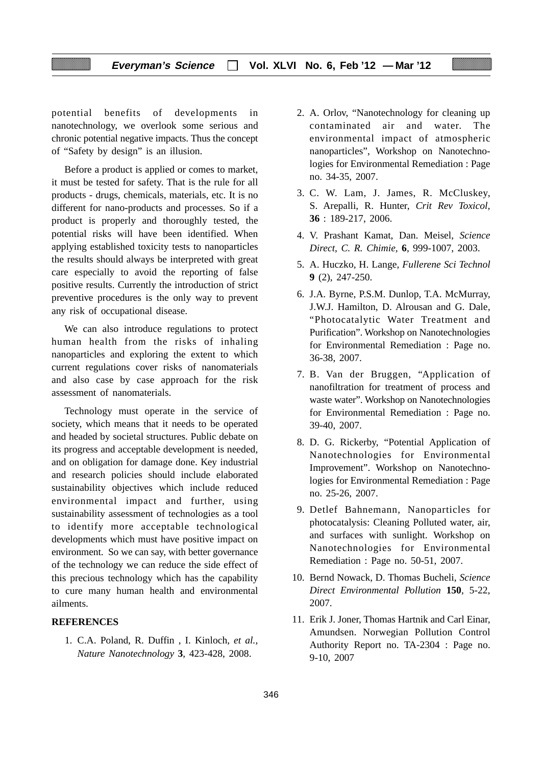potential benefits of developments in nanotechnology, we overlook some serious and chronic potential negative impacts. Thus the concept of "Safety by design" is an illusion.

Before a product is applied or comes to market, it must be tested for safety. That is the rule for all products - drugs, chemicals, materials, etc. It is no different for nano-products and processes. So if a product is properly and thoroughly tested, the potential risks will have been identified. When applying established toxicity tests to nanoparticles the results should always be interpreted with great care especially to avoid the reporting of false positive results. Currently the introduction of strict preventive procedures is the only way to prevent any risk of occupational disease.

We can also introduce regulations to protect human health from the risks of inhaling nanoparticles and exploring the extent to which current regulations cover risks of nanomaterials and also case by case approach for the risk assessment of nanomaterials.

Technology must operate in the service of society, which means that it needs to be operated and headed by societal structures. Public debate on its progress and acceptable development is needed, and on obligation for damage done. Key industrial and research policies should include elaborated sustainability objectives which include reduced environmental impact and further, using sustainability assessment of technologies as a tool to identify more acceptable technological developments which must have positive impact on environment. So we can say, with better governance of the technology we can reduce the side effect of this precious technology which has the capability to cure many human health and environmental ailments.

## REFERENCES

1. C.A. Poland, R. Duffin , I. Kinloch, *et al.*, *Nature Nanotechnology* **3**, 423-428, 2008.
2. A. Orlov, "Nanotechnology for cleaning up contaminated air and water. The environmental impact of atmospheric nanoparticles", Workshop on Nanotechnologies for Environmental Remediation : Page no. 34-35, 2007.
3. C. W. Lam, J. James, R. McCluskey, S. Arepalli, R. Hunter, *Crit Rev Toxicol,* **36** : 189-217, 2006.
4. V. Prashant Kamat, Dan. Meisel, *Science Direct, C. R. Chimie,* **6**, 999-1007, 2003.
5. A. Huczko, H. Lange, *Fullerene Sci Technol* **9** (2), 247-250.
6. J.A. Byrne, P.S.M. Dunlop, T.A. McMurray, J.W.J. Hamilton, D. Alrousan and G. Dale, "Photocatalytic Water Treatment and Purification". Workshop on Nanotechnologies for Environmental Remediation : Page no. 36-38, 2007.
7. B. Van der Bruggen, "Application of nanofiltration for treatment of process and waste water". Workshop on Nanotechnologies for Environmental Remediation : Page no. 39-40, 2007.
8. D. G. Rickerby, "Potential Application of Nanotechnologies for Environmental Improvement". Workshop on Nanotechnologies for Environmental Remediation : Page no. 25-26, 2007.
9. Detlef Bahnemann, Nanoparticles for photocatalysis: Cleaning Polluted water, air, and surfaces with sunlight. Workshop on Nanotechnologies for Environmental Remediation : Page no. 50-51, 2007.
10. Bernd Nowack, D. Thomas Bucheli, *Science Direct Environmental Pollution* **150**, 5-22, 2007.
11. Erik J. Joner, Thomas Hartnik and Carl Einar, Amundsen. Norwegian Pollution Control Authority Report no. TA-2304 : Page no. 9-10, 2007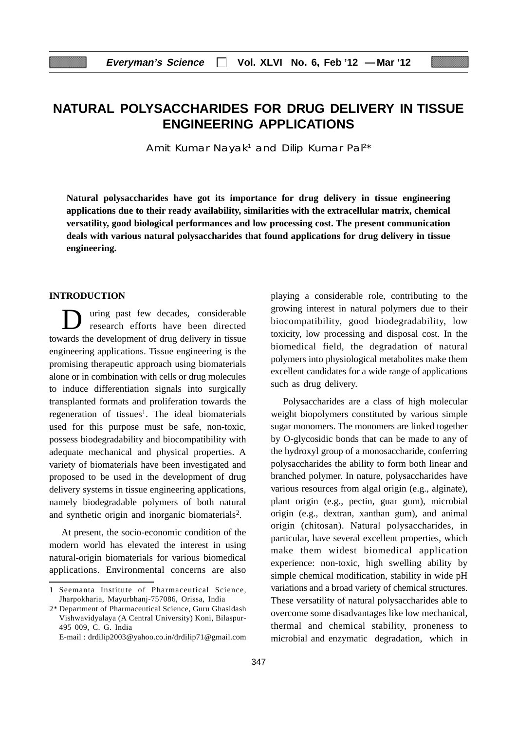# NATURAL POLYSACCHARIDES FOR DRUG DELIVERY IN TISSUE ENGINEERING APPLICATIONS

Amit Kumar Nayak[1] and Dilip Kumar Pal[2*]

**Natural polysaccharides have got its importance for drug delivery in tissue engineering applications due to their ready availability, similarities with the extracellular matrix, chemical versatility, good biological performances and low processing cost. The present communication deals with various natural polysaccharides that found applications for drug delivery in tissue engineering.**

## INTRODUCTION

During past few decades, considerable research efforts have been directed towards the development of drug delivery in tissue engineering applications. Tissue engineering is the promising therapeutic approach using biomaterials alone or in combination with cells or drug molecules to induce differentiation signals into surgically transplanted formats and proliferation towards the regeneration of tissues[1]. The ideal biomaterials used for this purpose must be safe, non-toxic, possess biodegradability and biocompatibility with adequate mechanical and physical properties. A variety of biomaterials have been investigated and proposed to be used in the development of drug delivery systems in tissue engineering applications, namely biodegradable polymers of both natural and synthetic origin and inorganic biomaterials[2].

At present, the socio-economic condition of the modern world has elevated the interest in using natural-origin biomaterials for various biomedical applications. Environmental concerns are also playing a considerable role, contributing to the growing interest in natural polymers due to their biocompatibility, good biodegradability, low toxicity, low processing and disposal cost. In the biomedical field, the degradation of natural polymers into physiological metabolites make them excellent candidates for a wide range of applications such as drug delivery.

Polysaccharides are a class of high molecular weight biopolymers constituted by various simple sugar monomers. The monomers are linked together by O-glycosidic bonds that can be made to any of the hydroxyl group of a monosaccharide, conferring polysaccharides the ability to form both linear and branched polymer. In nature, polysaccharides have various resources from algal origin (e.g., alginate), plant origin (e.g., pectin, guar gum), microbial origin (e.g., dextran, xanthan gum), and animal origin (chitosan). Natural polysaccharides, in particular, have several excellent properties, which make them widest biomedical application experience: non-toxic, high swelling ability by simple chemical modification, stability in wide pH variations and a broad variety of chemical structures. These versatility of natural polysaccharides able to overcome some disadvantages like low mechanical, thermal and chemical stability, proneness to microbial and enzymatic degradation, which in

---

1 Seemanta Institute of Pharmaceutical Science, Jharpokharia, Mayurbhanj-757086, Orissa, India

2* Department of Pharmaceutical Science, Guru Ghasidash Vishwavidyalaya (A Central University) Koni, Bilaspur-495 009, C. G. India
E-mail : drdilip2003@yahoo.co.in/drdilip71@gmail.com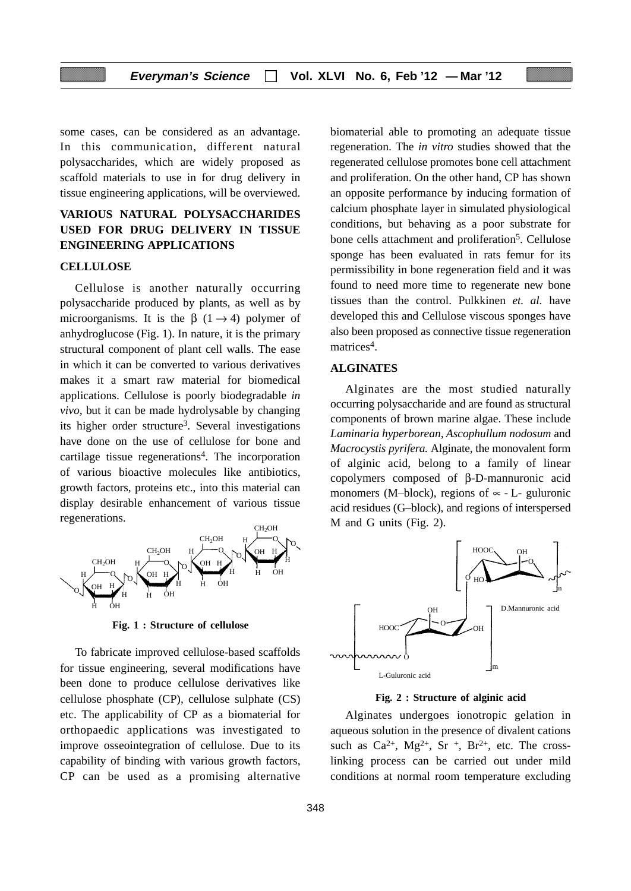some cases, can be considered as an advantage. In this communication, different natural polysaccharides, which are widely proposed as scaffold materials to use in for drug delivery in tissue engineering applications, will be overviewed.

## VARIOUS NATURAL POLYSACCHARIDES USED FOR DRUG DELIVERY IN TISSUE ENGINEERING APPLICATIONS

### CELLULOSE

Cellulose is another naturally occurring polysaccharide produced by plants, as well as by microorganisms. It is the $\beta$ $(1 \rightarrow 4)$ polymer of anhydroglucose (Fig. 1). In nature, it is the primary structural component of plant cell walls. The ease in which it can be converted to various derivatives makes it a smart raw material for biomedical applications. Cellulose is poorly biodegradable *in vivo*, but it can be made hydrolysable by changing its higher order structure[3]. Several investigations have done on the use of cellulose for bone and cartilage tissue regenerations[4]. The incorporation of various bioactive molecules like antibiotics, growth factors, proteins etc., into this material can display desirable enhancement of various tissue regenerations.

**Fig. 1 : Structure of cellulose**

To fabricate improved cellulose-based scaffolds for tissue engineering, several modifications have been done to produce cellulose derivatives like cellulose phosphate (CP), cellulose sulphate (CS) etc. The applicability of CP as a biomaterial for orthopaedic applications was investigated to improve osseointegration of cellulose. Due to its capability of binding with various growth factors, CP can be used as a promising alternative biomaterial able to promoting an adequate tissue regeneration. The *in vitro* studies showed that the regenerated cellulose promotes bone cell attachment and proliferation. On the other hand, CP has shown an opposite performance by inducing formation of calcium phosphate layer in simulated physiological conditions, but behaving as a poor substrate for bone cells attachment and proliferation[5]. Cellulose sponge has been evaluated in rats femur for its permissibility in bone regeneration field and it was found to need more time to regenerate new bone tissues than the control. Pulkkinen *et. al.* have developed this and Cellulose viscous sponges have also been proposed as connective tissue regeneration matrices[4].

### ALGINATES

Alginates are the most studied naturally occurring polysaccharide and are found as structural components of brown marine algae. These include *Laminaria hyperborean, Ascophullum nodosum* and *Macrocystis pyrifera.* Alginate, the monovalent form of alginic acid, belong to a family of linear copolymers composed of $\beta$-D-mannuronic acid monomers (M–block), regions of $\propto$ - L- guluronic acid residues (G–block), and regions of interspersed M and G units (Fig. 2).

**Fig. 2 : Structure of alginic acid**

Alginates undergoes ionotropic gelation in aqueous solution in the presence of divalent cations such as $Ca^{2+}$, $Mg^{2+}$, $Sr^{+}$, $Br^{2+}$, etc. The cross-linking process can be carried out under mild conditions at normal room temperature excluding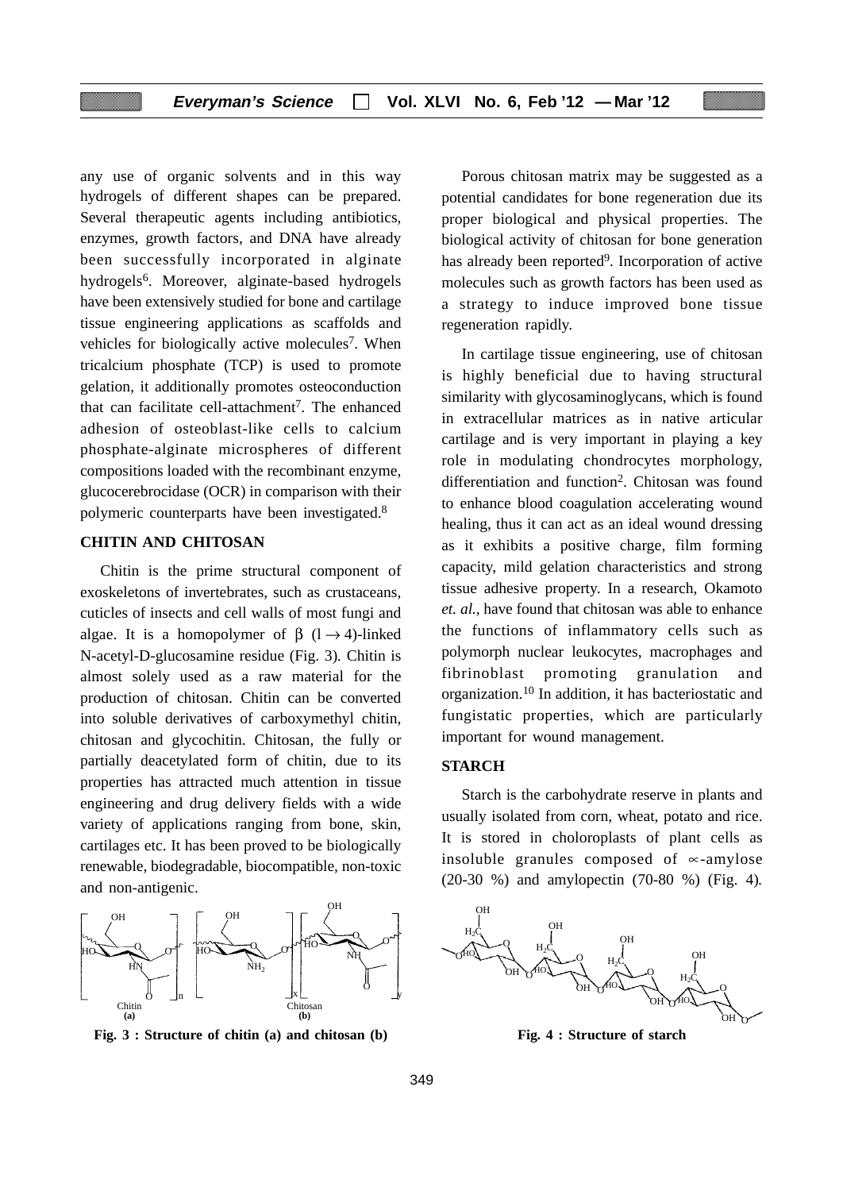any use of organic solvents and in this way hydrogels of different shapes can be prepared. Several therapeutic agents including antibiotics, enzymes, growth factors, and DNA have already been successfully incorporated in alginate hydrogels[6]. Moreover, alginate-based hydrogels have been extensively studied for bone and cartilage tissue engineering applications as scaffolds and vehicles for biologically active molecules[7]. When tricalcium phosphate (TCP) is used to promote gelation, it additionally promotes osteoconduction that can facilitate cell-attachment[7]. The enhanced adhesion of osteoblast-like cells to calcium phosphate-alginate microspheres of different compositions loaded with the recombinant enzyme, glucocerebrocidase (OCR) in comparison with their polymeric counterparts have been investigated.[8]

## CHITIN AND CHITOSAN

Chitin is the prime structural component of exoskeletons of invertebrates, such as crustaceans, cuticles of insects and cell walls of most fungi and algae. It is a homopolymer of $\beta$ $(1 \rightarrow 4)$-linked N-acetyl-D-glucosamine residue (Fig. 3). Chitin is almost solely used as a raw material for the production of chitosan. Chitin can be converted into soluble derivatives of carboxymethyl chitin, chitosan and glycochitin. Chitosan, the fully or partially deacetylated form of chitin, due to its properties has attracted much attention in tissue engineering and drug delivery fields with a wide variety of applications ranging from bone, skin, cartilages etc. It has been proved to be biologically renewable, biodegradable, biocompatible, non-toxic and non-antigenic.

**Fig. 3 : Structure of chitin (a) and chitosan (b)**

Porous chitosan matrix may be suggested as a potential candidates for bone regeneration due its proper biological and physical properties. The biological activity of chitosan for bone generation has already been reported[9]. Incorporation of active molecules such as growth factors has been used as a strategy to induce improved bone tissue regeneration rapidly.

In cartilage tissue engineering, use of chitosan is highly beneficial due to having structural similarity with glycosaminoglycans, which is found in extracellular matrices as in native articular cartilage and is very important in playing a key role in modulating chondrocytes morphology, differentiation and function[2]. Chitosan was found to enhance blood coagulation accelerating wound healing, thus it can act as an ideal wound dressing as it exhibits a positive charge, film forming capacity, mild gelation characteristics and strong tissue adhesive property. In a research, Okamoto *et. al.*, have found that chitosan was able to enhance the functions of inflammatory cells such as polymorph nuclear leukocytes, macrophages and fibrinoblast promoting granulation and organization.[10] In addition, it has bacteriostatic and fungistatic properties, which are particularly important for wound management.

## STARCH

Starch is the carbohydrate reserve in plants and usually isolated from corn, wheat, potato and rice. It is stored in choloroplasts of plant cells as insoluble granules composed of $\alpha$-amylose (20-30 %) and amylopectin (70-80 %) (Fig. 4).

**Fig. 4 : Structure of starch**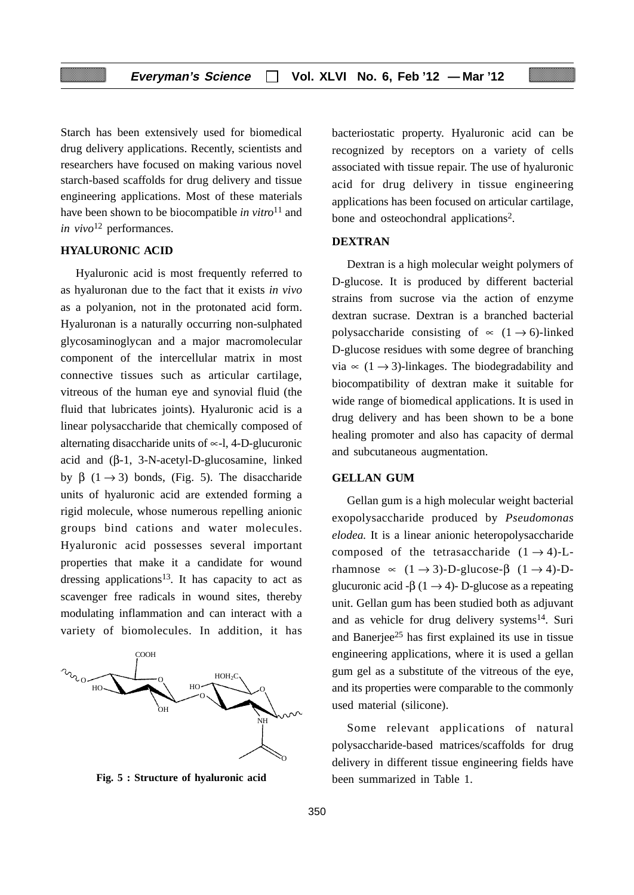Starch has been extensively used for biomedical drug delivery applications. Recently, scientists and researchers have focused on making various novel starch-based scaffolds for drug delivery and tissue engineering applications. Most of these materials have been shown to be biocompatible *in vitro*[11] and *in vivo*[12] performances.

### HYALURONIC ACID

Hyaluronic acid is most frequently referred to as hyaluronan due to the fact that it exists *in vivo* as a polyanion, not in the protonated acid form. Hyaluronan is a naturally occurring non-sulphated glycosaminoglycan and a major macromolecular component of the intercellular matrix in most connective tissues such as articular cartilage, vitreous of the human eye and synovial fluid (the fluid that lubricates joints). Hyaluronic acid is a linear polysaccharide that chemically composed of alternating disaccharide units of ∝-l, 4-D-glucuronic acid and (β-1, 3-N-acetyl-D-glucosamine, linked by β $(1 \rightarrow 3)$ bonds, (Fig. 5). The disaccharide units of hyaluronic acid are extended forming a rigid molecule, whose numerous repelling anionic groups bind cations and water molecules. Hyaluronic acid possesses several important properties that make it a candidate for wound dressing applications[13]. It has capacity to act as scavenger free radicals in wound sites, thereby modulating inflammation and can interact with a variety of biomolecules. In addition, it has bacteriostatic property. Hyaluronic acid can be recognized by receptors on a variety of cells associated with tissue repair. The use of hyaluronic acid for drug delivery in tissue engineering applications has been focused on articular cartilage, bone and osteochondral applications[2].

**Fig. 5 : Structure of hyaluronic acid**

### DEXTRAN

Dextran is a high molecular weight polymers of D-glucose. It is produced by different bacterial strains from sucrose via the action of enzyme dextran sucrase. Dextran is a branched bacterial polysaccharide consisting of ∝ $(1 \rightarrow 6)$-linked D-glucose residues with some degree of branching via ∝ $(1 \rightarrow 3)$-linkages. The biodegradability and biocompatibility of dextran make it suitable for wide range of biomedical applications. It is used in drug delivery and has been shown to be a bone healing promoter and also has capacity of dermal and subcutaneous augmentation.

### GELLAN GUM

Gellan gum is a high molecular weight bacterial exopolysaccharide produced by *Pseudomonas elodea.* It is a linear anionic heteropolysaccharide composed of the tetrasaccharide $(1 \rightarrow 4)$-L-rhamnose ∝ $(1 \rightarrow 3)$-D-glucose-β $(1 \rightarrow 4)$-D-glucuronic acid -β $(1 \rightarrow 4)$- D-glucose as a repeating unit. Gellan gum has been studied both as adjuvant and as vehicle for drug delivery systems[14]. Suri and Banerjee[25] has first explained its use in tissue engineering applications, where it is used a gellan gum gel as a substitute of the vitreous of the eye, and its properties were comparable to the commonly used material (silicone).

Some relevant applications of natural polysaccharide-based matrices/scaffolds for drug delivery in different tissue engineering fields have been summarized in Table 1.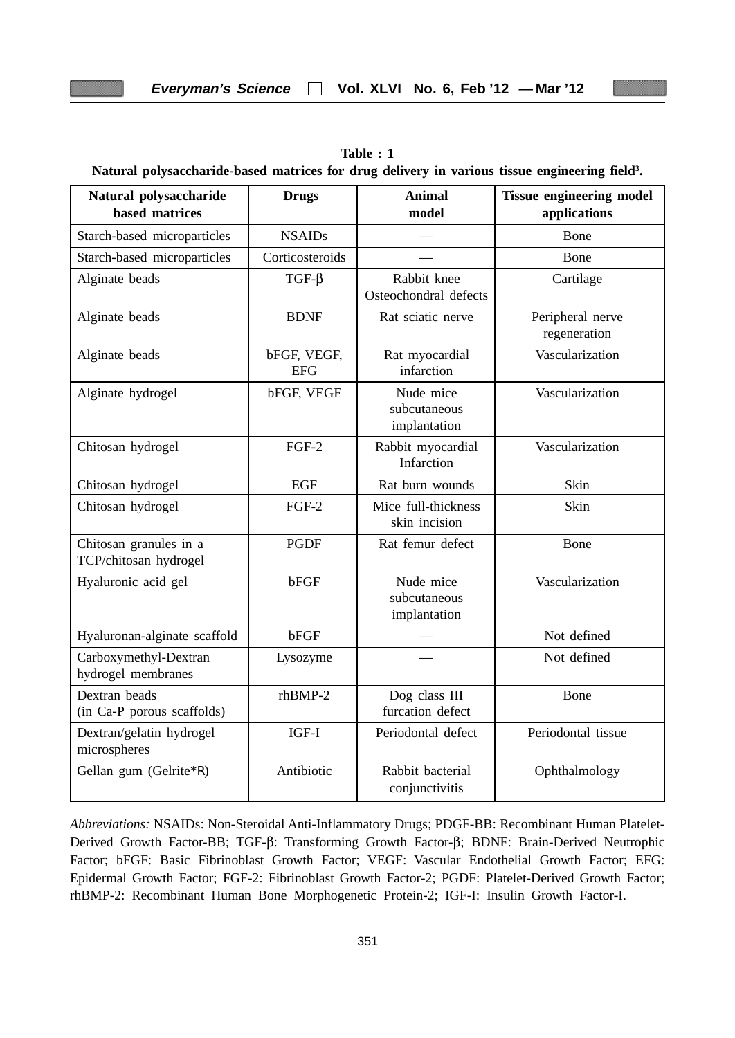**Table : 1**

**Natural polysaccharide-based matrices for drug delivery in various tissue engineering field[3].**

| Natural polysaccharide based matrices | Drugs | Animal model | Tissue engineering model applications |
|---|---|---|---|
| Starch-based microparticles | NSAIDs | — | Bone |
| Starch-based microparticles | Corticosteroids | — | Bone |
| Alginate beads | TGF-β | Rabbit knee Osteochondral defects | Cartilage |
| Alginate beads | BDNF | Rat sciatic nerve | Peripheral nerve regeneration |
| Alginate beads | bFGF, VEGF, EFG | Rat myocardial infarction | Vascularization |
| Alginate hydrogel | bFGF, VEGF | Nude mice subcutaneous implantation | Vascularization |
| Chitosan hydrogel | FGF-2 | Rabbit myocardial Infarction | Vascularization |
| Chitosan hydrogel | EGF | Rat burn wounds | Skin |
| Chitosan hydrogel | FGF-2 | Mice full-thickness skin incision | Skin |
| Chitosan granules in a TCP/chitosan hydrogel | PGDF | Rat femur defect | Bone |
| Hyaluronic acid gel | bFGF | Nude mice subcutaneous implantation | Vascularization |
| Hyaluronan-alginate scaffold | bFGF | — | Not defined |
| Carboxymethyl-Dextran hydrogel membranes | Lysozyme | — | Not defined |
| Dextran beads (in Ca-P porous scaffolds) | rhBMP-2 | Dog class III furcation defect | Bone |
| Dextran/gelatin hydrogel microspheres | IGF-I | Periodontal defect | Periodontal tissue |
| Gellan gum (Gelrite*R) | Antibiotic | Rabbit bacterial conjunctivitis | Ophthalmology |

*Abbreviations:* NSAIDs: Non-Steroidal Anti-Inflammatory Drugs; PDGF-BB: Recombinant Human Platelet-Derived Growth Factor-BB; TGF-β: Transforming Growth Factor-β; BDNF: Brain-Derived Neutrophic Factor; bFGF: Basic Fibrinoblast Growth Factor; VEGF: Vascular Endothelial Growth Factor; EFG: Epidermal Growth Factor; FGF-2: Fibrinoblast Growth Factor-2; PGDF: Platelet-Derived Growth Factor; rhBMP-2: Recombinant Human Bone Morphogenetic Protein-2; IGF-I: Insulin Growth Factor-I.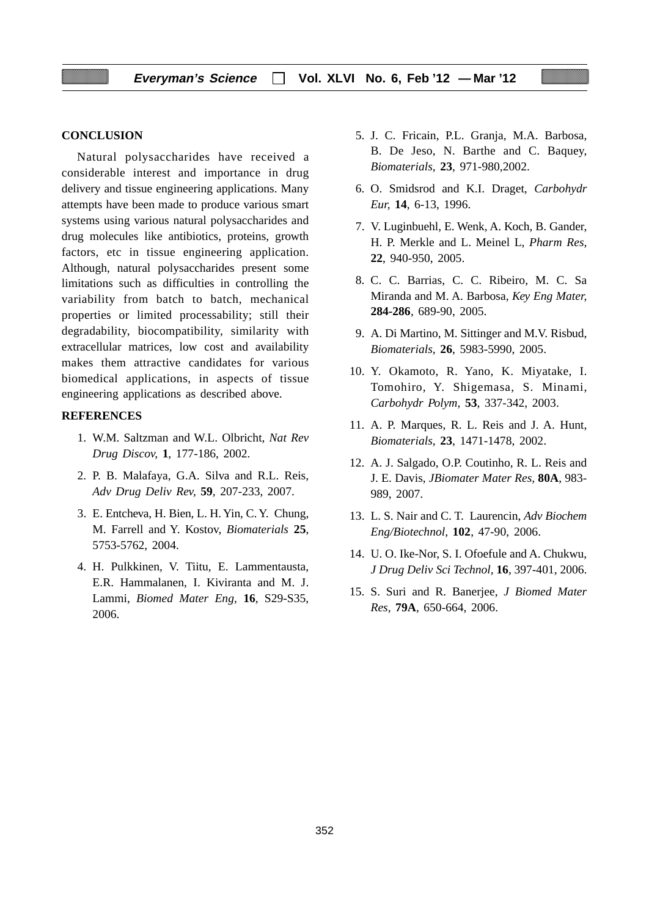## CONCLUSION

Natural polysaccharides have received a considerable interest and importance in drug delivery and tissue engineering applications. Many attempts have been made to produce various smart systems using various natural polysaccharides and drug molecules like antibiotics, proteins, growth factors, etc in tissue engineering application. Although, natural polysaccharides present some limitations such as difficulties in controlling the variability from batch to batch, mechanical properties or limited processability; still their degradability, biocompatibility, similarity with extracellular matrices, low cost and availability makes them attractive candidates for various biomedical applications, in aspects of tissue engineering applications as described above.

## REFERENCES

1. W.M. Saltzman and W.L. Olbricht, *Nat Rev Drug Discov,* **1**, 177-186, 2002.
2. P. B. Malafaya, G.A. Silva and R.L. Reis, *Adv Drug Deliv Rev,* **59**, 207-233, 2007.
3. E. Entcheva, H. Bien, L. H. Yin, C. Y. Chung, M. Farrell and Y. Kostov, *Biomaterials* **25**, 5753-5762, 2004.
4. H. Pulkkinen, V. Tiitu, E. Lammentausta, E.R. Hammalanen, I. Kiviranta and M. J. Lammi, *Biomed Mater Eng,* **16**, S29-S35, 2006.
5. J. C. Fricain, P.L. Granja, M.A. Barbosa, B. De Jeso, N. Barthe and C. Baquey, *Biomaterials*, **23**, 971-980,2002.
6. O. Smidsrod and K.I. Draget, *Carbohydr Eur,* **14**, 6-13, 1996.
7. V. Luginbuehl, E. Wenk, A. Koch, B. Gander, H. P. Merkle and L. Meinel L, *Pharm Res,* **22**, 940-950, 2005.
8. C. C. Barrias, C. C. Ribeiro, M. C. Sa Miranda and M. A. Barbosa, *Key Eng Mater,* **284-286**, 689-90, 2005.
9. A. Di Martino, M. Sittinger and M.V. Risbud, *Biomaterials,* **26**, 5983-5990, 2005.
10. Y. Okamoto, R. Yano, K. Miyatake, I. Tomohiro, Y. Shigemasa, S. Minami, *Carbohydr Polym,* **53**, 337-342, 2003.
11. A. P. Marques, R. L. Reis and J. A. Hunt, *Biomaterials,* **23**, 1471-1478, 2002.
12. A. J. Salgado, O.P. Coutinho, R. L. Reis and J. E. Davis, *JBiomater Mater Res,* **80A**, 983-989, 2007.
13. L. S. Nair and C. T. Laurencin, *Adv Biochem Eng/Biotechnol,* **102**, 47-90, 2006.
14. U. O. Ike-Nor, S. I. Ofoefule and A. Chukwu, *J Drug Deliv Sci Technol,* **16**, 397-401, 2006.
15. S. Suri and R. Banerjee, *J Biomed Mater Res,* **79A**, 650-664, 2006.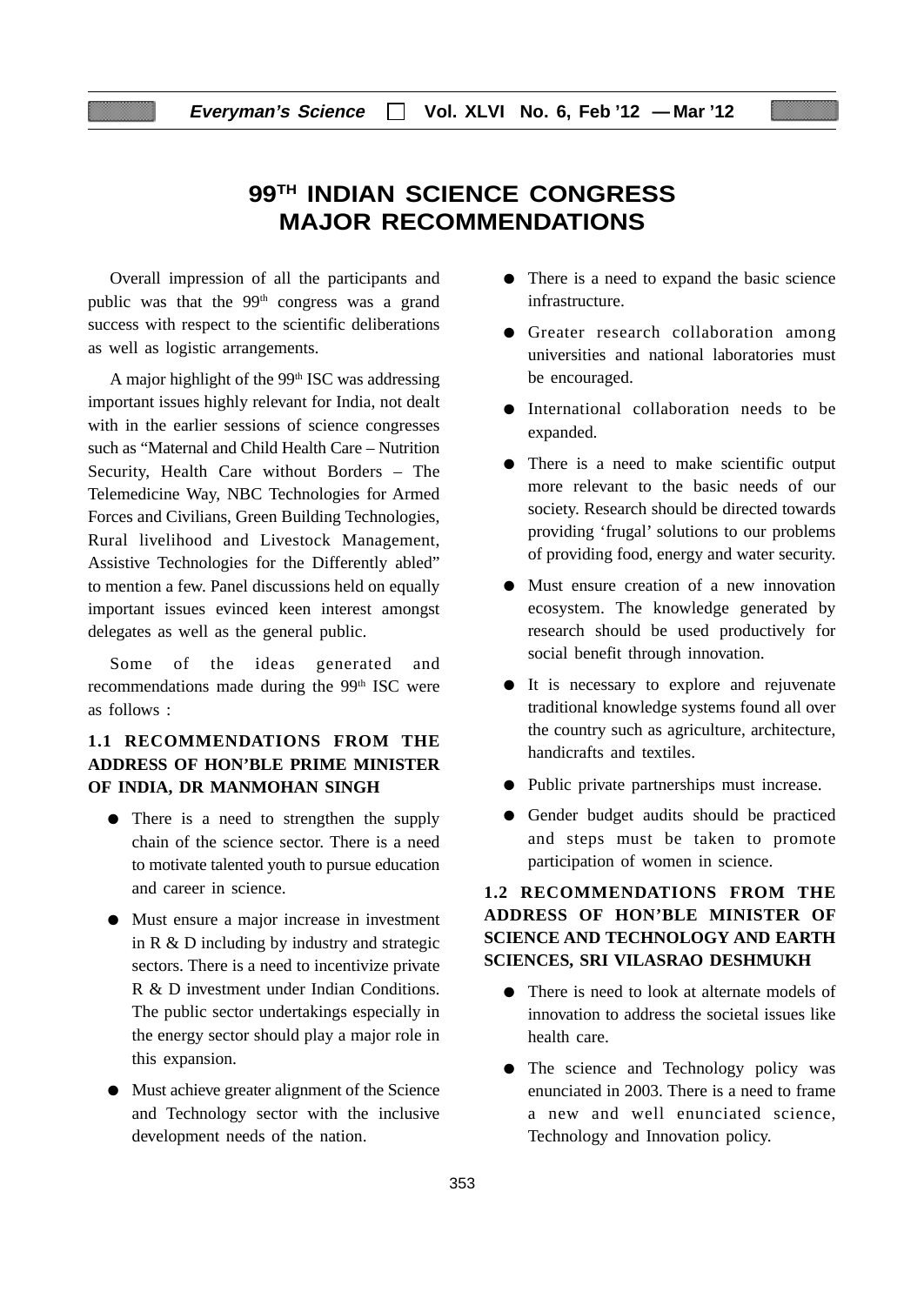# 99TH INDIAN SCIENCE CONGRESS MAJOR RECOMMENDATIONS

Overall impression of all the participants and public was that the 99th congress was a grand success with respect to the scientific deliberations as well as logistic arrangements.

A major highlight of the 99th ISC was addressing important issues highly relevant for India, not dealt with in the earlier sessions of science congresses such as "Maternal and Child Health Care – Nutrition Security, Health Care without Borders – The Telemedicine Way, NBC Technologies for Armed Forces and Civilians, Green Building Technologies, Rural livelihood and Livestock Management, Assistive Technologies for the Differently abled" to mention a few. Panel discussions held on equally important issues evinced keen interest amongst delegates as well as the general public.

Some of the ideas generated and recommendations made during the 99th ISC were as follows :

### 1.1 RECOMMENDATIONS FROM THE ADDRESS OF HON'BLE PRIME MINISTER OF INDIA, DR MANMOHAN SINGH

- There is a need to strengthen the supply chain of the science sector. There is a need to motivate talented youth to pursue education and career in science.
- Must ensure a major increase in investment in R & D including by industry and strategic sectors. There is a need to incentivize private R & D investment under Indian Conditions. The public sector undertakings especially in the energy sector should play a major role in this expansion.
- Must achieve greater alignment of the Science and Technology sector with the inclusive development needs of the nation.
- There is a need to expand the basic science infrastructure.
- Greater research collaboration among universities and national laboratories must be encouraged.
- International collaboration needs to be expanded.
- There is a need to make scientific output more relevant to the basic needs of our society. Research should be directed towards providing 'frugal' solutions to our problems of providing food, energy and water security.
- Must ensure creation of a new innovation ecosystem. The knowledge generated by research should be used productively for social benefit through innovation.
- It is necessary to explore and rejuvenate traditional knowledge systems found all over the country such as agriculture, architecture, handicrafts and textiles.
- Public private partnerships must increase.
- Gender budget audits should be practiced and steps must be taken to promote participation of women in science.

### 1.2 RECOMMENDATIONS FROM THE ADDRESS OF HON'BLE MINISTER OF SCIENCE AND TECHNOLOGY AND EARTH SCIENCES, SRI VILASRAO DESHMUKH

- There is need to look at alternate models of innovation to address the societal issues like health care.
- The science and Technology policy was enunciated in 2003. There is a need to frame a new and well enunciated science, Technology and Innovation policy.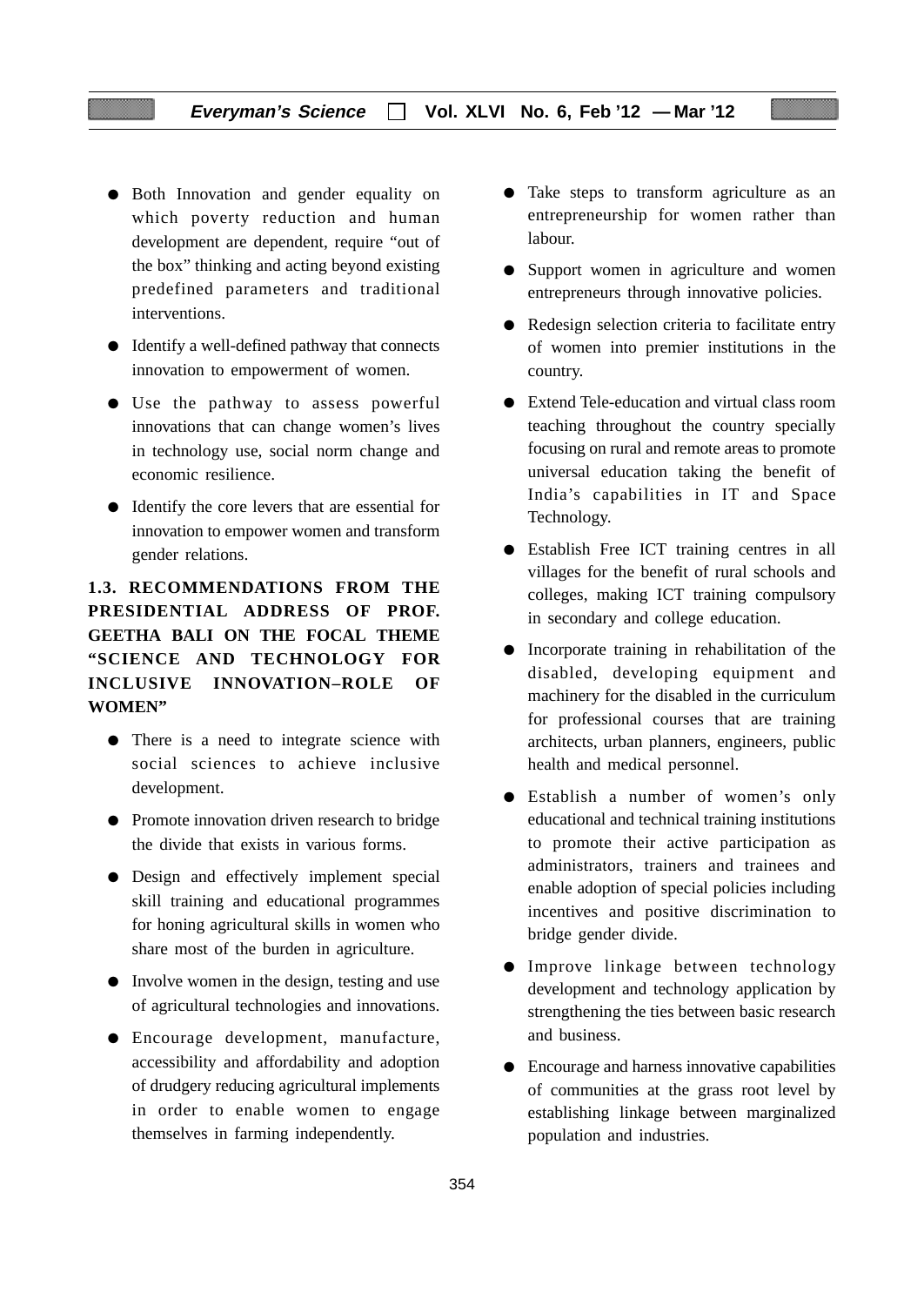- Both Innovation and gender equality on which poverty reduction and human development are dependent, require "out of the box" thinking and acting beyond existing predefined parameters and traditional interventions.

- Identify a well-defined pathway that connects innovation to empowerment of women.

- Use the pathway to assess powerful innovations that can change women's lives in technology use, social norm change and economic resilience.

- Identify the core levers that are essential for innovation to empower women and transform gender relations.

### 1.3. RECOMMENDATIONS FROM THE PRESIDENTIAL ADDRESS OF PROF. GEETHA BALI ON THE FOCAL THEME "SCIENCE AND TECHNOLOGY FOR INCLUSIVE INNOVATION–ROLE OF WOMEN"

- There is a need to integrate science with social sciences to achieve inclusive development.

- Promote innovation driven research to bridge the divide that exists in various forms.

- Design and effectively implement special skill training and educational programmes for honing agricultural skills in women who share most of the burden in agriculture.

- Involve women in the design, testing and use of agricultural technologies and innovations.

- Encourage development, manufacture, accessibility and affordability and adoption of drudgery reducing agricultural implements in order to enable women to engage themselves in farming independently.

- Take steps to transform agriculture as an entrepreneurship for women rather than labour.

- Support women in agriculture and women entrepreneurs through innovative policies.

- Redesign selection criteria to facilitate entry of women into premier institutions in the country.

- Extend Tele-education and virtual class room teaching throughout the country specially focusing on rural and remote areas to promote universal education taking the benefit of India's capabilities in IT and Space Technology.

- Establish Free ICT training centres in all villages for the benefit of rural schools and colleges, making ICT training compulsory in secondary and college education.

- Incorporate training in rehabilitation of the disabled, developing equipment and machinery for the disabled in the curriculum for professional courses that are training architects, urban planners, engineers, public health and medical personnel.

- Establish a number of women's only educational and technical training institutions to promote their active participation as administrators, trainers and trainees and enable adoption of special policies including incentives and positive discrimination to bridge gender divide.

- Improve linkage between technology development and technology application by strengthening the ties between basic research and business.

- Encourage and harness innovative capabilities of communities at the grass root level by establishing linkage between marginalized population and industries.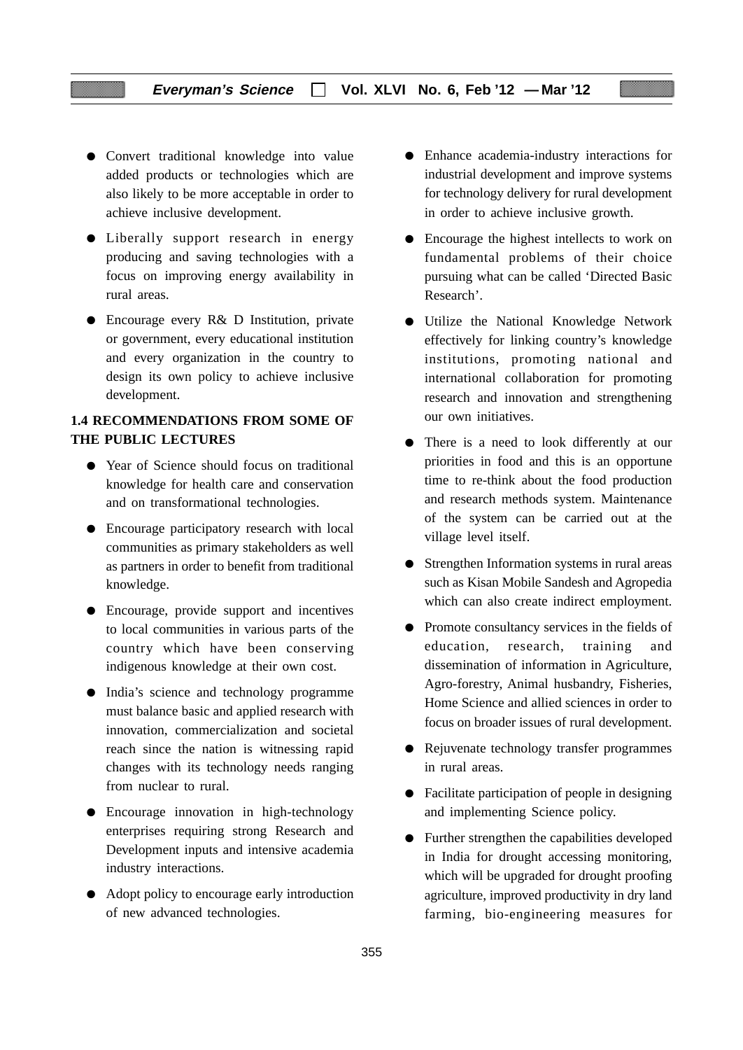- Convert traditional knowledge into value added products or technologies which are also likely to be more acceptable in order to achieve inclusive development.
- Liberally support research in energy producing and saving technologies with a focus on improving energy availability in rural areas.
- Encourage every R& D Institution, private or government, every educational institution and every organization in the country to design its own policy to achieve inclusive development.

**1.4 RECOMMENDATIONS FROM SOME OF THE PUBLIC LECTURES**

- Year of Science should focus on traditional knowledge for health care and conservation and on transformational technologies.
- Encourage participatory research with local communities as primary stakeholders as well as partners in order to benefit from traditional knowledge.
- Encourage, provide support and incentives to local communities in various parts of the country which have been conserving indigenous knowledge at their own cost.
- India's science and technology programme must balance basic and applied research with innovation, commercialization and societal reach since the nation is witnessing rapid changes with its technology needs ranging from nuclear to rural.
- Encourage innovation in high-technology enterprises requiring strong Research and Development inputs and intensive academia industry interactions.
- Adopt policy to encourage early introduction of new advanced technologies.
- Enhance academia-industry interactions for industrial development and improve systems for technology delivery for rural development in order to achieve inclusive growth.
- Encourage the highest intellects to work on fundamental problems of their choice pursuing what can be called 'Directed Basic Research'.
- Utilize the National Knowledge Network effectively for linking country's knowledge institutions, promoting national and international collaboration for promoting research and innovation and strengthening our own initiatives.
- There is a need to look differently at our priorities in food and this is an opportune time to re-think about the food production and research methods system. Maintenance of the system can be carried out at the village level itself.
- Strengthen Information systems in rural areas such as Kisan Mobile Sandesh and Agropedia which can also create indirect employment.
- Promote consultancy services in the fields of education, research, training and dissemination of information in Agriculture, Agro-forestry, Animal husbandry, Fisheries, Home Science and allied sciences in order to focus on broader issues of rural development.
- Rejuvenate technology transfer programmes in rural areas.
- Facilitate participation of people in designing and implementing Science policy.
- Further strengthen the capabilities developed in India for drought accessing monitoring, which will be upgraded for drought proofing agriculture, improved productivity in dry land farming, bio-engineering measures for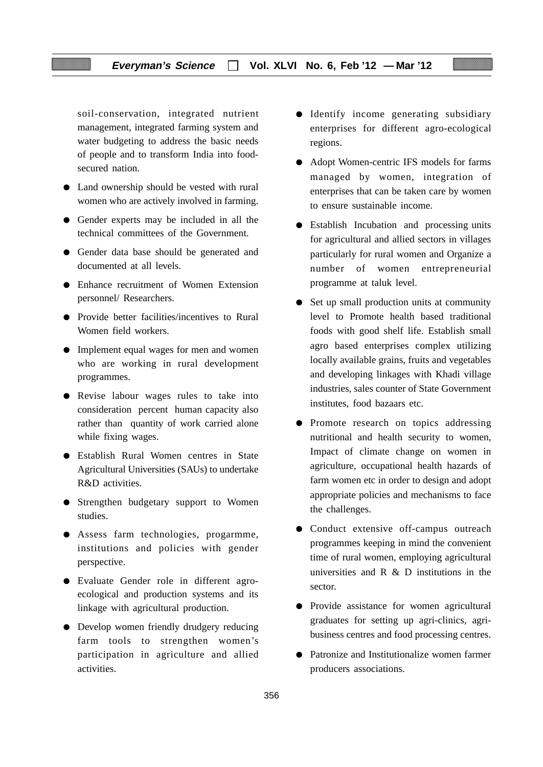soil-conservation, integrated nutrient management, integrated farming system and water budgeting to address the basic needs of people and to transform India into food-secured nation.

- Land ownership should be vested with rural women who are actively involved in farming.
- Gender experts may be included in all the technical committees of the Government.
- Gender data base should be generated and documented at all levels.
- Enhance recruitment of Women Extension personnel/ Researchers.
- Provide better facilities/incentives to Rural Women field workers.
- Implement equal wages for men and women who are working in rural development programmes.
- Revise labour wages rules to take into consideration percent human capacity also rather than quantity of work carried alone while fixing wages.
- Establish Rural Women centres in State Agricultural Universities (SAUs) to undertake R&D activities.
- Strengthen budgetary support to Women studies.
- Assess farm technologies, progarmme, institutions and policies with gender perspective.
- Evaluate Gender role in different agro-ecological and production systems and its linkage with agricultural production.
- Develop women friendly drudgery reducing farm tools to strengthen women's participation in agriculture and allied activities.
- Identify income generating subsidiary enterprises for different agro-ecological regions.
- Adopt Women-centric IFS models for farms managed by women, integration of enterprises that can be taken care by women to ensure sustainable income.
- Establish Incubation and processing units for agricultural and allied sectors in villages particularly for rural women and Organize a number of women entrepreneurial programme at taluk level.
- Set up small production units at community level to Promote health based traditional foods with good shelf life. Establish small agro based enterprises complex utilizing locally available grains, fruits and vegetables and developing linkages with Khadi village industries, sales counter of State Government institutes, food bazaars etc.
- Promote research on topics addressing nutritional and health security to women, Impact of climate change on women in agriculture, occupational health hazards of farm women etc in order to design and adopt appropriate policies and mechanisms to face the challenges.
- Conduct extensive off-campus outreach programmes keeping in mind the convenient time of rural women, employing agricultural universities and R & D institutions in the sector.
- Provide assistance for women agricultural graduates for setting up agri-clinics, agri-business centres and food processing centres.
- Patronize and Institutionalize women farmer producers associations.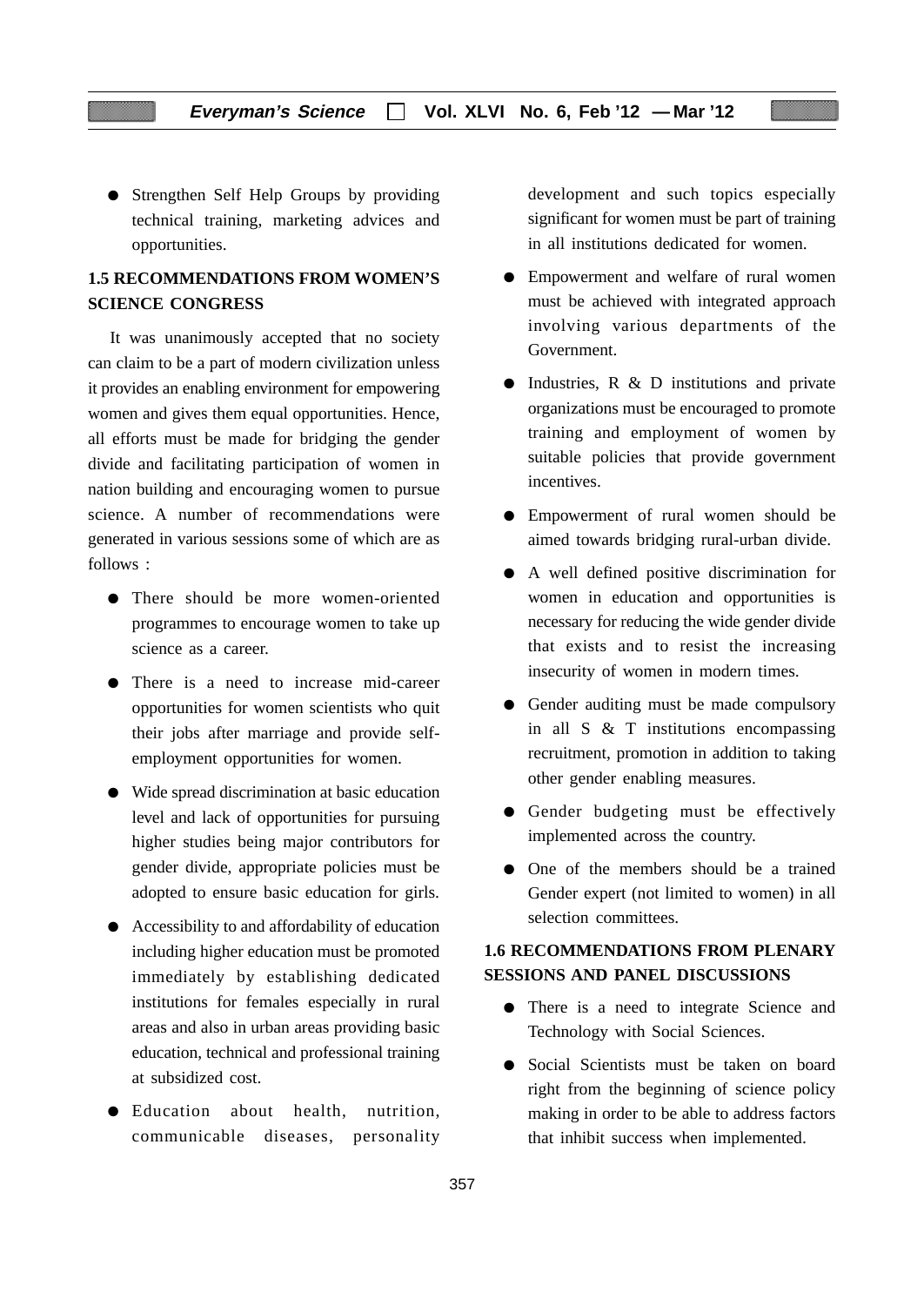- Strengthen Self Help Groups by providing technical training, marketing advices and opportunities.

## 1.5 RECOMMENDATIONS FROM WOMEN'S SCIENCE CONGRESS

It was unanimously accepted that no society can claim to be a part of modern civilization unless it provides an enabling environment for empowering women and gives them equal opportunities. Hence, all efforts must be made for bridging the gender divide and facilitating participation of women in nation building and encouraging women to pursue science. A number of recommendations were generated in various sessions some of which are as follows :

- There should be more women-oriented programmes to encourage women to take up science as a career.
- There is a need to increase mid-career opportunities for women scientists who quit their jobs after marriage and provide self-employment opportunities for women.
- Wide spread discrimination at basic education level and lack of opportunities for pursuing higher studies being major contributors for gender divide, appropriate policies must be adopted to ensure basic education for girls.
- Accessibility to and affordability of education including higher education must be promoted immediately by establishing dedicated institutions for females especially in rural areas and also in urban areas providing basic education, technical and professional training at subsidized cost.
- Education about health, nutrition, communicable diseases, personality development and such topics especially significant for women must be part of training in all institutions dedicated for women.
- Empowerment and welfare of rural women must be achieved with integrated approach involving various departments of the Government.
- Industries, R & D institutions and private organizations must be encouraged to promote training and employment of women by suitable policies that provide government incentives.
- Empowerment of rural women should be aimed towards bridging rural-urban divide.
- A well defined positive discrimination for women in education and opportunities is necessary for reducing the wide gender divide that exists and to resist the increasing insecurity of women in modern times.
- Gender auditing must be made compulsory in all S & T institutions encompassing recruitment, promotion in addition to taking other gender enabling measures.
- Gender budgeting must be effectively implemented across the country.
- One of the members should be a trained Gender expert (not limited to women) in all selection committees.

## 1.6 RECOMMENDATIONS FROM PLENARY SESSIONS AND PANEL DISCUSSIONS

- There is a need to integrate Science and Technology with Social Sciences.
- Social Scientists must be taken on board right from the beginning of science policy making in order to be able to address factors that inhibit success when implemented.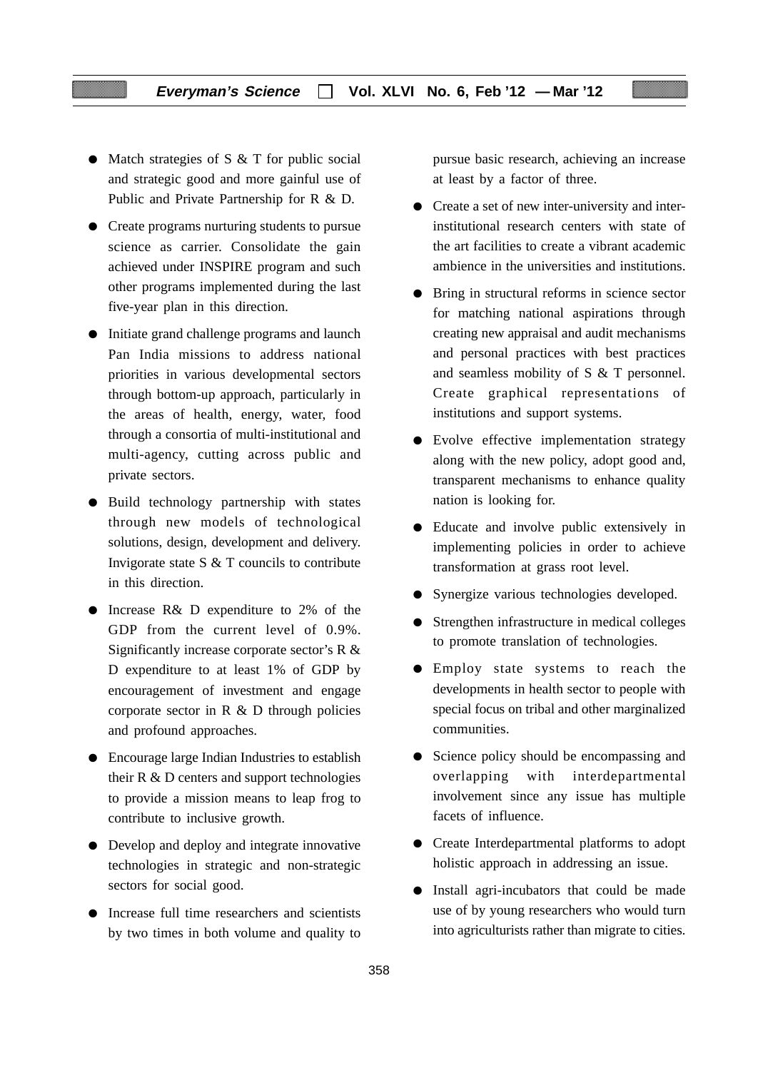- Match strategies of S & T for public social and strategic good and more gainful use of Public and Private Partnership for R & D.
- Create programs nurturing students to pursue science as carrier. Consolidate the gain achieved under INSPIRE program and such other programs implemented during the last five-year plan in this direction.
- Initiate grand challenge programs and launch Pan India missions to address national priorities in various developmental sectors through bottom-up approach, particularly in the areas of health, energy, water, food through a consortia of multi-institutional and multi-agency, cutting across public and private sectors.
- Build technology partnership with states through new models of technological solutions, design, development and delivery. Invigorate state S & T councils to contribute in this direction.
- Increase R& D expenditure to 2% of the GDP from the current level of 0.9%. Significantly increase corporate sector's R & D expenditure to at least 1% of GDP by encouragement of investment and engage corporate sector in R & D through policies and profound approaches.
- Encourage large Indian Industries to establish their R & D centers and support technologies to provide a mission means to leap frog to contribute to inclusive growth.
- Develop and deploy and integrate innovative technologies in strategic and non-strategic sectors for social good.
- Increase full time researchers and scientists by two times in both volume and quality to pursue basic research, achieving an increase at least by a factor of three.
- Create a set of new inter-university and inter-institutional research centers with state of the art facilities to create a vibrant academic ambience in the universities and institutions.
- Bring in structural reforms in science sector for matching national aspirations through creating new appraisal and audit mechanisms and personal practices with best practices and seamless mobility of S & T personnel. Create graphical representations of institutions and support systems.
- Evolve effective implementation strategy along with the new policy, adopt good and, transparent mechanisms to enhance quality nation is looking for.
- Educate and involve public extensively in implementing policies in order to achieve transformation at grass root level.
- Synergize various technologies developed.
- Strengthen infrastructure in medical colleges to promote translation of technologies.
- Employ state systems to reach the developments in health sector to people with special focus on tribal and other marginalized communities.
- Science policy should be encompassing and overlapping with interdepartmental involvement since any issue has multiple facets of influence.
- Create Interdepartmental platforms to adopt holistic approach in addressing an issue.
- Install agri-incubators that could be made use of by young researchers who would turn into agriculturists rather than migrate to cities.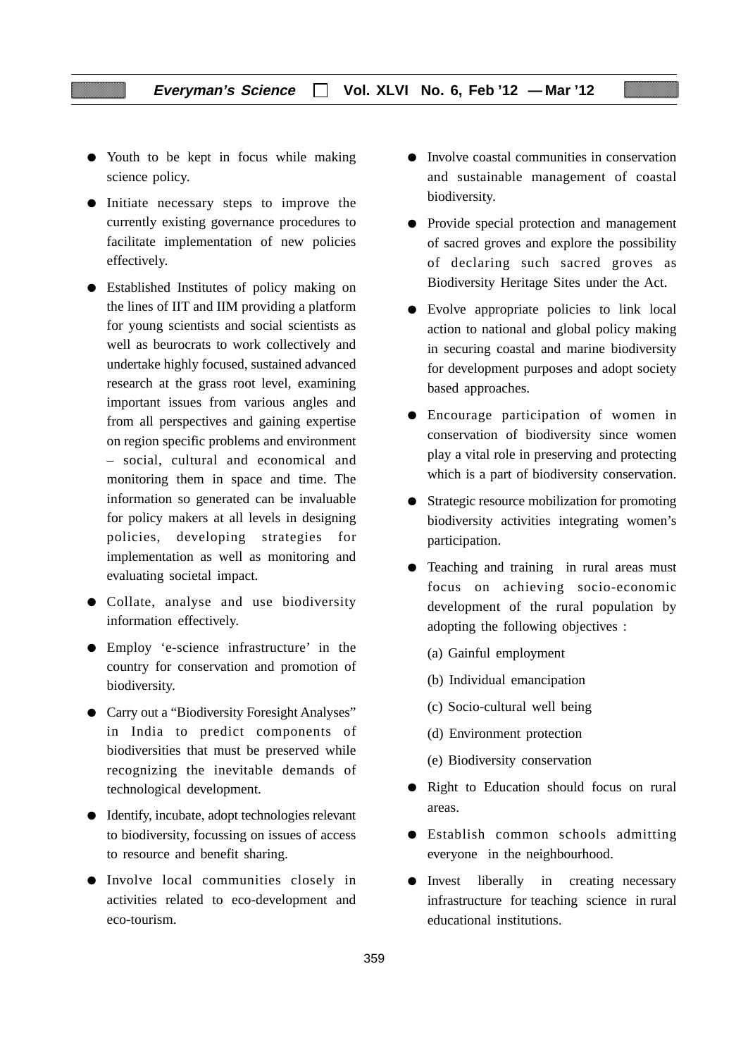- Youth to be kept in focus while making science policy.
- Initiate necessary steps to improve the currently existing governance procedures to facilitate implementation of new policies effectively.
- Established Institutes of policy making on the lines of IIT and IIM providing a platform for young scientists and social scientists as well as beurocrats to work collectively and undertake highly focused, sustained advanced research at the grass root level, examining important issues from various angles and from all perspectives and gaining expertise on region specific problems and environment – social, cultural and economical and monitoring them in space and time. The information so generated can be invaluable for policy makers at all levels in designing policies, developing strategies for implementation as well as monitoring and evaluating societal impact.
- Collate, analyse and use biodiversity information effectively.
- Employ 'e-science infrastructure' in the country for conservation and promotion of biodiversity.
- Carry out a "Biodiversity Foresight Analyses" in India to predict components of biodiversities that must be preserved while recognizing the inevitable demands of technological development.
- Identify, incubate, adopt technologies relevant to biodiversity, focussing on issues of access to resource and benefit sharing.
- Involve local communities closely in activities related to eco-development and eco-tourism.
- Involve coastal communities in conservation and sustainable management of coastal biodiversity.
- Provide special protection and management of sacred groves and explore the possibility of declaring such sacred groves as Biodiversity Heritage Sites under the Act.
- Evolve appropriate policies to link local action to national and global policy making in securing coastal and marine biodiversity for development purposes and adopt society based approaches.
- Encourage participation of women in conservation of biodiversity since women play a vital role in preserving and protecting which is a part of biodiversity conservation.
- Strategic resource mobilization for promoting biodiversity activities integrating women's participation.
- Teaching and training in rural areas must focus on achieving socio-economic development of the rural population by adopting the following objectives :

  (a) Gainful employment

  (b) Individual emancipation

  (c) Socio-cultural well being

  (d) Environment protection

  (e) Biodiversity conservation
- Right to Education should focus on rural areas.
- Establish common schools admitting everyone in the neighbourhood.
- Invest liberally in creating necessary infrastructure for teaching science in rural educational institutions.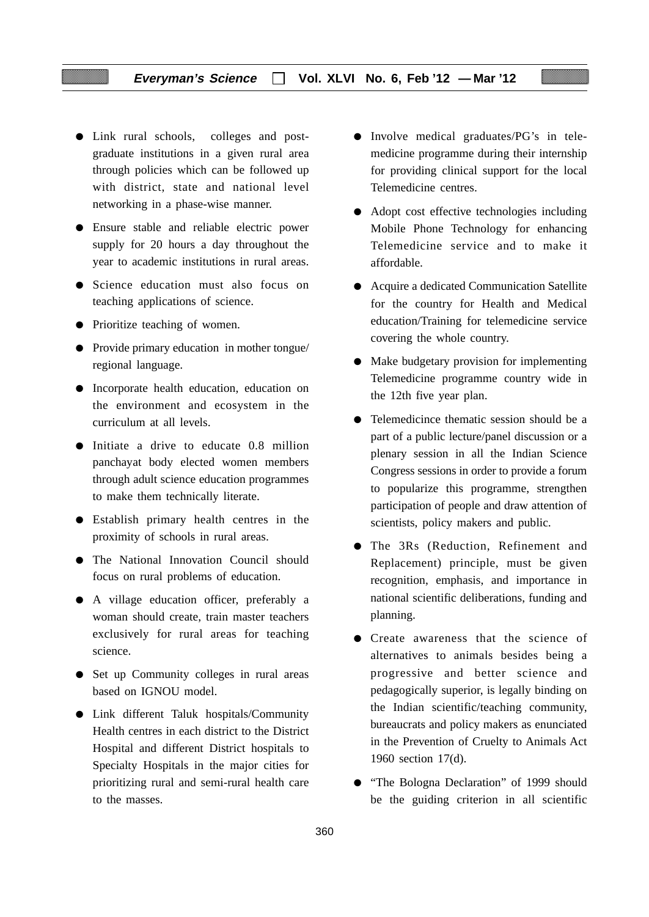- Link rural schools, colleges and post-graduate institutions in a given rural area through policies which can be followed up with district, state and national level networking in a phase-wise manner.
- Ensure stable and reliable electric power supply for 20 hours a day throughout the year to academic institutions in rural areas.
- Science education must also focus on teaching applications of science.
- Prioritize teaching of women.
- Provide primary education in mother tongue/ regional language.
- Incorporate health education, education on the environment and ecosystem in the curriculum at all levels.
- Initiate a drive to educate 0.8 million panchayat body elected women members through adult science education programmes to make them technically literate.
- Establish primary health centres in the proximity of schools in rural areas.
- The National Innovation Council should focus on rural problems of education.
- A village education officer, preferably a woman should create, train master teachers exclusively for rural areas for teaching science.
- Set up Community colleges in rural areas based on IGNOU model.
- Link different Taluk hospitals/Community Health centres in each district to the District Hospital and different District hospitals to Specialty Hospitals in the major cities for prioritizing rural and semi-rural health care to the masses.
- Involve medical graduates/PG's in tele-medicine programme during their internship for providing clinical support for the local Telemedicine centres.
- Adopt cost effective technologies including Mobile Phone Technology for enhancing Telemedicine service and to make it affordable.
- Acquire a dedicated Communication Satellite for the country for Health and Medical education/Training for telemedicine service covering the whole country.
- Make budgetary provision for implementing Telemedicine programme country wide in the 12th five year plan.
- Telemedicince thematic session should be a part of a public lecture/panel discussion or a plenary session in all the Indian Science Congress sessions in order to provide a forum to popularize this programme, strengthen participation of people and draw attention of scientists, policy makers and public.
- The 3Rs (Reduction, Refinement and Replacement) principle, must be given recognition, emphasis, and importance in national scientific deliberations, funding and planning.
- Create awareness that the science of alternatives to animals besides being a progressive and better science and pedagogically superior, is legally binding on the Indian scientific/teaching community, bureaucrats and policy makers as enunciated in the Prevention of Cruelty to Animals Act 1960 section 17(d).
- "The Bologna Declaration" of 1999 should be the guiding criterion in all scientific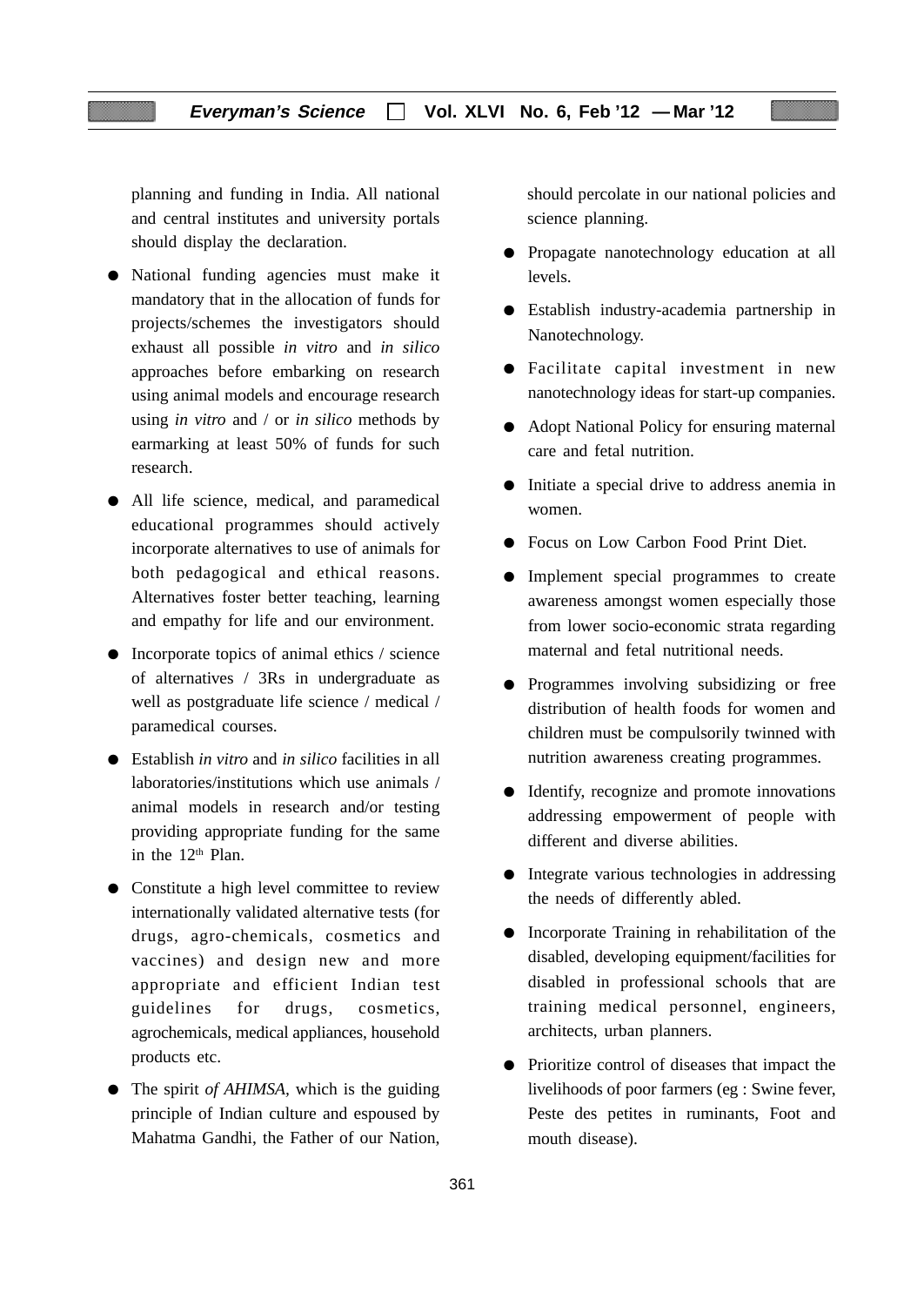planning and funding in India. All national and central institutes and university portals should display the declaration.

- National funding agencies must make it mandatory that in the allocation of funds for projects/schemes the investigators should exhaust all possible *in vitro* and *in silico* approaches before embarking on research using animal models and encourage research using *in vitro* and / or *in silico* methods by earmarking at least 50% of funds for such research.
- All life science, medical, and paramedical educational programmes should actively incorporate alternatives to use of animals for both pedagogical and ethical reasons. Alternatives foster better teaching, learning and empathy for life and our environment.
- Incorporate topics of animal ethics / science of alternatives / 3Rs in undergraduate as well as postgraduate life science / medical / paramedical courses.
- Establish *in vitro* and *in silico* facilities in all laboratories/institutions which use animals / animal models in research and/or testing providing appropriate funding for the same in the 12th Plan.
- Constitute a high level committee to review internationally validated alternative tests (for drugs, agro-chemicals, cosmetics and vaccines) and design new and more appropriate and efficient Indian test guidelines for drugs, cosmetics, agrochemicals, medical appliances, household products etc.
- The spirit *of AHIMSA,* which is the guiding principle of Indian culture and espoused by Mahatma Gandhi, the Father of our Nation, should percolate in our national policies and science planning.
- Propagate nanotechnology education at all levels.
- Establish industry-academia partnership in Nanotechnology.
- Facilitate capital investment in new nanotechnology ideas for start-up companies.
- Adopt National Policy for ensuring maternal care and fetal nutrition.
- Initiate a special drive to address anemia in women.
- Focus on Low Carbon Food Print Diet.
- Implement special programmes to create awareness amongst women especially those from lower socio-economic strata regarding maternal and fetal nutritional needs.
- Programmes involving subsidizing or free distribution of health foods for women and children must be compulsorily twinned with nutrition awareness creating programmes.
- Identify, recognize and promote innovations addressing empowerment of people with different and diverse abilities.
- Integrate various technologies in addressing the needs of differently abled.
- Incorporate Training in rehabilitation of the disabled, developing equipment/facilities for disabled in professional schools that are training medical personnel, engineers, architects, urban planners.
- Prioritize control of diseases that impact the livelihoods of poor farmers (eg : Swine fever, Peste des petites in ruminants, Foot and mouth disease).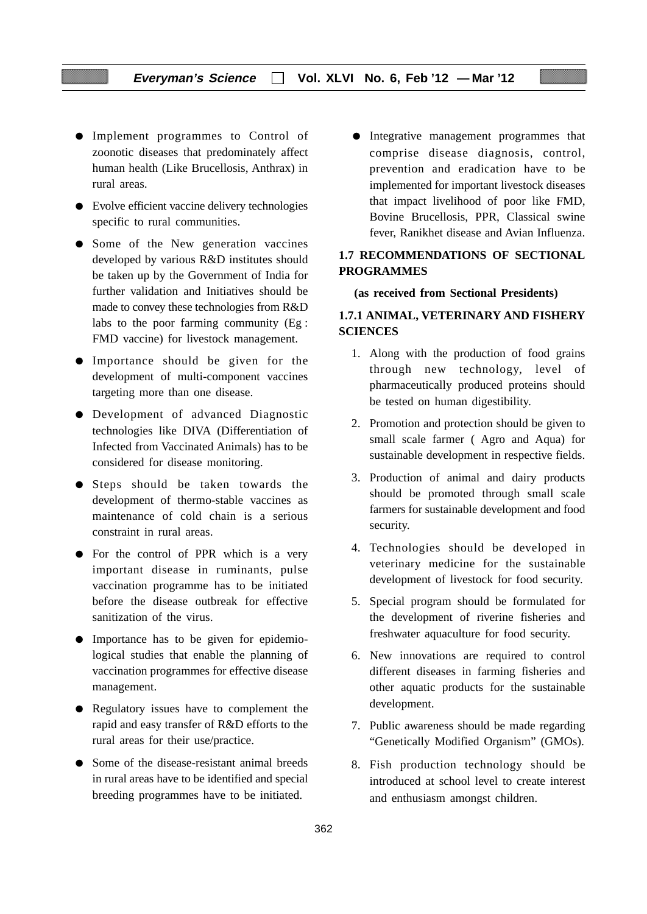- Implement programmes to Control of zoonotic diseases that predominately affect human health (Like Brucellosis, Anthrax) in rural areas.
- Evolve efficient vaccine delivery technologies specific to rural communities.
- Some of the New generation vaccines developed by various R&D institutes should be taken up by the Government of India for further validation and Initiatives should be made to convey these technologies from R&D labs to the poor farming community (Eg : FMD vaccine) for livestock management.
- Importance should be given for the development of multi-component vaccines targeting more than one disease.
- Development of advanced Diagnostic technologies like DIVA (Differentiation of Infected from Vaccinated Animals) has to be considered for disease monitoring.
- Steps should be taken towards the development of thermo-stable vaccines as maintenance of cold chain is a serious constraint in rural areas.
- For the control of PPR which is a very important disease in ruminants, pulse vaccination programme has to be initiated before the disease outbreak for effective sanitization of the virus.
- Importance has to be given for epidemiological studies that enable the planning of vaccination programmes for effective disease management.
- Regulatory issues have to complement the rapid and easy transfer of R&D efforts to the rural areas for their use/practice.
- Some of the disease-resistant animal breeds in rural areas have to be identified and special breeding programmes have to be initiated.
- Integrative management programmes that comprise disease diagnosis, control, prevention and eradication have to be implemented for important livestock diseases that impact livelihood of poor like FMD, Bovine Brucellosis, PPR, Classical swine fever, Ranikhet disease and Avian Influenza.

## 1.7 RECOMMENDATIONS OF SECTIONAL PROGRAMMES

**(as received from Sectional Presidents)**

### 1.7.1 ANIMAL, VETERINARY AND FISHERY SCIENCES

1. Along with the production of food grains through new technology, level of pharmaceutically produced proteins should be tested on human digestibility.
2. Promotion and protection should be given to small scale farmer ( Agro and Aqua) for sustainable development in respective fields.
3. Production of animal and dairy products should be promoted through small scale farmers for sustainable development and food security.
4. Technologies should be developed in veterinary medicine for the sustainable development of livestock for food security.
5. Special program should be formulated for the development of riverine fisheries and freshwater aquaculture for food security.
6. New innovations are required to control different diseases in farming fisheries and other aquatic products for the sustainable development.
7. Public awareness should be made regarding "Genetically Modified Organism" (GMOs).
8. Fish production technology should be introduced at school level to create interest and enthusiasm amongst children.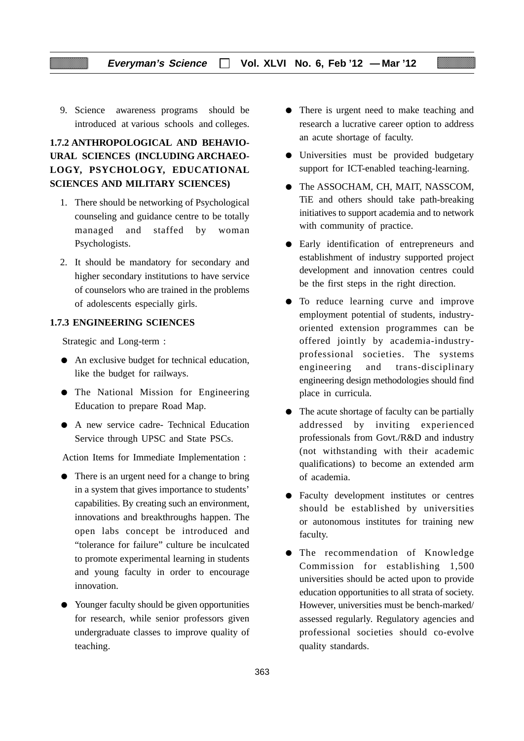9. Science awareness programs should be introduced at various schools and colleges.

### 1.7.2 ANTHROPOLOGICAL AND BEHAVIOURAL SCIENCES (INCLUDING ARCHAEOLOGY, PSYCHOLOGY, EDUCATIONAL SCIENCES AND MILITARY SCIENCES)

1. There should be networking of Psychological counseling and guidance centre to be totally managed and staffed by woman Psychologists.
2. It should be mandatory for secondary and higher secondary institutions to have service of counselors who are trained in the problems of adolescents especially girls.

### 1.7.3 ENGINEERING SCIENCES

Strategic and Long-term :

- An exclusive budget for technical education, like the budget for railways.
- The National Mission for Engineering Education to prepare Road Map.
- A new service cadre- Technical Education Service through UPSC and State PSCs.

Action Items for Immediate Implementation :

- There is an urgent need for a change to bring in a system that gives importance to students' capabilities. By creating such an environment, innovations and breakthroughs happen. The open labs concept be introduced and "tolerance for failure" culture be inculcated to promote experimental learning in students and young faculty in order to encourage innovation.
- Younger faculty should be given opportunities for research, while senior professors given undergraduate classes to improve quality of teaching.
- There is urgent need to make teaching and research a lucrative career option to address an acute shortage of faculty.
- Universities must be provided budgetary support for ICT-enabled teaching-learning.
- The ASSOCHAM, CH, MAIT, NASSCOM, TiE and others should take path-breaking initiatives to support academia and to network with community of practice.
- Early identification of entrepreneurs and establishment of industry supported project development and innovation centres could be the first steps in the right direction.
- To reduce learning curve and improve employment potential of students, industry-oriented extension programmes can be offered jointly by academia-industry-professional societies. The systems engineering and trans-disciplinary engineering design methodologies should find place in curricula.
- The acute shortage of faculty can be partially addressed by inviting experienced professionals from Govt./R&D and industry (not withstanding with their academic qualifications) to become an extended arm of academia.
- Faculty development institutes or centres should be established by universities or autonomous institutes for training new faculty.
- The recommendation of Knowledge Commission for establishing 1,500 universities should be acted upon to provide education opportunities to all strata of society. However, universities must be bench-marked/ assessed regularly. Regulatory agencies and professional societies should co-evolve quality standards.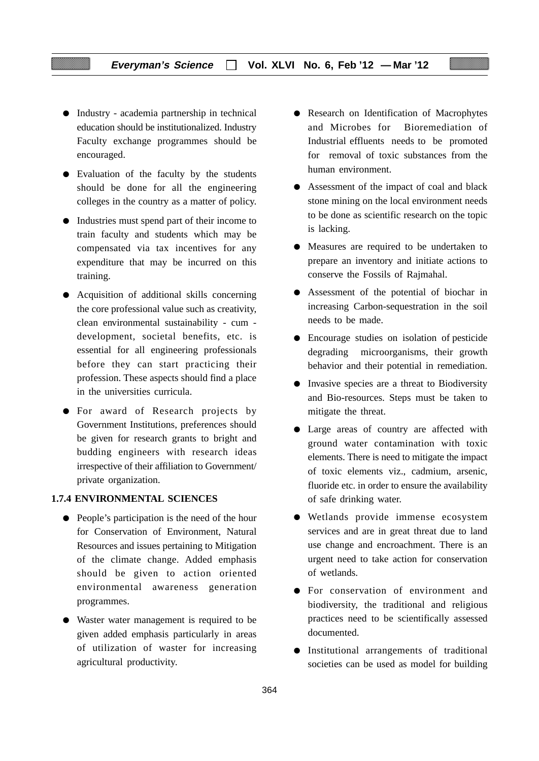- Industry - academia partnership in technical education should be institutionalized. Industry Faculty exchange programmes should be encouraged.
- Evaluation of the faculty by the students should be done for all the engineering colleges in the country as a matter of policy.
- Industries must spend part of their income to train faculty and students which may be compensated via tax incentives for any expenditure that may be incurred on this training.
- Acquisition of additional skills concerning the core professional value such as creativity, clean environmental sustainability - cum - development, societal benefits, etc. is essential for all engineering professionals before they can start practicing their profession. These aspects should find a place in the universities curricula.
- For award of Research projects by Government Institutions, preferences should be given for research grants to bright and budding engineers with research ideas irrespective of their affiliation to Government/ private organization.

**1.7.4 ENVIRONMENTAL SCIENCES**

- People's participation is the need of the hour for Conservation of Environment, Natural Resources and issues pertaining to Mitigation of the climate change. Added emphasis should be given to action oriented environmental awareness generation programmes.
- Waster water management is required to be given added emphasis particularly in areas of utilization of waster for increasing agricultural productivity.
- Research on Identification of Macrophytes and Microbes for Bioremediation of Industrial effluents needs to be promoted for removal of toxic substances from the human environment.
- Assessment of the impact of coal and black stone mining on the local environment needs to be done as scientific research on the topic is lacking.
- Measures are required to be undertaken to prepare an inventory and initiate actions to conserve the Fossils of Rajmahal.
- Assessment of the potential of biochar in increasing Carbon-sequestration in the soil needs to be made.
- Encourage studies on isolation of pesticide degrading microorganisms, their growth behavior and their potential in remediation.
- Invasive species are a threat to Biodiversity and Bio-resources. Steps must be taken to mitigate the threat.
- Large areas of country are affected with ground water contamination with toxic elements. There is need to mitigate the impact of toxic elements viz., cadmium, arsenic, fluoride etc. in order to ensure the availability of safe drinking water.
- Wetlands provide immense ecosystem services and are in great threat due to land use change and encroachment. There is an urgent need to take action for conservation of wetlands.
- For conservation of environment and biodiversity, the traditional and religious practices need to be scientifically assessed documented.
- Institutional arrangements of traditional societies can be used as model for building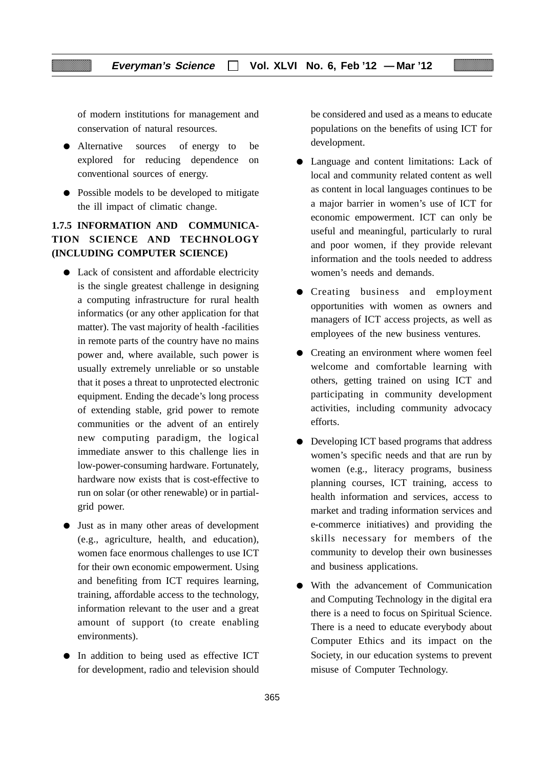of modern institutions for management and conservation of natural resources.

- Alternative sources of energy to be explored for reducing dependence on conventional sources of energy.
- Possible models to be developed to mitigate the ill impact of climatic change.

### 1.7.5 INFORMATION AND COMMUNICATION SCIENCE AND TECHNOLOGY (INCLUDING COMPUTER SCIENCE)

- Lack of consistent and affordable electricity is the single greatest challenge in designing a computing infrastructure for rural health informatics (or any other application for that matter). The vast majority of health -facilities in remote parts of the country have no mains power and, where available, such power is usually extremely unreliable or so unstable that it poses a threat to unprotected electronic equipment. Ending the decade's long process of extending stable, grid power to remote communities or the advent of an entirely new computing paradigm, the logical immediate answer to this challenge lies in low-power-consuming hardware. Fortunately, hardware now exists that is cost-effective to run on solar (or other renewable) or in partial-grid power.
- Just as in many other areas of development (e.g., agriculture, health, and education), women face enormous challenges to use ICT for their own economic empowerment. Using and benefiting from ICT requires learning, training, affordable access to the technology, information relevant to the user and a great amount of support (to create enabling environments).
- In addition to being used as effective ICT for development, radio and television should be considered and used as a means to educate populations on the benefits of using ICT for development.
- Language and content limitations: Lack of local and community related content as well as content in local languages continues to be a major barrier in women's use of ICT for economic empowerment. ICT can only be useful and meaningful, particularly to rural and poor women, if they provide relevant information and the tools needed to address women's needs and demands.
- Creating business and employment opportunities with women as owners and managers of ICT access projects, as well as employees of the new business ventures.
- Creating an environment where women feel welcome and comfortable learning with others, getting trained on using ICT and participating in community development activities, including community advocacy efforts.
- Developing ICT based programs that address women's specific needs and that are run by women (e.g., literacy programs, business planning courses, ICT training, access to health information and services, access to market and trading information services and e-commerce initiatives) and providing the skills necessary for members of the community to develop their own businesses and business applications.
- With the advancement of Communication and Computing Technology in the digital era there is a need to focus on Spiritual Science. There is a need to educate everybody about Computer Ethics and its impact on the Society, in our education systems to prevent misuse of Computer Technology.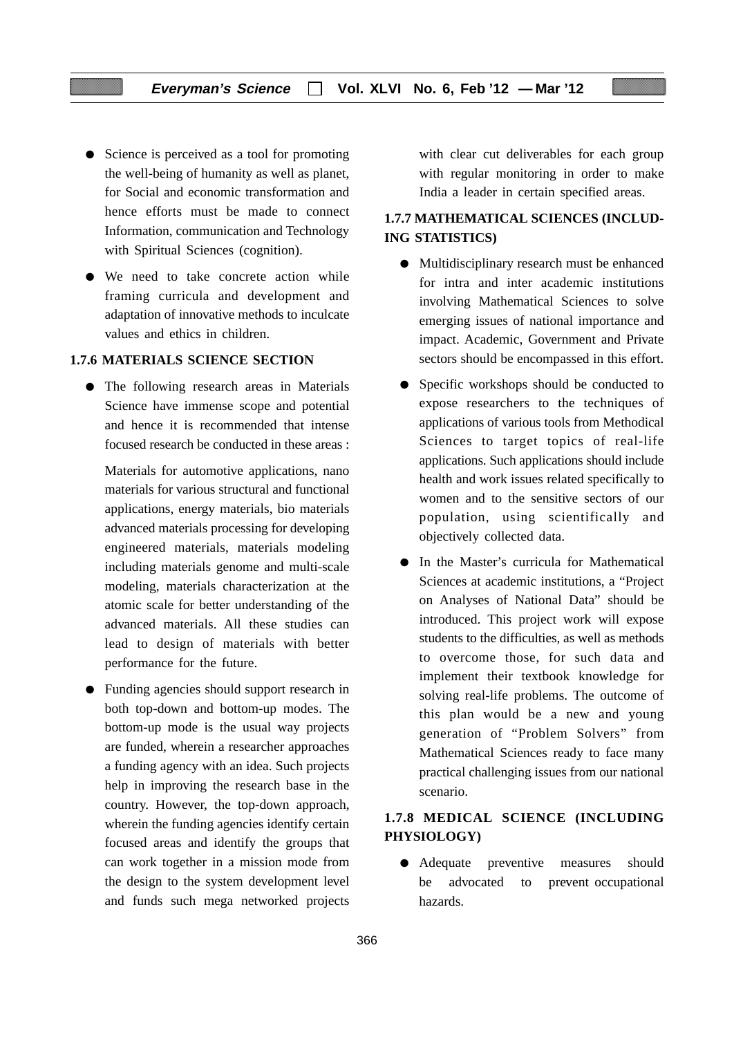- Science is perceived as a tool for promoting the well-being of humanity as well as planet, for Social and economic transformation and hence efforts must be made to connect Information, communication and Technology with Spiritual Sciences (cognition).

- We need to take concrete action while framing curricula and development and adaptation of innovative methods to inculcate values and ethics in children.

### 1.7.6 MATERIALS SCIENCE SECTION

- The following research areas in Materials Science have immense scope and potential and hence it is recommended that intense focused research be conducted in these areas :

  Materials for automotive applications, nano materials for various structural and functional applications, energy materials, bio materials advanced materials processing for developing engineered materials, materials modeling including materials genome and multi-scale modeling, materials characterization at the atomic scale for better understanding of the advanced materials. All these studies can lead to design of materials with better performance for the future.

- Funding agencies should support research in both top-down and bottom-up modes. The bottom-up mode is the usual way projects are funded, wherein a researcher approaches a funding agency with an idea. Such projects help in improving the research base in the country. However, the top-down approach, wherein the funding agencies identify certain focused areas and identify the groups that can work together in a mission mode from the design to the system development level and funds such mega networked projects with clear cut deliverables for each group with regular monitoring in order to make India a leader in certain specified areas.

### 1.7.7 MATHEMATICAL SCIENCES (INCLUDING STATISTICS)

- Multidisciplinary research must be enhanced for intra and inter academic institutions involving Mathematical Sciences to solve emerging issues of national importance and impact. Academic, Government and Private sectors should be encompassed in this effort.

- Specific workshops should be conducted to expose researchers to the techniques of applications of various tools from Methodical Sciences to target topics of real-life applications. Such applications should include health and work issues related specifically to women and to the sensitive sectors of our population, using scientifically and objectively collected data.

- In the Master's curricula for Mathematical Sciences at academic institutions, a "Project on Analyses of National Data" should be introduced. This project work will expose students to the difficulties, as well as methods to overcome those, for such data and implement their textbook knowledge for solving real-life problems. The outcome of this plan would be a new and young generation of "Problem Solvers" from Mathematical Sciences ready to face many practical challenging issues from our national scenario.

### 1.7.8 MEDICAL SCIENCE (INCLUDING PHYSIOLOGY)

- Adequate preventive measures should be advocated to prevent occupational hazards.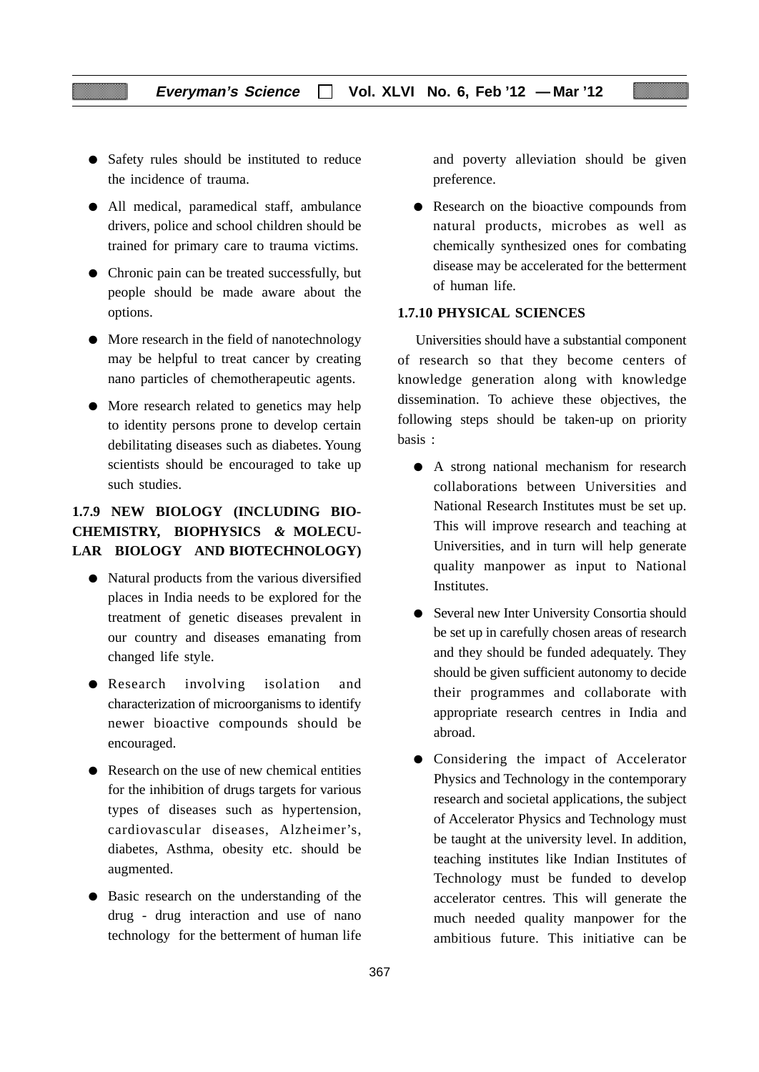- Safety rules should be instituted to reduce the incidence of trauma.
- All medical, paramedical staff, ambulance drivers, police and school children should be trained for primary care to trauma victims.
- Chronic pain can be treated successfully, but people should be made aware about the options.
- More research in the field of nanotechnology may be helpful to treat cancer by creating nano particles of chemotherapeutic agents.
- More research related to genetics may help to identity persons prone to develop certain debilitating diseases such as diabetes. Young scientists should be encouraged to take up such studies.

### 1.7.9 NEW BIOLOGY (INCLUDING BIO-CHEMISTRY, BIOPHYSICS & MOLECULAR BIOLOGY AND BIOTECHNOLOGY)

- Natural products from the various diversified places in India needs to be explored for the treatment of genetic diseases prevalent in our country and diseases emanating from changed life style.
- Research involving isolation and characterization of microorganisms to identify newer bioactive compounds should be encouraged.
- Research on the use of new chemical entities for the inhibition of drugs targets for various types of diseases such as hypertension, cardiovascular diseases, Alzheimer's, diabetes, Asthma, obesity etc. should be augmented.
- Basic research on the understanding of the drug - drug interaction and use of nano technology for the betterment of human life and poverty alleviation should be given preference.
- Research on the bioactive compounds from natural products, microbes as well as chemically synthesized ones for combating disease may be accelerated for the betterment of human life.

### 1.7.10 PHYSICAL SCIENCES

Universities should have a substantial component of research so that they become centers of knowledge generation along with knowledge dissemination. To achieve these objectives, the following steps should be taken-up on priority basis :

- A strong national mechanism for research collaborations between Universities and National Research Institutes must be set up. This will improve research and teaching at Universities, and in turn will help generate quality manpower as input to National Institutes.
- Several new Inter University Consortia should be set up in carefully chosen areas of research and they should be funded adequately. They should be given sufficient autonomy to decide their programmes and collaborate with appropriate research centres in India and abroad.
- Considering the impact of Accelerator Physics and Technology in the contemporary research and societal applications, the subject of Accelerator Physics and Technology must be taught at the university level. In addition, teaching institutes like Indian Institutes of Technology must be funded to develop accelerator centres. This will generate the much needed quality manpower for the ambitious future. This initiative can be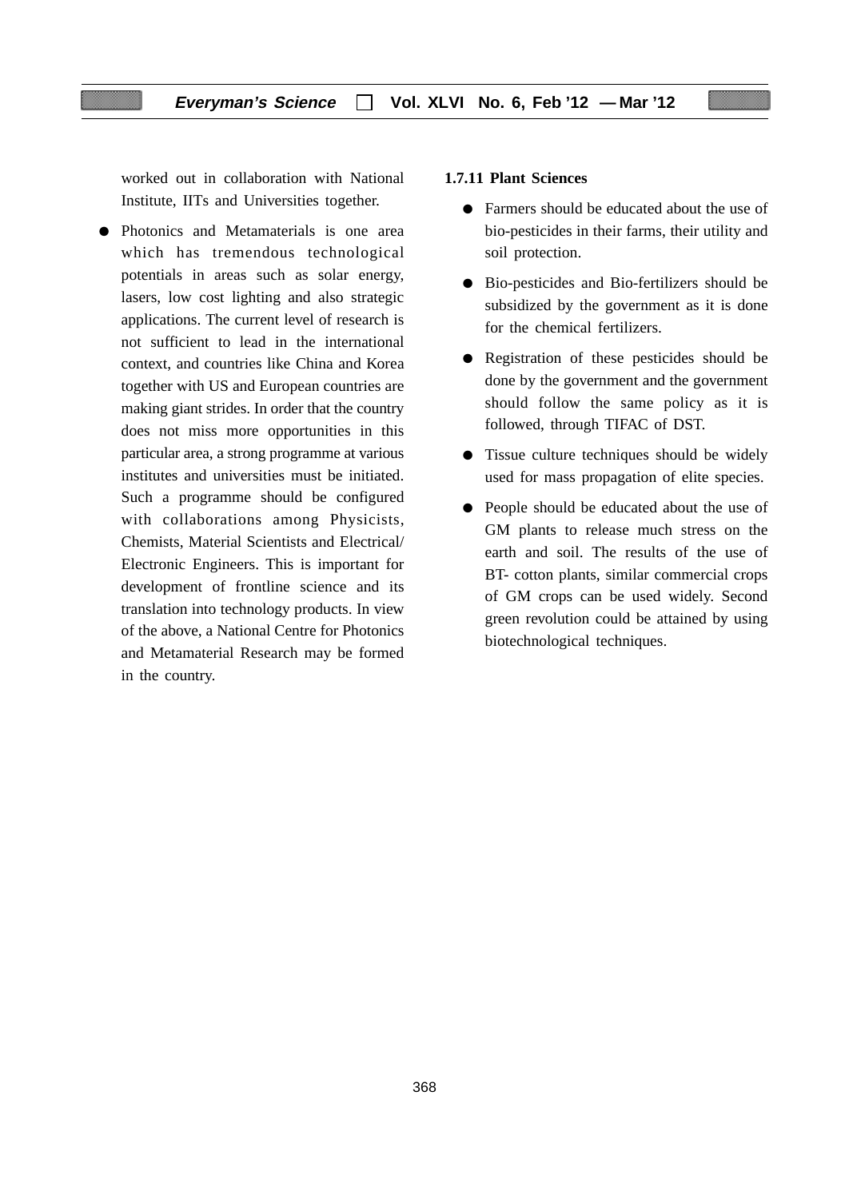worked out in collaboration with National Institute, IITs and Universities together.

- Photonics and Metamaterials is one area which has tremendous technological potentials in areas such as solar energy, lasers, low cost lighting and also strategic applications. The current level of research is not sufficient to lead in the international context, and countries like China and Korea together with US and European countries are making giant strides. In order that the country does not miss more opportunities in this particular area, a strong programme at various institutes and universities must be initiated. Such a programme should be configured with collaborations among Physicists, Chemists, Material Scientists and Electrical/ Electronic Engineers. This is important for development of frontline science and its translation into technology products. In view of the above, a National Centre for Photonics and Metamaterial Research may be formed in the country.

**1.7.11 Plant Sciences**

- Farmers should be educated about the use of bio-pesticides in their farms, their utility and soil protection.
- Bio-pesticides and Bio-fertilizers should be subsidized by the government as it is done for the chemical fertilizers.
- Registration of these pesticides should be done by the government and the government should follow the same policy as it is followed, through TIFAC of DST.
- Tissue culture techniques should be widely used for mass propagation of elite species.
- People should be educated about the use of GM plants to release much stress on the earth and soil. The results of the use of BT- cotton plants, similar commercial crops of GM crops can be used widely. Second green revolution could be attained by using biotechnological techniques.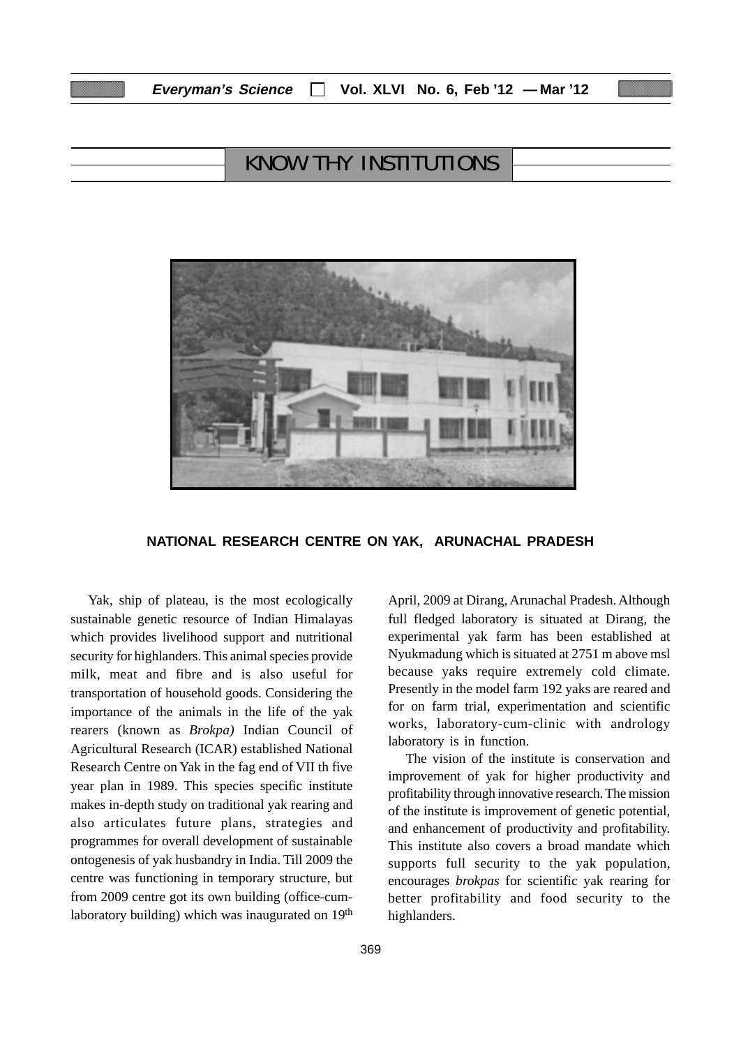## KNOW THY INSTITUTIONS

### NATIONAL RESEARCH CENTRE ON YAK, ARUNACHAL PRADESH

Yak, ship of plateau, is the most ecologically sustainable genetic resource of Indian Himalayas which provides livelihood support and nutritional security for highlanders. This animal species provide milk, meat and fibre and is also useful for transportation of household goods. Considering the importance of the animals in the life of the yak rearers (known as *Brokpa)* Indian Council of Agricultural Research (ICAR) established National Research Centre on Yak in the fag end of VII th five year plan in 1989. This species specific institute makes in-depth study on traditional yak rearing and also articulates future plans, strategies and programmes for overall development of sustainable ontogenesis of yak husbandry in India. Till 2009 the centre was functioning in temporary structure, but from 2009 centre got its own building (office-cum-laboratory building) which was inaugurated on 19th April, 2009 at Dirang, Arunachal Pradesh. Although full fledged laboratory is situated at Dirang, the experimental yak farm has been established at Nyukmadung which is situated at 2751 m above msl because yaks require extremely cold climate. Presently in the model farm 192 yaks are reared and for on farm trial, experimentation and scientific works, laboratory-cum-clinic with andrology laboratory is in function.

The vision of the institute is conservation and improvement of yak for higher productivity and profitability through innovative research. The mission of the institute is improvement of genetic potential, and enhancement of productivity and profitability. This institute also covers a broad mandate which supports full security to the yak population, encourages *brokpas* for scientific yak rearing for better profitability and food security to the highlanders.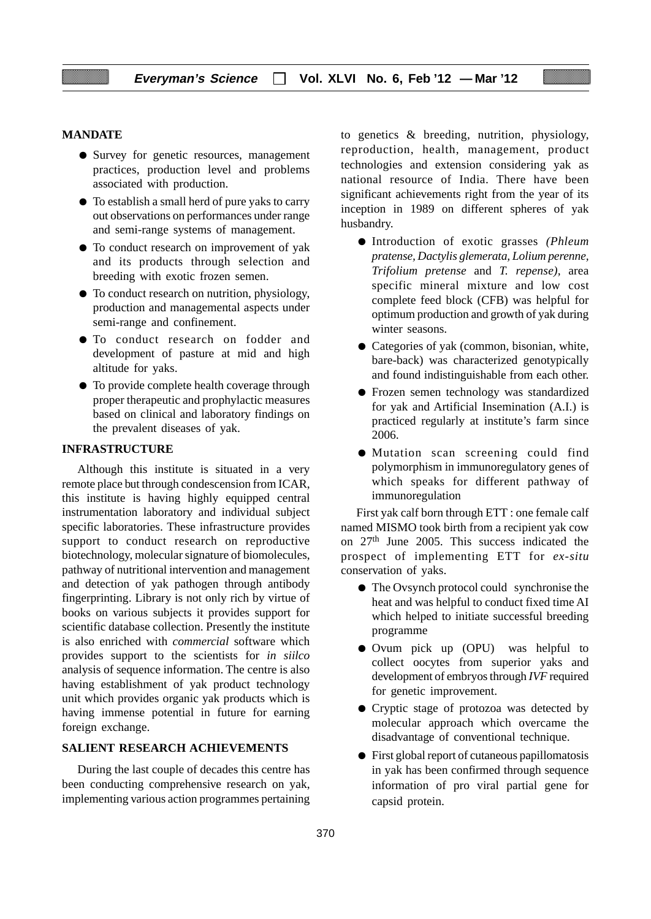**MANDATE**

- Survey for genetic resources, management practices, production level and problems associated with production.
- To establish a small herd of pure yaks to carry out observations on performances under range and semi-range systems of management.
- To conduct research on improvement of yak and its products through selection and breeding with exotic frozen semen.
- To conduct research on nutrition, physiology, production and managemental aspects under semi-range and confinement.
- To conduct research on fodder and development of pasture at mid and high altitude for yaks.
- To provide complete health coverage through proper therapeutic and prophylactic measures based on clinical and laboratory findings on the prevalent diseases of yak.

**INFRASTRUCTURE**

Although this institute is situated in a very remote place but through condescension from ICAR, this institute is having highly equipped central instrumentation laboratory and individual subject specific laboratories. These infrastructure provides support to conduct research on reproductive biotechnology, molecular signature of biomolecules, pathway of nutritional intervention and management and detection of yak pathogen through antibody fingerprinting. Library is not only rich by virtue of books on various subjects it provides support for scientific database collection. Presently the institute is also enriched with *commercial* software which provides support to the scientists for *in siilco* analysis of sequence information. The centre is also having establishment of yak product technology unit which provides organic yak products which is having immense potential in future for earning foreign exchange.

**SALIENT RESEARCH ACHIEVEMENTS**

During the last couple of decades this centre has been conducting comprehensive research on yak, implementing various action programmes pertaining to genetics & breeding, nutrition, physiology, reproduction, health, management, product technologies and extension considering yak as national resource of India. There have been significant achievements right from the year of its inception in 1989 on different spheres of yak husbandry.

- Introduction of exotic grasses *(Phleum pratense, Dactylis glemerata, Lolium perenne, Trifolium pretense* and *T. repense),* area specific mineral mixture and low cost complete feed block (CFB) was helpful for optimum production and growth of yak during winter seasons.
- Categories of yak (common, bisonian, white, bare-back) was characterized genotypically and found indistinguishable from each other.
- Frozen semen technology was standardized for yak and Artificial Insemination (A.I.) is practiced regularly at institute's farm since 2006.
- Mutation scan screening could find polymorphism in immunoregulatory genes of which speaks for different pathway of immunoregulation

First yak calf born through ETT : one female calf named MISMO took birth from a recipient yak cow on 27th June 2005. This success indicated the prospect of implementing ETT for *ex-situ* conservation of yaks.

- The Ovsynch protocol could synchronise the heat and was helpful to conduct fixed time AI which helped to initiate successful breeding programme
- Ovum pick up (OPU) was helpful to collect oocytes from superior yaks and development of embryos through *IVF* required for genetic improvement.
- Cryptic stage of protozoa was detected by molecular approach which overcame the disadvantage of conventional technique.
- First global report of cutaneous papillomatosis in yak has been confirmed through sequence information of pro viral partial gene for capsid protein.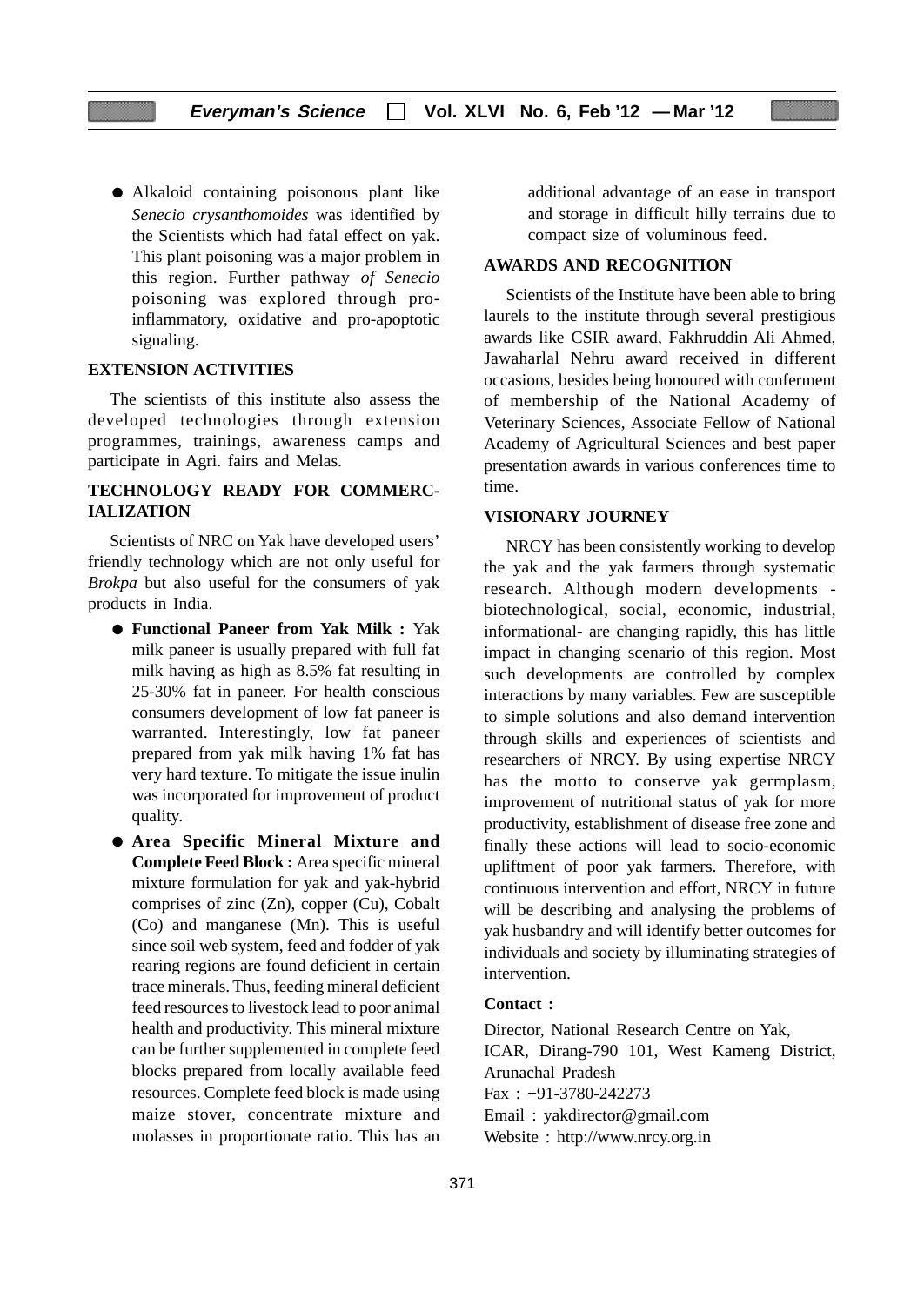- Alkaloid containing poisonous plant like *Senecio crysanthomoides* was identified by the Scientists which had fatal effect on yak. This plant poisoning was a major problem in this region. Further pathway *of Senecio* poisoning was explored through pro-inflammatory, oxidative and pro-apoptotic signaling.

## EXTENSION ACTIVITIES

The scientists of this institute also assess the developed technologies through extension programmes, trainings, awareness camps and participate in Agri. fairs and Melas.

## TECHNOLOGY READY FOR COMMERCIALIZATION

Scientists of NRC on Yak have developed users' friendly technology which are not only useful for *Brokpa* but also useful for the consumers of yak products in India.

- **Functional Paneer from Yak Milk :** Yak milk paneer is usually prepared with full fat milk having as high as 8.5% fat resulting in 25-30% fat in paneer. For health conscious consumers development of low fat paneer is warranted. Interestingly, low fat paneer prepared from yak milk having 1% fat has very hard texture. To mitigate the issue inulin was incorporated for improvement of product quality.
- **Area Specific Mineral Mixture and Complete Feed Block :** Area specific mineral mixture formulation for yak and yak-hybrid comprises of zinc (Zn), copper (Cu), Cobalt (Co) and manganese (Mn). This is useful since soil web system, feed and fodder of yak rearing regions are found deficient in certain trace minerals. Thus, feeding mineral deficient feed resources to livestock lead to poor animal health and productivity. This mineral mixture can be further supplemented in complete feed blocks prepared from locally available feed resources. Complete feed block is made using maize stover, concentrate mixture and molasses in proportionate ratio. This has an additional advantage of an ease in transport and storage in difficult hilly terrains due to compact size of voluminous feed.

## AWARDS AND RECOGNITION

Scientists of the Institute have been able to bring laurels to the institute through several prestigious awards like CSIR award, Fakhruddin Ali Ahmed, Jawaharlal Nehru award received in different occasions, besides being honoured with conferment of membership of the National Academy of Veterinary Sciences, Associate Fellow of National Academy of Agricultural Sciences and best paper presentation awards in various conferences time to time.

## VISIONARY JOURNEY

NRCY has been consistently working to develop the yak and the yak farmers through systematic research. Although modern developments - biotechnological, social, economic, industrial, informational- are changing rapidly, this has little impact in changing scenario of this region. Most such developments are controlled by complex interactions by many variables. Few are susceptible to simple solutions and also demand intervention through skills and experiences of scientists and researchers of NRCY. By using expertise NRCY has the motto to conserve yak germplasm, improvement of nutritional status of yak for more productivity, establishment of disease free zone and finally these actions will lead to socio-economic upliftment of poor yak farmers. Therefore, with continuous intervention and effort, NRCY in future will be describing and analysing the problems of yak husbandry and will identify better outcomes for individuals and society by illuminating strategies of intervention.

**Contact :**

Director, National Research Centre on Yak,
ICAR, Dirang-790 101, West Kameng District, Arunachal Pradesh
Fax : +91-3780-242273
Email : yakdirector@gmail.com
Website : http://www.nrcy.org.in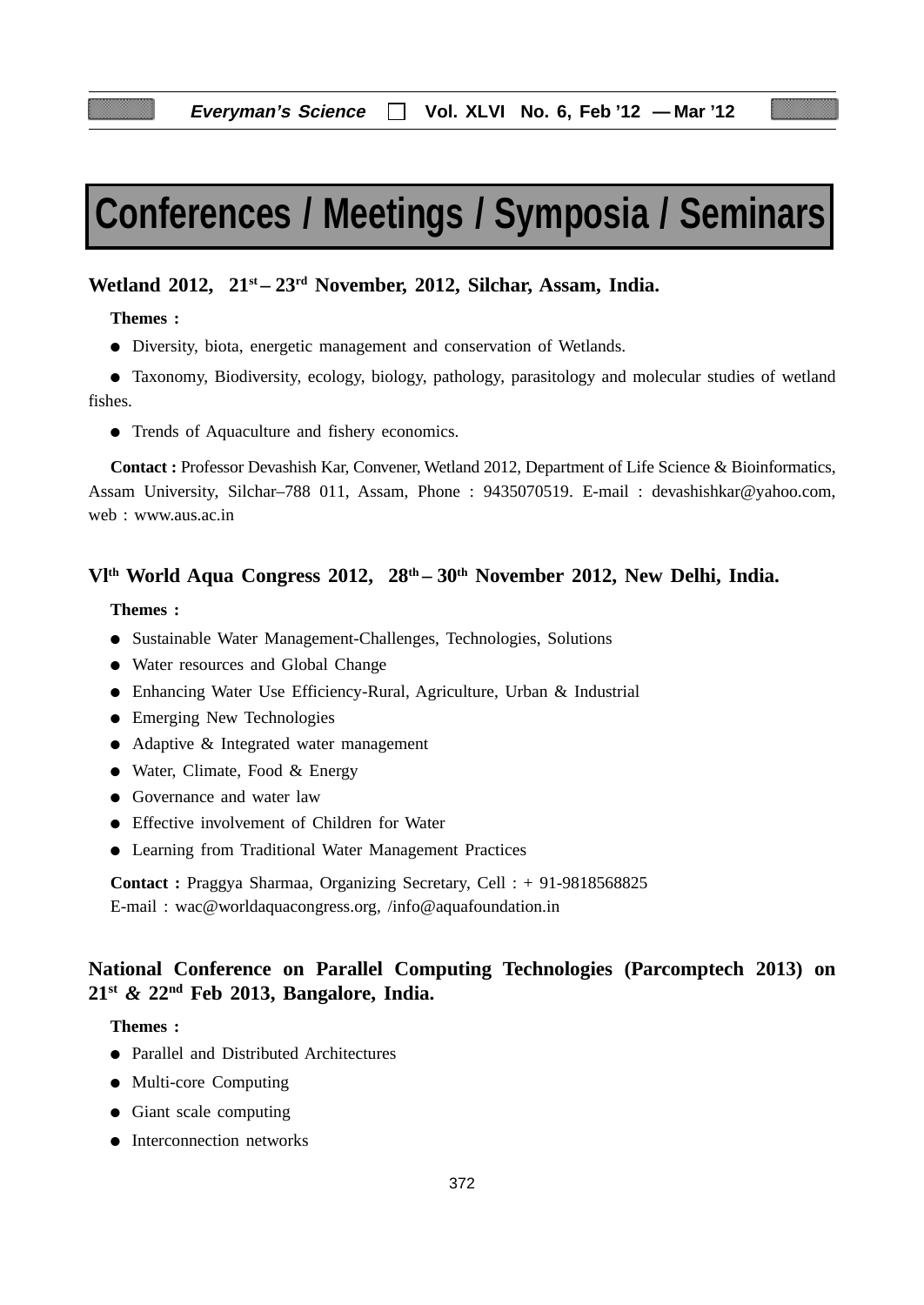# Conferences / Meetings / Symposia / Seminars

**Wetland 2012, 21st – 23rd November, 2012, Silchar, Assam, India.**

**Themes :**

- Diversity, biota, energetic management and conservation of Wetlands.
- Taxonomy, Biodiversity, ecology, biology, pathology, parasitology and molecular studies of wetland fishes.
- Trends of Aquaculture and fishery economics.

**Contact :** Professor Devashish Kar, Convener, Wetland 2012, Department of Life Science & Bioinformatics, Assam University, Silchar–788 011, Assam, Phone : 9435070519. E-mail : devashishkar@yahoo.com, web : www.aus.ac.in

**VIth World Aqua Congress 2012, 28th – 30th November 2012, New Delhi, India.**

**Themes :**

- Sustainable Water Management-Challenges, Technologies, Solutions
- Water resources and Global Change
- Enhancing Water Use Efficiency-Rural, Agriculture, Urban & Industrial
- Emerging New Technologies
- Adaptive & Integrated water management
- Water, Climate, Food & Energy
- Governance and water law
- Effective involvement of Children for Water
- Learning from Traditional Water Management Practices

**Contact :** Praggya Sharmaa, Organizing Secretary, Cell : + 91-9818568825
E-mail : wac@worldaquacongress.org, /info@aquafoundation.in

**National Conference on Parallel Computing Technologies (Parcomptech 2013) on 21st & 22nd Feb 2013, Bangalore, India.**

**Themes :**

- Parallel and Distributed Architectures
- Multi-core Computing
- Giant scale computing
- Interconnection networks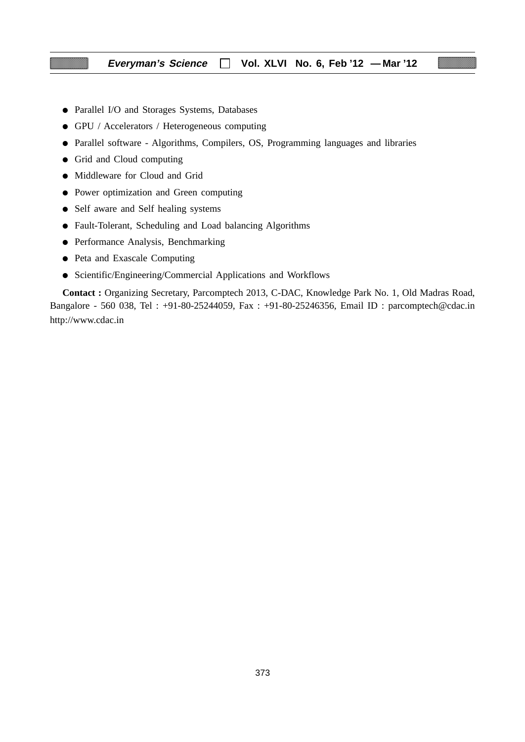- Parallel I/O and Storages Systems, Databases
- GPU / Accelerators / Heterogeneous computing
- Parallel software - Algorithms, Compilers, OS, Programming languages and libraries
- Grid and Cloud computing
- Middleware for Cloud and Grid
- Power optimization and Green computing
- Self aware and Self healing systems
- Fault-Tolerant, Scheduling and Load balancing Algorithms
- Performance Analysis, Benchmarking
- Peta and Exascale Computing
- Scientific/Engineering/Commercial Applications and Workflows

**Contact :** Organizing Secretary, Parcomptech 2013, C-DAC, Knowledge Park No. 1, Old Madras Road, Bangalore - 560 038, Tel : +91-80-25244059, Fax : +91-80-25246356, Email ID : parcomptech@cdac.in http://www.cdac.in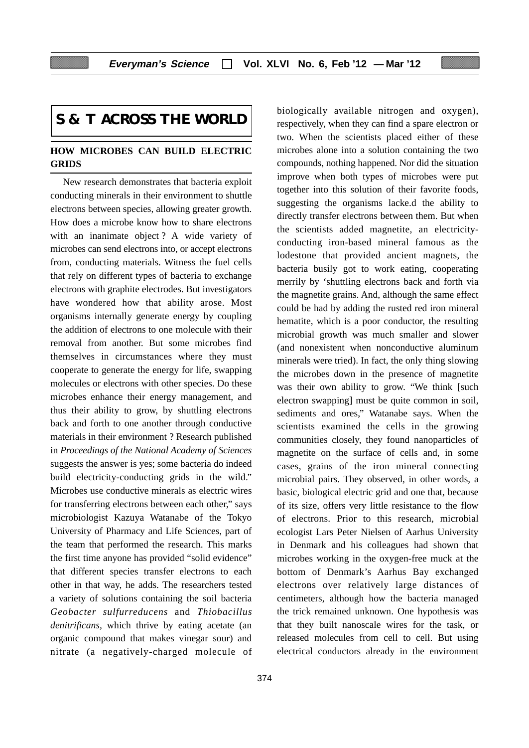## S & T ACROSS THE WORLD

### HOW MICROBES CAN BUILD ELECTRIC GRIDS

New research demonstrates that bacteria exploit conducting minerals in their environment to shuttle electrons between species, allowing greater growth. How does a microbe know how to share electrons with an inanimate object ? A wide variety of microbes can send electrons into, or accept electrons from, conducting materials. Witness the fuel cells that rely on different types of bacteria to exchange electrons with graphite electrodes. But investigators have wondered how that ability arose. Most organisms internally generate energy by coupling the addition of electrons to one molecule with their removal from another. But some microbes find themselves in circumstances where they must cooperate to generate the energy for life, swapping molecules or electrons with other species. Do these microbes enhance their energy management, and thus their ability to grow, by shuttling electrons back and forth to one another through conductive materials in their environment ? Research published in *Proceedings of the National Academy of Sciences* suggests the answer is yes; some bacteria do indeed build electricity-conducting grids in the wild." Microbes use conductive minerals as electric wires for transferring electrons between each other," says microbiologist Kazuya Watanabe of the Tokyo University of Pharmacy and Life Sciences, part of the team that performed the research. This marks the first time anyone has provided "solid evidence" that different species transfer electrons to each other in that way, he adds. The researchers tested a variety of solutions containing the soil bacteria *Geobacter sulfurreducens* and *Thiobacillus denitrificans*, which thrive by eating acetate (an organic compound that makes vinegar sour) and nitrate (a negatively-charged molecule of biologically available nitrogen and oxygen), respectively, when they can find a spare electron or two. When the scientists placed either of these microbes alone into a solution containing the two compounds, nothing happened. Nor did the situation improve when both types of microbes were put together into this solution of their favorite foods, suggesting the organisms lacke.d the ability to directly transfer electrons between them. But when the scientists added magnetite, an electricity-conducting iron-based mineral famous as the lodestone that provided ancient magnets, the bacteria busily got to work eating, cooperating merrily by 'shuttling electrons back and forth via the magnetite grains. And, although the same effect could be had by adding the rusted red iron mineral hematite, which is a poor conductor, the resulting microbial growth was much smaller and slower (and nonexistent when nonconductive aluminum minerals were tried). In fact, the only thing slowing the microbes down in the presence of magnetite was their own ability to grow. "We think [such electron swapping] must be quite common in soil, sediments and ores," Watanabe says. When the scientists examined the cells in the growing communities closely, they found nanoparticles of magnetite on the surface of cells and, in some cases, grains of the iron mineral connecting microbial pairs. They observed, in other words, a basic, biological electric grid and one that, because of its size, offers very little resistance to the flow of electrons. Prior to this research, microbial ecologist Lars Peter Nielsen of Aarhus University in Denmark and his colleagues had shown that microbes working in the oxygen-free muck at the bottom of Denmark's Aarhus Bay exchanged electrons over relatively large distances of centimeters, although how the bacteria managed the trick remained unknown. One hypothesis was that they built nanoscale wires for the task, or released molecules from cell to cell. But using electrical conductors already in the environment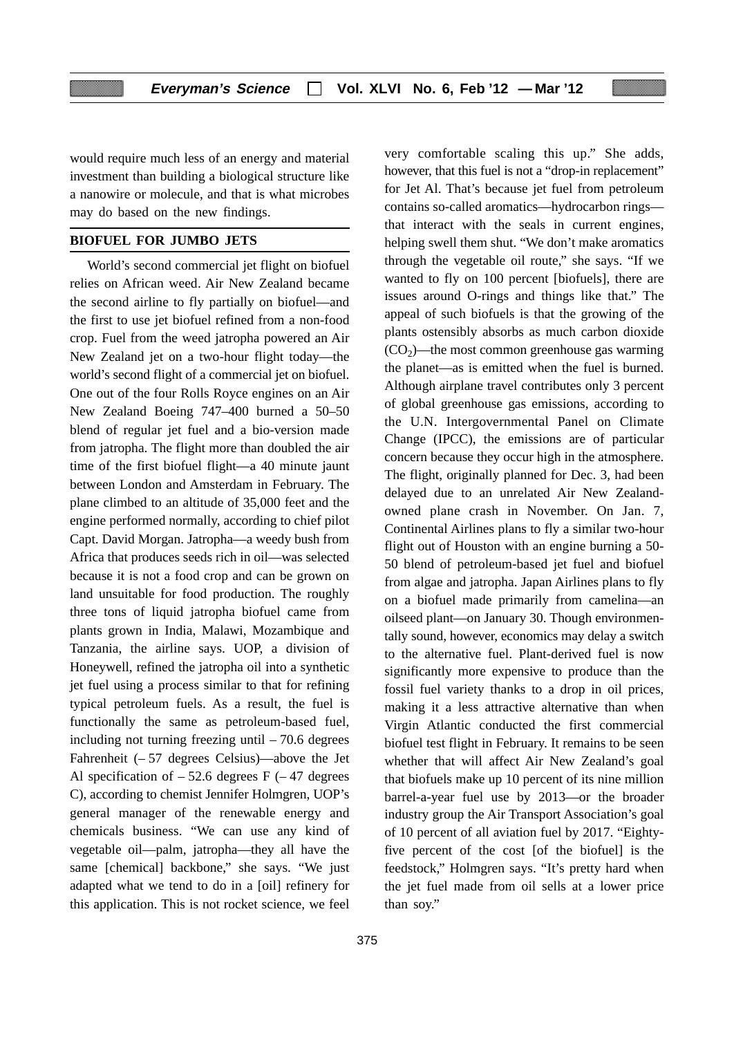would require much less of an energy and material investment than building a biological structure like a nanowire or molecule, and that is what microbes may do based on the new findings.

## BIOFUEL FOR JUMBO JETS

World's second commercial jet flight on biofuel relies on African weed. Air New Zealand became the second airline to fly partially on biofuel—and the first to use jet biofuel refined from a non-food crop. Fuel from the weed jatropha powered an Air New Zealand jet on a two-hour flight today—the world's second flight of a commercial jet on biofuel. One out of the four Rolls Royce engines on an Air New Zealand Boeing 747–400 burned a 50–50 blend of regular jet fuel and a bio-version made from jatropha. The flight more than doubled the air time of the first biofuel flight—a 40 minute jaunt between London and Amsterdam in February. The plane climbed to an altitude of 35,000 feet and the engine performed normally, according to chief pilot Capt. David Morgan. Jatropha—a weedy bush from Africa that produces seeds rich in oil—was selected because it is not a food crop and can be grown on land unsuitable for food production. The roughly three tons of liquid jatropha biofuel came from plants grown in India, Malawi, Mozambique and Tanzania, the airline says. UOP, a division of Honeywell, refined the jatropha oil into a synthetic jet fuel using a process similar to that for refining typical petroleum fuels. As a result, the fuel is functionally the same as petroleum-based fuel, including not turning freezing until – 70.6 degrees Fahrenheit (– 57 degrees Celsius)—above the Jet Al specification of – 52.6 degrees F (– 47 degrees C), according to chemist Jennifer Holmgren, UOP's general manager of the renewable energy and chemicals business. "We can use any kind of vegetable oil—palm, jatropha—they all have the same [chemical] backbone," she says. "We just adapted what we tend to do in a [oil] refinery for this application. This is not rocket science, we feel very comfortable scaling this up." She adds, however, that this fuel is not a "drop-in replacement" for Jet Al. That's because jet fuel from petroleum contains so-called aromatics—hydrocarbon rings—that interact with the seals in current engines, helping swell them shut. "We don't make aromatics through the vegetable oil route," she says. "If we wanted to fly on 100 percent [biofuels], there are issues around O-rings and things like that." The appeal of such biofuels is that the growing of the plants ostensibly absorbs as much carbon dioxide ($CO_2$)—the most common greenhouse gas warming the planet—as is emitted when the fuel is burned. Although airplane travel contributes only 3 percent of global greenhouse gas emissions, according to the U.N. Intergovernmental Panel on Climate Change (IPCC), the emissions are of particular concern because they occur high in the atmosphere. The flight, originally planned for Dec. 3, had been delayed due to an unrelated Air New Zealand-owned plane crash in November. On Jan. 7, Continental Airlines plans to fly a similar two-hour flight out of Houston with an engine burning a 50-50 blend of petroleum-based jet fuel and biofuel from algae and jatropha. Japan Airlines plans to fly on a biofuel made primarily from camelina—an oilseed plant—on January 30. Though environmentally sound, however, economics may delay a switch to the alternative fuel. Plant-derived fuel is now significantly more expensive to produce than the fossil fuel variety thanks to a drop in oil prices, making it a less attractive alternative than when Virgin Atlantic conducted the first commercial biofuel test flight in February. It remains to be seen whether that will affect Air New Zealand's goal that biofuels make up 10 percent of its nine million barrel-a-year fuel use by 2013—or the broader industry group the Air Transport Association's goal of 10 percent of all aviation fuel by 2017. "Eighty-five percent of the cost [of the biofuel] is the feedstock," Holmgren says. "It's pretty hard when the jet fuel made from oil sells at a lower price than soy."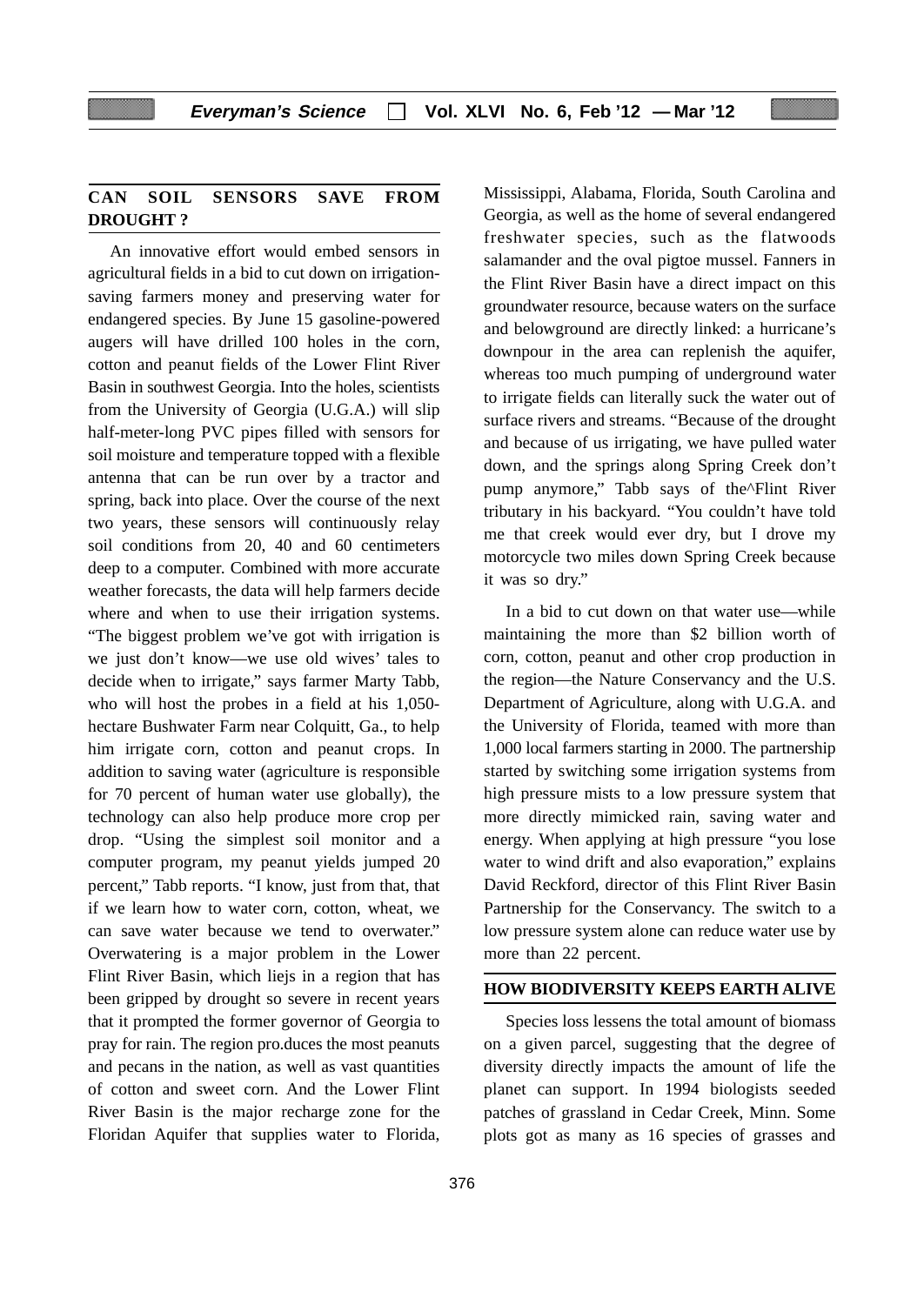## CAN SOIL SENSORS SAVE FROM DROUGHT ?

An innovative effort would embed sensors in agricultural fields in a bid to cut down on irrigation-saving farmers money and preserving water for endangered species. By June 15 gasoline-powered augers will have drilled 100 holes in the corn, cotton and peanut fields of the Lower Flint River Basin in southwest Georgia. Into the holes, scientists from the University of Georgia (U.G.A.) will slip half-meter-long PVC pipes filled with sensors for soil moisture and temperature topped with a flexible antenna that can be run over by a tractor and spring, back into place. Over the course of the next two years, these sensors will continuously relay soil conditions from 20, 40 and 60 centimeters deep to a computer. Combined with more accurate weather forecasts, the data will help farmers decide where and when to use their irrigation systems. "The biggest problem we've got with irrigation is we just don't know—we use old wives' tales to decide when to irrigate," says farmer Marty Tabb, who will host the probes in a field at his 1,050-hectare Bushwater Farm near Colquitt, Ga., to help him irrigate corn, cotton and peanut crops. In addition to saving water (agriculture is responsible for 70 percent of human water use globally), the technology can also help produce more crop per drop. "Using the simplest soil monitor and a computer program, my peanut yields jumped 20 percent," Tabb reports. "I know, just from that, that if we learn how to water corn, cotton, wheat, we can save water because we tend to overwater." Overwatering is a major problem in the Lower Flint River Basin, which liejs in a region that has been gripped by drought so severe in recent years that it prompted the former governor of Georgia to pray for rain. The region pro.duces the most peanuts and pecans in the nation, as well as vast quantities of cotton and sweet corn. And the Lower Flint River Basin is the major recharge zone for the Floridan Aquifer that supplies water to Florida, Mississippi, Alabama, Florida, South Carolina and Georgia, as well as the home of several endangered freshwater species, such as the flatwoods salamander and the oval pigtoe mussel. Fanners in the Flint River Basin have a direct impact on this groundwater resource, because waters on the surface and belowground are directly linked: a hurricane's downpour in the area can replenish the aquifer, whereas too much pumping of underground water to irrigate fields can literally suck the water out of surface rivers and streams. "Because of the drought and because of us irrigating, we have pulled water down, and the springs along Spring Creek don't pump anymore," Tabb says of the^Flint River tributary in his backyard. "You couldn't have told me that creek would ever dry, but I drove my motorcycle two miles down Spring Creek because it was so dry."

In a bid to cut down on that water use—while maintaining the more than $2 billion worth of corn, cotton, peanut and other crop production in the region—the Nature Conservancy and the U.S. Department of Agriculture, along with U.G.A. and the University of Florida, teamed with more than 1,000 local farmers starting in 2000. The partnership started by switching some irrigation systems from high pressure mists to a low pressure system that more directly mimicked rain, saving water and energy. When applying at high pressure "you lose water to wind drift and also evaporation," explains David Reckford, director of this Flint River Basin Partnership for the Conservancy. The switch to a low pressure system alone can reduce water use by more than 22 percent.

## HOW BIODIVERSITY KEEPS EARTH ALIVE

Species loss lessens the total amount of biomass on a given parcel, suggesting that the degree of diversity directly impacts the amount of life the planet can support. In 1994 biologists seeded patches of grassland in Cedar Creek, Minn. Some plots got as many as 16 species of grasses and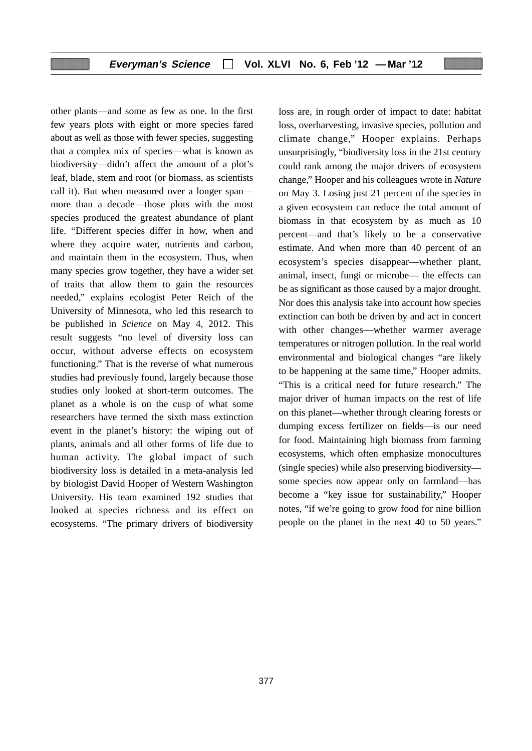other plants—and some as few as one. In the first few years plots with eight or more species fared about as well as those with fewer species, suggesting that a complex mix of species—what is known as biodiversity—didn't affect the amount of a plot's leaf, blade, stem and root (or biomass, as scientists call it). But when measured over a longer span—more than a decade—those plots with the most species produced the greatest abundance of plant life. "Different species differ in how, when and where they acquire water, nutrients and carbon, and maintain them in the ecosystem. Thus, when many species grow together, they have a wider set of traits that allow them to gain the resources needed," explains ecologist Peter Reich of the University of Minnesota, who led this research to be published in *Science* on May 4, 2012. This result suggests "no level of diversity loss can occur, without adverse effects on ecosystem functioning." That is the reverse of what numerous studies had previously found, largely because those studies only looked at short-term outcomes. The planet as a whole is on the cusp of what some researchers have termed the sixth mass extinction event in the planet's history: the wiping out of plants, animals and all other forms of life due to human activity. The global impact of such biodiversity loss is detailed in a meta-analysis led by biologist David Hooper of Western Washington University. His team examined 192 studies that looked at species richness and its effect on ecosystems. "The primary drivers of biodiversity loss are, in rough order of impact to date: habitat loss, overharvesting, invasive species, pollution and climate change," Hooper explains. Perhaps unsurprisingly, "biodiversity loss in the 21st century could rank among the major drivers of ecosystem change," Hooper and his colleagues wrote in *Nature* on May 3. Losing just 21 percent of the species in a given ecosystem can reduce the total amount of biomass in that ecosystem by as much as 10 percent—and that's likely to be a conservative estimate. And when more than 40 percent of an ecosystem's species disappear—whether plant, animal, insect, fungi or microbe— the effects can be as significant as those caused by a major drought. Nor does this analysis take into account how species extinction can both be driven by and act in concert with other changes—whether warmer average temperatures or nitrogen pollution. In the real world environmental and biological changes "are likely to be happening at the same time," Hooper admits. "This is a critical need for future research." The major driver of human impacts on the rest of life on this planet—whether through clearing forests or dumping excess fertilizer on fields—is our need for food. Maintaining high biomass from farming ecosystems, which often emphasize monocultures (single species) while also preserving biodiversity—some species now appear only on farmland—has become a "key issue for sustainability," Hooper notes, "if we're going to grow food for nine billion people on the planet in the next 40 to 50 years."